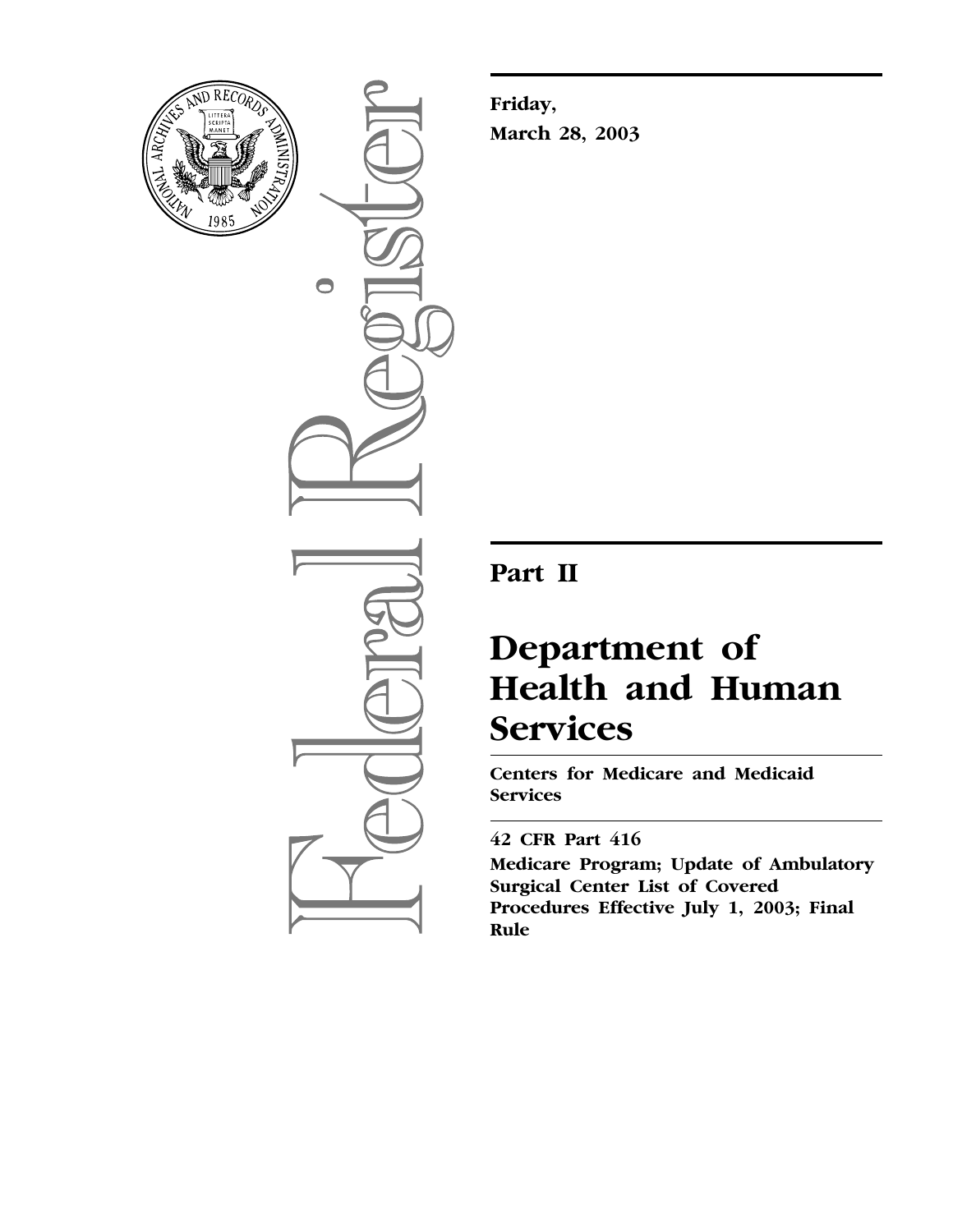**Friday,**

**March 28, 2003**

# Part II

# Department of Health and Human Services

**Centers for Medicare and Medicaid Services**

**42 CFR Part 416**

**Medicare Program; Update of Ambulatory Surgical Center List of Covered Procedures Effective July 1, 2003; Final Rule**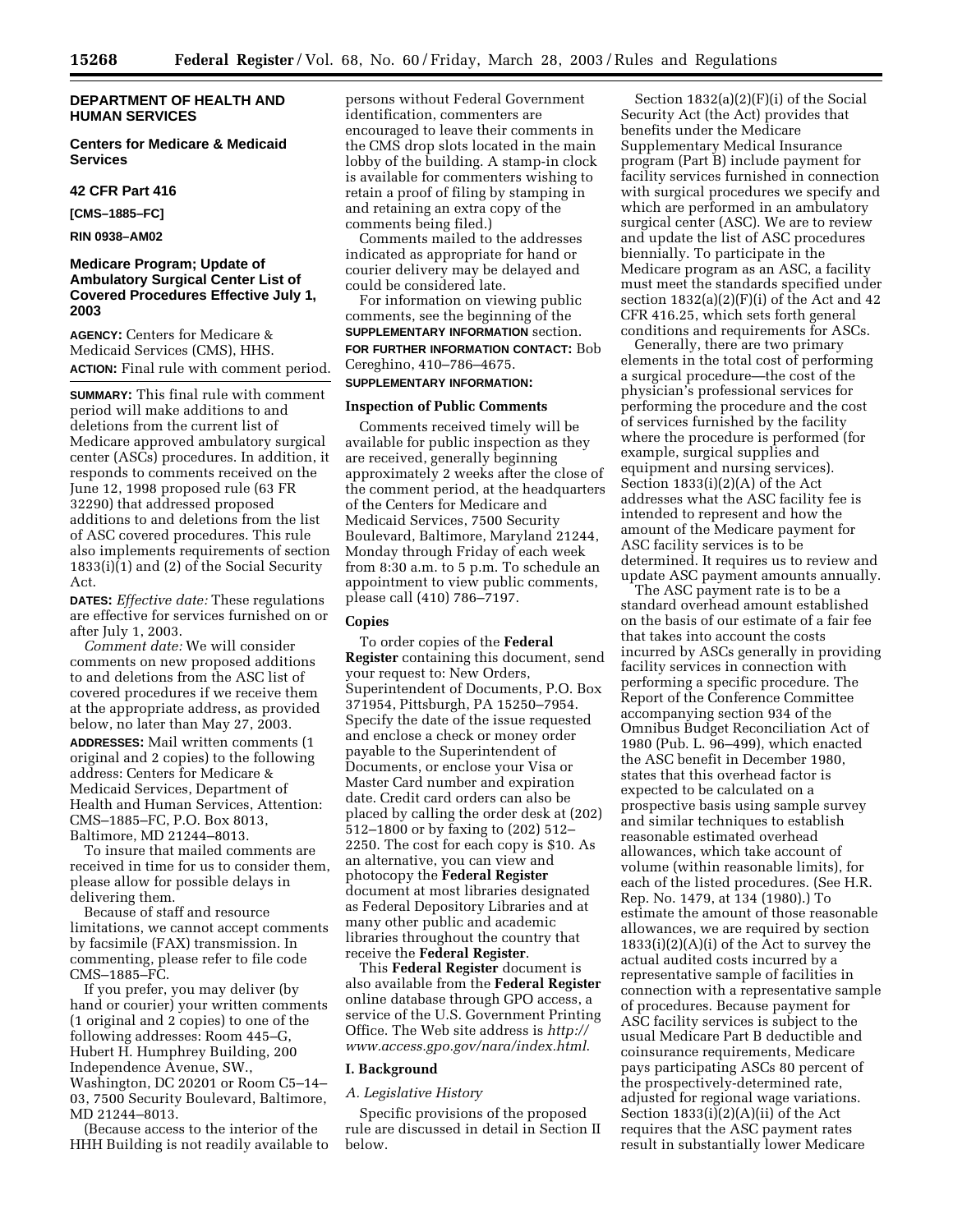**DEPARTMENT OF HEALTH AND HUMAN SERVICES**

**Centers for Medicare & Medicaid Services**

**42 CFR Part 416**

**[CMS–1885–FC]**

**RIN 0938–AM02**

## Medicare Program; Update of Ambulatory Surgical Center List of Covered Procedures Effective July 1, 2003

**AGENCY:** Centers for Medicare & Medicaid Services (CMS), HHS.

**ACTION:** Final rule with comment period.

**SUMMARY:** This final rule with comment period will make additions to and deletions from the current list of Medicare approved ambulatory surgical center (ASCs) procedures. In addition, it responds to comments received on the June 12, 1998 proposed rule (63 FR 32290) that addressed proposed additions to and deletions from the list of ASC covered procedures. This rule also implements requirements of section 1833(i)(1) and (2) of the Social Security Act.

**DATES:** *Effective date:* These regulations are effective for services furnished on or after July 1, 2003.

*Comment date:* We will consider comments on new proposed additions to and deletions from the ASC list of covered procedures if we receive them at the appropriate address, as provided below, no later than May 27, 2003.

**ADDRESSES:** Mail written comments (1 original and 2 copies) to the following address: Centers for Medicare & Medicaid Services, Department of Health and Human Services, Attention: CMS–1885–FC, P.O. Box 8013, Baltimore, MD 21244–8013.

To insure that mailed comments are received in time for us to consider them, please allow for possible delays in delivering them.

Because of staff and resource limitations, we cannot accept comments by facsimile (FAX) transmission. In commenting, please refer to file code CMS–1885–FC.

If you prefer, you may deliver (by hand or courier) your written comments (1 original and 2 copies) to one of the following addresses: Room 445–G, Hubert H. Humphrey Building, 200 Independence Avenue, SW., Washington, DC 20201 or Room C5–14–03, 7500 Security Boulevard, Baltimore, MD 21244–8013.

(Because access to the interior of the HHH Building is not readily available to persons without Federal Government identification, commenters are encouraged to leave their comments in the CMS drop slots located in the main lobby of the building. A stamp-in clock is available for commenters wishing to retain a proof of filing by stamping in and retaining an extra copy of the comments being filed.)

Comments mailed to the addresses indicated as appropriate for hand or courier delivery may be delayed and could be considered late.

For information on viewing public comments, see the beginning of the **SUPPLEMENTARY INFORMATION** section.

**FOR FURTHER INFORMATION CONTACT:** Bob Cereghino, 410–786–4675.

**SUPPLEMENTARY INFORMATION:**

### Inspection of Public Comments

Comments received timely will be available for public inspection as they are received, generally beginning approximately 2 weeks after the close of the comment period, at the headquarters of the Centers for Medicare and Medicaid Services, 7500 Security Boulevard, Baltimore, Maryland 21244, Monday through Friday of each week from 8:30 a.m. to 5 p.m. To schedule an appointment to view public comments, please call (410) 786–7197.

### Copies

To order copies of the **Federal Register** containing this document, send your request to: New Orders, Superintendent of Documents, P.O. Box 371954, Pittsburgh, PA 15250–7954. Specify the date of the issue requested and enclose a check or money order payable to the Superintendent of Documents, or enclose your Visa or Master Card number and expiration date. Credit card orders can also be placed by calling the order desk at (202) 512–1800 or by faxing to (202) 512–2250. The cost for each copy is $10. As an alternative, you can view and photocopy the **Federal Register** document at most libraries designated as Federal Depository Libraries and at many other public and academic libraries throughout the country that receive the **Federal Register**.

This **Federal Register** document is also available from the **Federal Register** online database through GPO access, a service of the U.S. Government Printing Office. The Web site address is *http://www.access.gpo.gov/nara/index.html*.

## I. Background

### A. Legislative History

Specific provisions of the proposed rule are discussed in detail in Section II below.

Section 1832(a)(2)(F)(i) of the Social Security Act (the Act) provides that benefits under the Medicare Supplementary Medical Insurance program (Part B) include payment for facility services furnished in connection with surgical procedures we specify and which are performed in an ambulatory surgical center (ASC). We are to review and update the list of ASC procedures biennially. To participate in the Medicare program as an ASC, a facility must meet the standards specified under section 1832(a)(2)(F)(i) of the Act and 42 CFR 416.25, which sets forth general conditions and requirements for ASCs.

Generally, there are two primary elements in the total cost of performing a surgical procedure—the cost of the physician's professional services for performing the procedure and the cost of services furnished by the facility where the procedure is performed (for example, surgical supplies and equipment and nursing services). Section 1833(i)(2)(A) of the Act addresses what the ASC facility fee is intended to represent and how the amount of the Medicare payment for ASC facility services is to be determined. It requires us to review and update ASC payment amounts annually.

The ASC payment rate is to be a standard overhead amount established on the basis of our estimate of a fair fee that takes into account the costs incurred by ASCs generally in providing facility services in connection with performing a specific procedure. The Report of the Conference Committee accompanying section 934 of the Omnibus Budget Reconciliation Act of 1980 (Pub. L. 96–499), which enacted the ASC benefit in December 1980, states that this overhead factor is expected to be calculated on a prospective basis using sample survey and similar techniques to establish reasonable estimated overhead allowances, which take account of volume (within reasonable limits), for each of the listed procedures. (See H.R. Rep. No. 1479, at 134 (1980).) To estimate the amount of those reasonable allowances, we are required by section 1833(i)(2)(A)(i) of the Act to survey the actual audited costs incurred by a representative sample of facilities in connection with a representative sample of procedures. Because payment for ASC facility service is subject to the usual Medicare Part B deductible and coinsurance requirements, Medicare pays participating ASCs 80 percent of the prospectively-determined rate, adjusted for regional wage variations. Section 1833(i)(2)(A)(ii) of the Act requires that the ASC payment rates result in substantially lower Medicare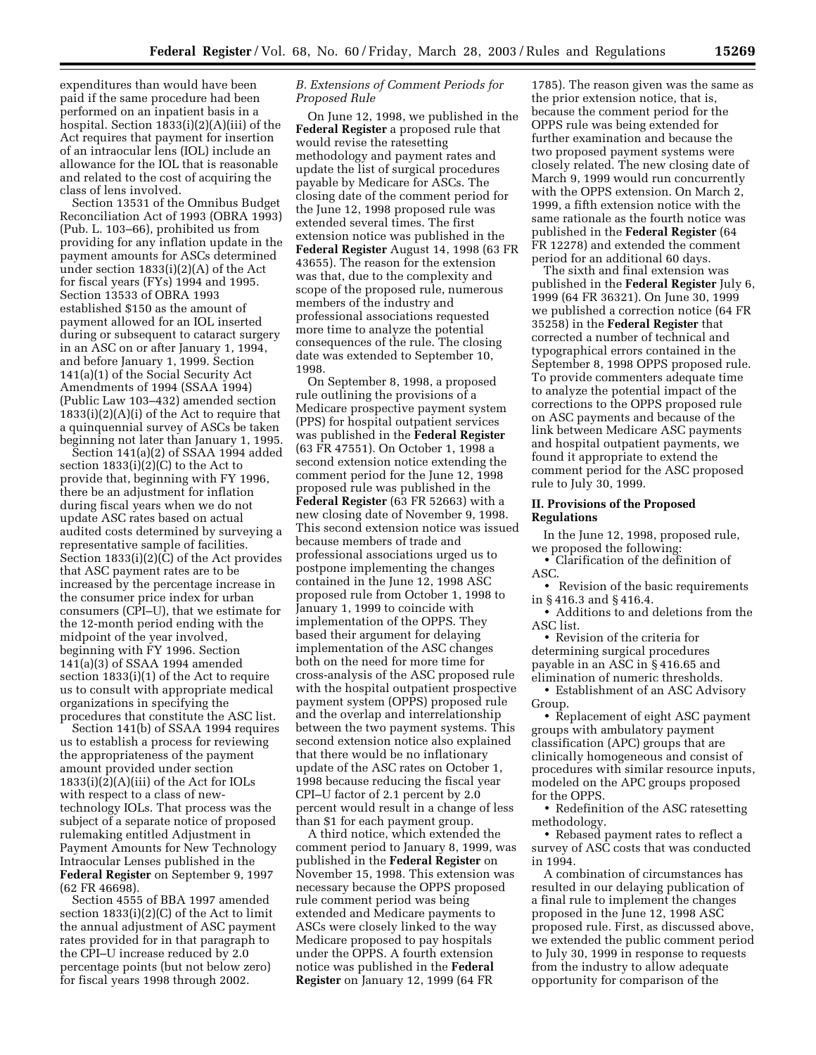expenditures than would have been paid if the same procedure had been performed on an inpatient basis in a hospital. Section 1833(i)(2)(A)(iii) of the Act requires that payment for insertion of an intraocular lens (IOL) include an allowance for the IOL that is reasonable and related to the cost of acquiring the class of lens involved.

Section 13531 of the Omnibus Budget Reconciliation Act of 1993 (OBRA 1993) (Pub. L. 103–66), prohibited us from providing for any inflation update in the payment amounts for ASCs determined under section 1833(i)(2)(A) of the Act for fiscal years (FYs) 1994 and 1995. Section 13533 of OBRA 1993 established $150 as the amount of payment allowed for an IOL inserted during or subsequent to cataract surgery in an ASC on or after January 1, 1994, and before January 1, 1999. Section 141(a)(1) of the Social Security Act Amendments of 1994 (SSAA 1994) (Public Law 103–432) amended section 1833(i)(2)(A)(i) of the Act to require that a quinquennial survey of ASCs be taken beginning not later than January 1, 1995.

Section 141(a)(2) of SSAA 1994 added section 1833(i)(2)(C) to the Act to provide that, beginning with FY 1996, there be an adjustment for inflation during fiscal years when we do not update ASC rates based on actual audited costs determined by surveying a representative sample of facilities. Section 1833(i)(2)(C) of the Act provides that ASC payment rates are to be increased by the percentage increase in the consumer price index for urban consumers (CPI–U), that we estimate for the 12-month period ending with the midpoint of the year involved, beginning with FY 1996. Section 141(a)(3) of SSAA 1994 amended section 1833(i)(1) of the Act to require us to consult with appropriate medical organizations in specifying the procedures that constitute the ASC list.

Section 141(b) of SSAA 1994 requires us to establish a process for reviewing the appropriateness of the payment amount provided under section 1833(i)(2)(A)(iii) of the Act for IOLs with respect to a class of new-technology IOLs. That process was the subject of a separate notice of proposed rulemaking entitled Adjustment in Payment Amounts for New Technology Intraocular Lenses published in the **Federal Register** on September 9, 1997 (62 FR 46698).

Section 4555 of BBA 1997 amended section 1833(i)(2)(C) of the Act to limit the annual adjustment of ASC payment rates provided for in that paragraph to the CPI–U increase reduced by 2.0 percentage points (but not below zero) for fiscal years 1998 through 2002.

### *B. Extensions of Comment Periods for Proposed Rule*

On June 12, 1998, we published in the **Federal Register** a proposed rule that would revise the ratesetting methodology and payment rates and update the list of surgical procedures payable by Medicare for ASCs. The closing date of the comment period for the June 12, 1998 proposed rule was extended several times. The first extension notice was published in the **Federal Register** August 14, 1998 (63 FR 43655). The reason for the extension was that, due to the complexity and scope of the proposed rule, numerous members of the industry and professional associations requested more time to analyze the potential consequences of the rule. The closing date was extended to September 10, 1998.

On September 8, 1998, a proposed rule outlining the provisions of a Medicare prospective payment system (PPS) for hospital outpatient services was published in the **Federal Register** (63 FR 47551). On October 1, 1998 a second extension notice extending the comment period for the June 12, 1998 proposed rule was published in the **Federal Register** (63 FR 52663) with a new closing date of November 9, 1998. This second extension notice was issued because members of trade and professional associations urged us to postpone implementing the changes contained in the June 12, 1998 ASC proposed rule from October 1, 1998 to January 1, 1999 to coincide with implementation of the OPPS. They based their argument for delaying implementation of the ASC changes both on the need for more time for cross-analysis of the ASC proposed rule with the hospital outpatient prospective payment system (OPPS) proposed rule and the overlap and interrelationship between the two payment systems. This second extension notice also explained that there would be no inflationary update of the ASC rates on October 1, 1998 because reducing the fiscal year CPI–U factor of 2.1 percent by 2.0 percent would result in a change of less than $1 for each payment group.

A third notice, which extended the comment period to January 8, 1999, was published in the **Federal Register** on November 15, 1998. This extension was necessary because the OPPS proposed rule comment period was being extended and Medicare payments to ASCs were closely linked to the way Medicare proposed to pay hospitals under the OPPS. A fourth extension notice was published in the **Federal Register** on January 12, 1999 (64 FR 1785). The reason given was the same as the prior extension notice, that is, because the comment period for the OPPS rule was being extended for further examination and because the two proposed payment systems were closely related. The new closing date of March 9, 1999 would run concurrently with the OPPS extension. On March 2, 1999, a fifth extension notice with the same rationale as the fourth notice was published in the **Federal Register** (64 FR 12278) and extended the comment period for an additional 60 days.

The sixth and final extension was published in the **Federal Register** July 6, 1999 (64 FR 36321). On June 30, 1999 we published a correction notice (64 FR 35258) in the **Federal Register** that corrected a number of technical and typographical errors contained in the September 8, 1998 OPPS proposed rule. To provide commenters adequate time to analyze the potential impact of the corrections to the OPPS proposed rule on ASC payments and because of the link between Medicare ASC payments and hospital outpatient payments, we found it appropriate to extend the comment period for the ASC proposed rule to July 30, 1999.

## II. Provisions of the Proposed Regulations

In the June 12, 1998, proposed rule, we proposed the following:

- Clarification of the definition of ASC.
- Revision of the basic requirements in § 416.3 and § 416.4.
- Additions to and deletions from the ASC list.
- Revision of the criteria for determining surgical procedures payable in an ASC in § 416.65 and elimination of numeric thresholds.
- Establishment of an ASC Advisory Group.
- Replacement of eight ASC payment groups with ambulatory payment classification (APC) groups that are clinically homogeneous and consist of procedures with similar resource inputs, modeled on the APC groups proposed for the OPPS.
- Redefinition of the ASC ratesetting methodology.
- Rebased payment rates to reflect a survey of ASC costs that was conducted in 1994.

A combination of circumstances has resulted in our delaying publication of a final rule to implement the changes proposed in the June 12, 1998 ASC proposed rule. First, as discussed above, we extended the public comment period to July 30, 1999 in response to requests from the industry to allow adequate opportunity for comparison of the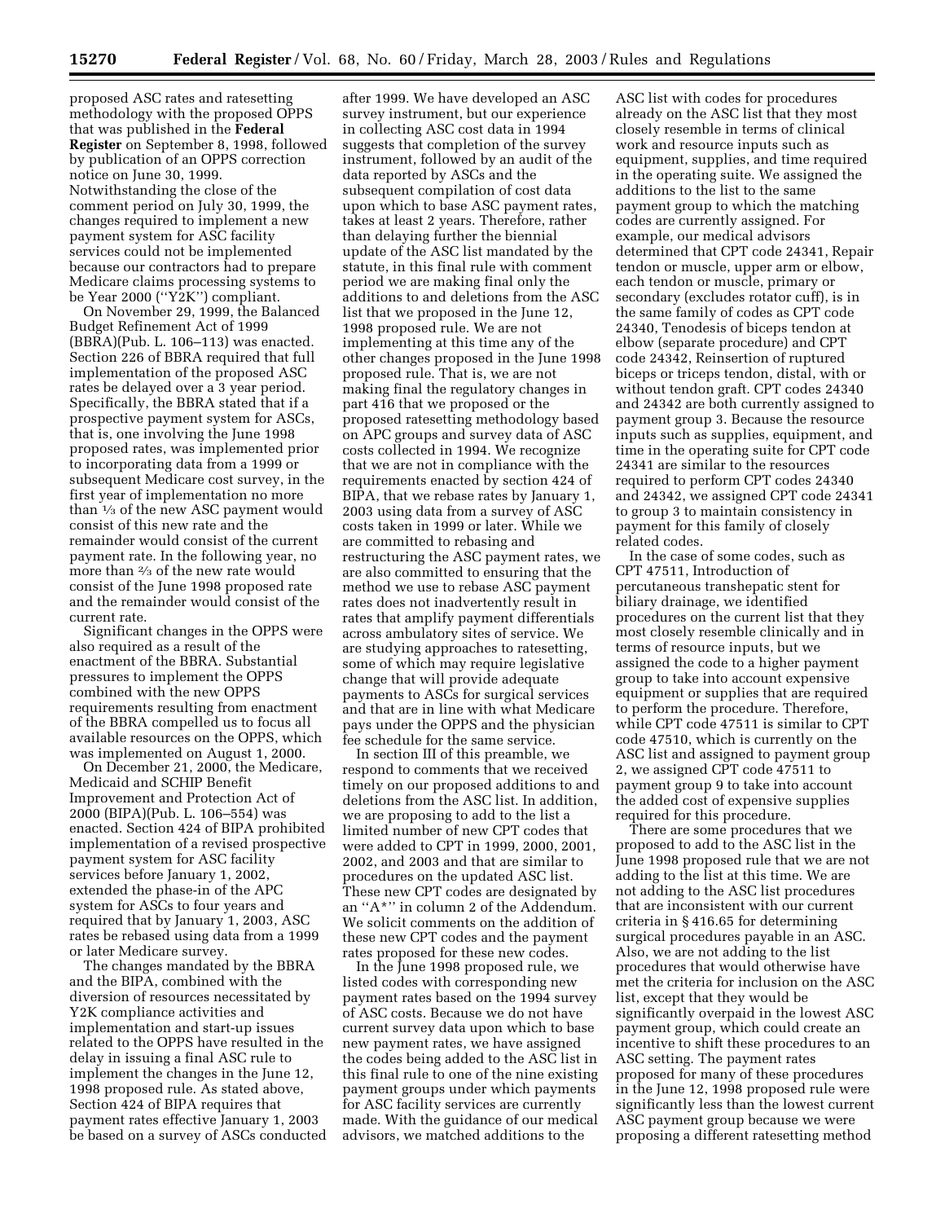proposed ASC rates and ratesetting methodology with the proposed OPPS that was published in the **Federal Register** on September 8, 1998, followed by publication of an OPPS correction notice on June 30, 1999. Notwithstanding the close of the comment period on July 30, 1999, the changes required to implement a new payment system for ASC facility services could not be implemented because our contractors had to prepare Medicare claims processing systems to be Year 2000 (''Y2K'') compliant.

On November 29, 1999, the Balanced Budget Refinement Act of 1999 (BBRA)(Pub. L. 106–113) was enacted. Section 226 of BBRA required that full implementation of the proposed ASC rates be delayed over a 3 year period. Specifically, the BBRA stated that if a prospective payment system for ASCs, that is, one involving the June 1998 proposed rates, was implemented prior to incorporating data from a 1999 or subsequent Medicare cost survey, in the first year of implementation no more than ⅓ of the new ASC payment would consist of this new rate and the remainder would consist of the current payment rate. In the following year, no more than ⅔ of the new rate would consist of the June 1998 proposed rate and the remainder would consist of the current rate.

Significant changes in the OPPS were also required as a result of the enactment of the BBRA. Substantial pressures to implement the OPPS combined with the new OPPS requirements resulting from enactment of the BBRA compelled us to focus all available resources on the OPPS, which was implemented on August 1, 2000.

On December 21, 2000, the Medicare, Medicaid and SCHIP Benefit Improvement and Protection Act of 2000 (BIPA)(Pub. L. 106–554) was enacted. Section 424 of BIPA prohibited implementation of a revised prospective payment system for ASC facility services before January 1, 2002, extended the phase-in of the APC system for ASCs to four years and required that by January 1, 2003, ASC rates be rebased using data from a 1999 or later Medicare survey.

The changes mandated by the BBRA and the BIPA, combined with the diversion of resources necessitated by Y2K compliance activities and implementation and start-up issues related to the OPPS have resulted in the delay in issuing a final ASC rule to implement the changes in the June 12, 1998 proposed rule. As stated above, Section 424 of BIPA requires that payment rates effective January 1, 2003 be based on a survey of ASCs conducted after 1999. We have developed an ASC survey instrument, but our experience in collecting ASC cost data in 1994 suggests that completion of the survey instrument, followed by an audit of the data reported by ASCs and the subsequent compilation of cost data upon which to base ASC payment rates, takes at least 2 years. Therefore, rather than delaying further the biennial update of the ASC list mandated by the statute, in this final rule with comment period we are making final only the additions to and deletions from the ASC list that we proposed in the June 12, 1998 proposed rule. We are not implementing at this time any of the other changes proposed in the June 1998 proposed rule. That is, we are not making final the regulatory changes in part 416 that we proposed or the proposed ratesetting methodology based on APC groups and survey data of ASC costs collected in 1994. We recognize that we are not in compliance with the requirements enacted by section 424 of BIPA, that we rebase rates by January 1, 2003 using data from a survey of ASC costs taken in 1999 or later. While we are committed to rebasing and restructuring the ASC payment rates, we are also committed to ensuring that the method we use to rebase ASC payment rates does not inadvertently result in rates that amplify payment differentials across ambulatory sites of service. We are studying approaches to ratesetting, some of which may require legislative change that will provide adequate payments to ASCs for surgical services and that are in line with what Medicare pays under the OPPS and the physician fee schedule for the same service.

In section III of this preamble, we respond to comments that we received timely on our proposed additions to and deletions from the ASC list. In addition, we are proposing to add to the list a limited number of new CPT codes that were added to CPT in 1999, 2000, 2001, 2002, and 2003 and that are similar to procedures on the updated ASC list. These new CPT codes are designated by an ''A*'' in column 2 of the Addendum. We solicit comments on the addition of these new CPT codes and the payment rates proposed for these new codes.

In the June 1998 proposed rule, we listed codes with corresponding new payment rates based on the 1994 survey of ASC costs. Because we do not have current survey data upon which to base new payment rates, we have assigned the codes being added to the ASC list in this final rule to one of the nine existing payment groups under which payments for ASC facility services are currently made. With the guidance of our medical advisors, we matched additions to the ASC list with codes for procedures already on the ASC list that they most closely resemble in terms of clinical work and resource inputs such as equipment, supplies, and time required in the operating suite. We assigned the additions to the list to the same payment group to which the matching codes are currently assigned. For example, our medical advisors determined that CPT code 24341, Repair tendon or muscle, upper arm or elbow, each tendon or muscle, primary or secondary (excludes rotator cuff), is in the same family of codes as CPT code 24340, Tenodesis of biceps tendon at elbow (separate procedure) and CPT code 24342, Reinsertion of ruptured biceps or triceps tendon, distal, with or without tendon graft. CPT codes 24340 and 24342 are both currently assigned to payment group 3. Because the resource inputs such as supplies, equipment, and time in the operating suite for CPT code 24341 are similar to the resources required to perform CPT codes 24340 and 24342, we assigned CPT code 24341 to group 3 to maintain consistency in payment for this family of closely related codes.

In the case of some codes, such as CPT 47511, Introduction of percutaneous transhepatic stent for biliary drainage, we identified procedures on the current list that they most closely resemble clinically and in terms of resource inputs, but we assigned the code to a higher payment group to take into account expensive equipment or supplies that are required to perform the procedure. Therefore, while CPT code 47511 is similar to CPT code 47510, which is currently on the ASC list and assigned to payment group 2, we assigned CPT code 47511 to payment group 9 to take into account the added cost of expensive supplies required for this procedure.

There are some procedures that we proposed to add to the ASC list in the June 1998 proposed rule that we are not adding to the list at this time. We are not adding to the ASC list procedures that are inconsistent with our current criteria in § 416.65 for determining surgical procedures payable in an ASC. Also, we are not adding to the list procedures that would otherwise have met the criteria for inclusion on the ASC list, except that they would be significantly overpaid in the lowest ASC payment group, which could create an incentive to shift these procedures to an ASC setting. The payment rates proposed for many of these procedures in the June 12, 1998 proposed rule were significantly less than the lowest current ASC payment group because we were proposing a different ratesetting method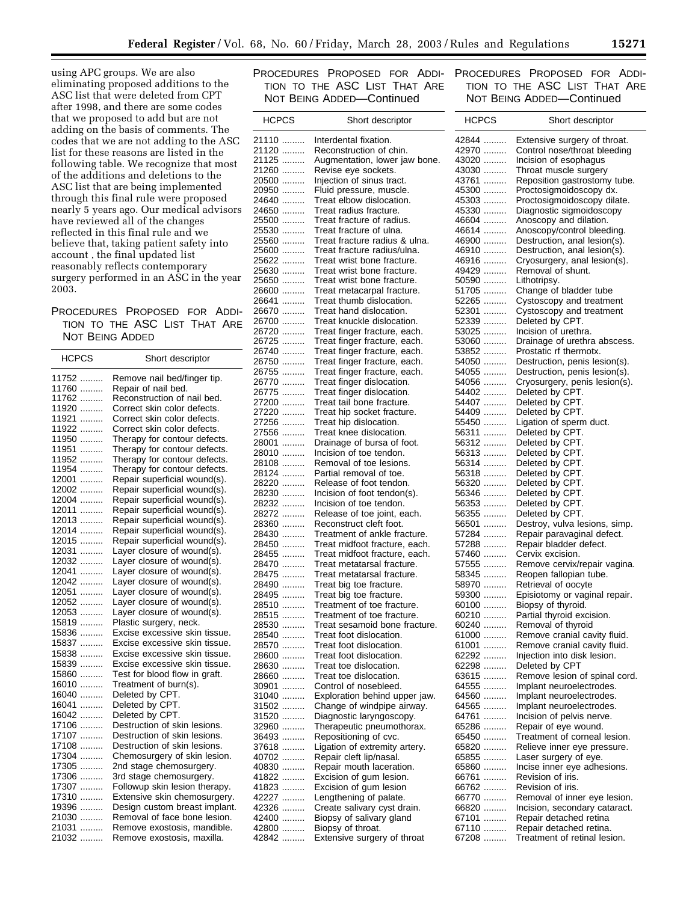using APC groups. We are also eliminating proposed additions to the ASC list that were deleted from CPT after 1998, and there are some codes that we proposed to add but are not adding on the basis of comments. The codes that we are not adding to the ASC list for these reasons are listed in the following table. We recognize that most of the additions and deletions to the ASC list that are being implemented through this final rule were proposed nearly 5 years ago. Our medical advisors have reviewed all of the changes reflected in this final rule and we believe that, taking patient safety into account , the final updated list reasonably reflects contemporary surgery performed in an ASC in the year 2003.

PROCEDURES PROPOSED FOR ADDITION TO THE ASC LIST THAT ARE NOT BEING ADDED

| HCPCS | Short descriptor |
|---|---|
| 11752 | Remove nail bed/finger tip. |
| 11760 | Repair of nail bed. |
| 11762 | Reconstruction of nail bed. |
| 11920 | Correct skin color defects. |
| 11921 | Correct skin color defects. |
| 11922 | Correct skin color defects. |
| 11950 | Therapy for contour defects. |
| 11951 | Therapy for contour defects. |
| 11952 | Therapy for contour defects. |
| 11954 | Therapy for contour defects. |
| 12001 | Repair superficial wound(s). |
| 12002 | Repair superficial wound(s). |
| 12004 | Repair superficial wound(s). |
| 12011 | Repair superficial wound(s). |
| 12013 | Repair superficial wound(s). |
| 12014 | Repair superficial wound(s). |
| 12015 | Repair superficial wound(s). |
| 12031 | Layer closure of wound(s). |
| 12032 | Layer closure of wound(s). |
| 12041 | Layer closure of wound(s). |
| 12042 | Layer closure of wound(s). |
| 12051 | Layer closure of wound(s). |
| 12052 | Layer closure of wound(s). |
| 12053 | Layer closure of wound(s). |
| 15819 | Plastic surgery, neck. |
| 15836 | Excise excessive skin tissue. |
| 15837 | Excise excessive skin tissue. |
| 15838 | Excise excessive skin tissue. |
| 15839 | Excise excessive skin tissue. |
| 15860 | Test for blood flow in graft. |
| 16010 | Treatment of burn(s). |
| 16040 | Deleted by CPT. |
| 16041 | Deleted by CPT. |
| 16042 | Deleted by CPT. |
| 17106 | Destruction of skin lesions. |
| 17107 | Destruction of skin lesions. |
| 17108 | Destruction of skin lesions. |
| 17304 | Chemosurgery of skin lesion. |
| 17305 | 2nd stage chemosurgery. |
| 17306 | 3rd stage chemosurgery. |
| 17307 | Followup skin lesion therapy. |
| 17310 | Extensive skin chemosurgery. |
| 19396 | Design custom breast implant. |
| 21030 | Removal of face bone lesion. |
| 21031 | Remove exostosis, mandible. |
| 21032 | Remove exostosis, maxilla. |
| 21110 | Interdental fixation. |
| 21120 | Reconstruction of chin. |
| 21125 | Augmentation, lower jaw bone. |
| 21260 | Revise eye sockets. |
| 20500 | Injection of sinus tract. |
| 20950 | Fluid pressure, muscle. |
| 24640 | Treat elbow dislocation. |
| 24650 | Treat radius fracture. |
| 25500 | Treat fracture of radius. |
| 25530 | Treat fracture of ulna. |
| 25560 | Treat fracture radius & ulna. |
| 25600 | Treat fracture radius/ulna. |
| 25622 | Treat wrist bone fracture. |
| 25630 | Treat wrist bone fracture. |
| 25650 | Treat wrist bone fracture. |
| 26600 | Treat metacarpal fracture. |
| 26641 | Treat thumb dislocation. |
| 26670 | Treat hand dislocation. |
| 26700 | Treat knuckle dislocation. |
| 26720 | Treat finger fracture, each. |
| 26725 | Treat finger fracture, each. |
| 26740 | Treat finger fracture, each. |
| 26750 | Treat finger fracture, each. |
| 26755 | Treat finger fracture, each. |
| 26770 | Treat finger dislocation. |
| 26775 | Treat finger dislocation. |
| 27200 | Treat tail bone fracture. |
| 27220 | Treat hip socket fracture. |
| 27256 | Treat hip dislocation. |
| 27556 | Treat knee dislocation. |
| 28001 | Drainage of bursa of foot. |
| 28010 | Incision of toe tendon. |
| 28108 | Removal of toe lesions. |
| 28124 | Partial removal of toe. |
| 28220 | Release of foot tendon. |
| 28230 | Incision of foot tendon(s). |
| 28232 | Incision of toe tendon. |
| 28272 | Release of toe joint, each. |
| 28360 | Reconstruct cleft foot. |
| 28430 | Treatment of ankle fracture. |
| 28450 | Treat midfoot fracture, each. |
| 28455 | Treat midfoot fracture, each. |
| 28470 | Treat metatarsal fracture. |
| 28475 | Treat metatarsal fracture. |
| 28490 | Treat big toe fracture. |
| 28495 | Treat big toe fracture. |
| 28510 | Treatment of toe fracture. |
| 28515 | Treatment of toe fracture. |
| 28530 | Treat sesamoid bone fracture. |
| 28540 | Treat foot dislocation. |
| 28570 | Treat foot dislocation. |
| 28600 | Treat foot dislocation. |
| 28630 | Treat toe dislocation. |
| 28660 | Treat toe dislocation. |
| 30901 | Control of nosebleed. |
| 31040 | Exploration behind upper jaw. |
| 31502 | Change of windpipe airway. |
| 31520 | Diagnostic laryngoscopy. |
| 32960 | Therapeutic pneumothorax. |
| 36493 | Repositioning of cvc. |
| 37618 | Ligation of extremity artery. |
| 40702 | Repair cleft lip/nasal. |
| 40830 | Repair mouth laceration. |
| 41822 | Excision of gum lesion. |
| 41823 | Excision of gum lesion |
| 42227 | Lengthening of palate. |
| 42326 | Create salivary cyst drain. |
| 42400 | Biopsy of salivary gland |
| 42800 | Biopsy of throat. |
| 42842 | Extensive surgery of throat |
| 42844 | Extensive surgery of throat. |
| 42970 | Control nose/throat bleeding |
| 43020 | Incision of esophagus |
| 43030 | Throat muscle surgery |
| 43761 | Reposition gastrostomy tube. |
| 45300 | Proctosigmoidoscopy dx. |
| 45303 | Proctosigmoidoscopy dilate. |
| 45330 | Diagnostic sigmoidoscopy |
| 46604 | Anoscopy and dilation. |
| 46614 | Anoscopy/control bleeding. |
| 46900 | Destruction, anal lesion(s). |
| 46910 | Destruction, anal lesion(s). |
| 46916 | Cryosurgery, anal lesion(s). |
| 49429 | Removal of shunt. |
| 50590 | Lithotripsy. |
| 51705 | Change of bladder tube |
| 52265 | Cystoscopy and treatment |
| 52301 | Cystoscopy and treatment |
| 52339 | Deleted by CPT. |
| 53025 | Incision of urethra. |
| 53060 | Drainage of urethra abscess. |
| 53852 | Prostatic rf thermotx. |
| 54050 | Destruction, penis lesion(s). |
| 54055 | Destruction, penis lesion(s). |
| 54056 | Cryosurgery, penis lesion(s). |
| 54402 | Deleted by CPT. |
| 54407 | Deleted by CPT. |
| 54409 | Deleted by CPT. |
| 55450 | Ligation of sperm duct. |
| 56311 | Deleted by CPT. |
| 56312 | Deleted by CPT. |
| 56313 | Deleted by CPT. |
| 56314 | Deleted by CPT. |
| 56318 | Deleted by CPT. |
| 56320 | Deleted by CPT. |
| 56346 | Deleted by CPT. |
| 56353 | Deleted by CPT. |
| 56355 | Deleted by CPT. |
| 56501 | Destroy, vulva lesions, simp. |
| 57284 | Repair paravaginal defect. |
| 57288 | Repair bladder defect. |
| 57460 | Cervix excision. |
| 57555 | Remove cervix/repair vagina. |
| 58345 | Reopen fallopian tube. |
| 58970 | Retrieval of oocyte |
| 59300 | Episiotomy or vaginal repair. |
| 60100 | Biopsy of thyroid. |
| 60210 | Partial thyroid excision. |
| 60240 | Removal of thyroid |
| 61000 | Remove cranial cavity fluid. |
| 61001 | Remove cranial cavity fluid. |
| 62292 | Injection into disk lesion. |
| 62298 | Deleted by CPT |
| 63615 | Remove lesion of spinal cord. |
| 64555 | Implant neuroelectrodes. |
| 64560 | Implant neuroelectrodes. |
| 64565 | Implant neuroelectrodes. |
| 64761 | Incision of pelvis nerve. |
| 65286 | Repair of eye wound. |
| 65450 | Treatment of corneal lesion. |
| 65820 | Relieve inner eye pressure. |
| 65855 | Laser surgery of eye. |
| 65860 | Incise inner eye adhesions. |
| 66761 | Revision of iris. |
| 66762 | Revision of iris. |
| 66770 | Removal of inner eye lesion. |
| 66820 | Incision, secondary cataract. |
| 67101 | Repair detached retina |
| 67110 | Repair detached retina. |
| 67208 | Treatment of retinal lesion. |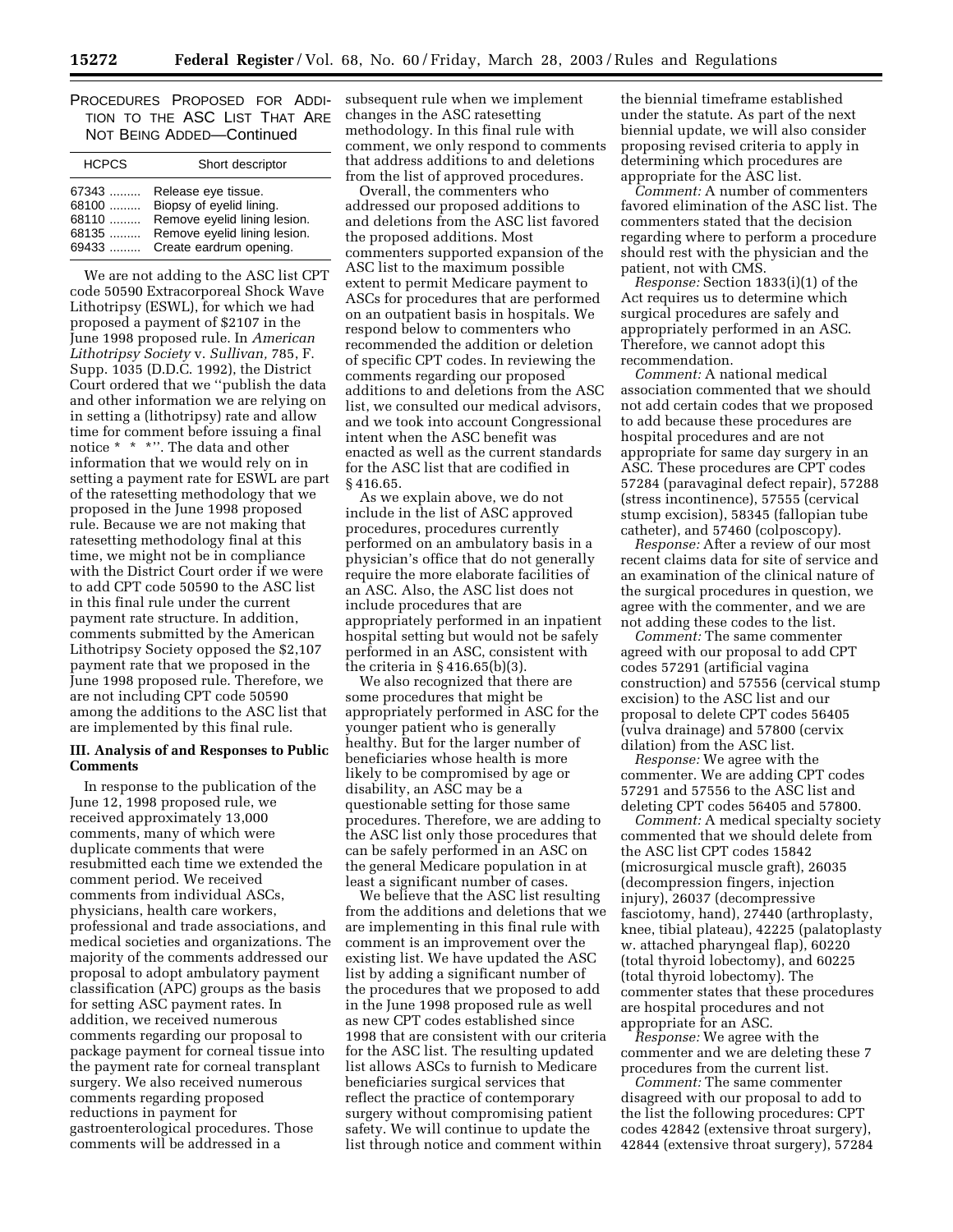PROCEDURES PROPOSED FOR ADDITION TO THE ASC LIST THAT ARE NOT BEING ADDED—Continued

| HCPCS | Short descriptor |
| --- | --- |
| 67343 | Release eye tissue. |
| 68100 | Biopsy of eyelid lining. |
| 68110 | Remove eyelid lining lesion. |
| 68135 | Remove eyelid lining lesion. |
| 69433 | Create eardrum opening. |

We are not adding to the ASC list CPT code 50590 Extracorporeal Shock Wave Lithotripsy (ESWL), for which we had proposed a payment of $2107 in the June 1998 proposed rule. In *American Lithotripsy Society* v. *Sullivan,* 785, F. Supp. 1035 (D.D.C. 1992), the District Court ordered that we ''publish the data and other information we are relying on in setting a (lithotripsy) rate and allow time for comment before issuing a final notice * * *''. The data and other information that we would rely on in setting a payment rate for ESWL are part of the ratesetting methodology that we proposed in the June 1998 proposed rule. Because we are not making that ratesetting methodology final at this time, we might not be in compliance with the District Court order if we were to add CPT code 50590 to the ASC list in this final rule under the current payment rate structure. In addition, comments submitted by the American Lithotripsy Society opposed the $2,107 payment rate that we proposed in the June 1998 proposed rule. Therefore, we are not including CPT code 50590 among the additions to the ASC list that are implemented by this final rule.

## III. Analysis of and Responses to Public Comments

In response to the publication of the June 12, 1998 proposed rule, we received approximately 13,000 comments, many of which were duplicate comments that were resubmitted each time we extended the comment period. We received comments from individual ASCs, physicians, health care workers, professional and trade associations, and medical societies and organizations. The majority of the comments addressed our proposal to adopt ambulatory payment classification (APC) groups as the basis for setting ASC payment rates. In addition, we received numerous comments regarding our proposal to package payment for corneal tissue into the payment rate for corneal transplant surgery. We also received numerous comments regarding proposed reductions in payment for gastroenterological procedures. Those comments will be addressed in a subsequent rule when we implement changes in the ASC ratesetting methodology. In this final rule with comment, we only respond to comments that address additions to and deletions from the list of approved procedures.

Overall, the commenters who addressed our proposed additions to and deletions from the ASC list favored the proposed additions. Most commenters supported expansion of the ASC list to the maximum possible extent to permit Medicare payment to ASCs for procedures that are performed on an outpatient basis in hospitals. We respond below to commenters who recommended the addition or deletion of specific CPT codes. In reviewing the comments regarding our proposed additions to and deletions from the ASC list, we consulted our medical advisors, and we took into account Congressional intent when the ASC benefit was enacted as well as the current standards for the ASC list that are codified in § 416.65.

As we explain above, we do not include in the list of ASC approved procedures, procedures currently performed on an ambulatory basis in a physician's office that do not generally require the more elaborate facilities of an ASC. Also, the ASC list does not include procedures that are appropriately performed in an inpatient hospital setting but would not be safely performed in an ASC, consistent with the criteria in § 416.65(b)(3).

We also recognized that there are some procedures that might be appropriately performed in ASC for the younger patient who is generally healthy. But for the larger number of beneficiaries whose health is more likely to be compromised by age or disability, an ASC may be a questionable setting for those same procedures. Therefore, we are adding to the ASC list only those procedures that can be safely performed in an ASC on the general Medicare population in at least a significant number of cases.

We believe that the ASC list resulting from the additions and deletions that we are implementing in this final rule with comment is an improvement over the existing list. We have updated the ASC list by adding a significant number of the procedures that we proposed to add in the June 1998 proposed rule as well as new CPT codes established since 1998 that are consistent with our criteria for the ASC list. The resulting updated list allows ASCs to furnish to Medicare beneficiaries surgical services that reflect the practice of contemporary surgery without compromising patient safety. We will continue to update the list through notice and comment within the biennial timeframe established under the statute. As part of the next biennial update, we will also consider proposing revised criteria to apply in determining which procedures are appropriate for the ASC list.

*Comment:* A number of commenters favored elimination of the ASC list. The commenters stated that the decision regarding where to perform a procedure should rest with the physician and the patient, not with CMS.

*Response:* Section 1833(i)(1) of the Act requires us to determine which surgical procedures are safely and appropriately performed in an ASC. Therefore, we cannot adopt this recommendation.

*Comment:* A national medical association commented that we should not add certain codes that we proposed to add because these procedures are hospital procedures and are not appropriate for same day surgery in an ASC. These procedures are CPT codes 57284 (paravaginal defect repair), 57288 (stress incontinence), 57555 (cervical stump excision), 58345 (fallopian tube catheter), and 57460 (colposcopy).

*Response:* After a review of our most recent claims data for site of service and an examination of the clinical nature of the surgical procedures in question, we agree with the commenter, and we are not adding these codes to the list.

*Comment:* The same commenter agreed with our proposal to add CPT codes 57291 (artificial vagina construction) and 57556 (cervical stump excision) to the ASC list and our proposal to delete CPT codes 56405 (vulva drainage) and 57800 (cervix dilation) from the ASC list.

*Response:* We agree with the commenter. We are adding CPT codes 57291 and 57556 to the ASC list and deleting CPT codes 56405 and 57800.

*Comment:* A medical specialty society commented that we should delete from the ASC list CPT codes 15842 (microsurgical muscle graft), 26035 (decompression fingers, injection injury), 26037 (decompressive fasciotomy, hand), 27440 (arthroplasty, knee, tibial plateau), 42225 (palatoplasty w. attached pharyngeal flap), 60220 (total thyroid lobectomy), and 60225 (total thyroid lobectomy). The commenter states that these procedures are hospital procedures and not appropriate for an ASC.

*Response:* We agree with the commenter and we are deleting these 7 procedures from the current list.

*Comment:* The same commenter disagreed with our proposal to add to the list the following procedures: CPT codes 42842 (extensive throat surgery), 42844 (extensive throat surgery), 57284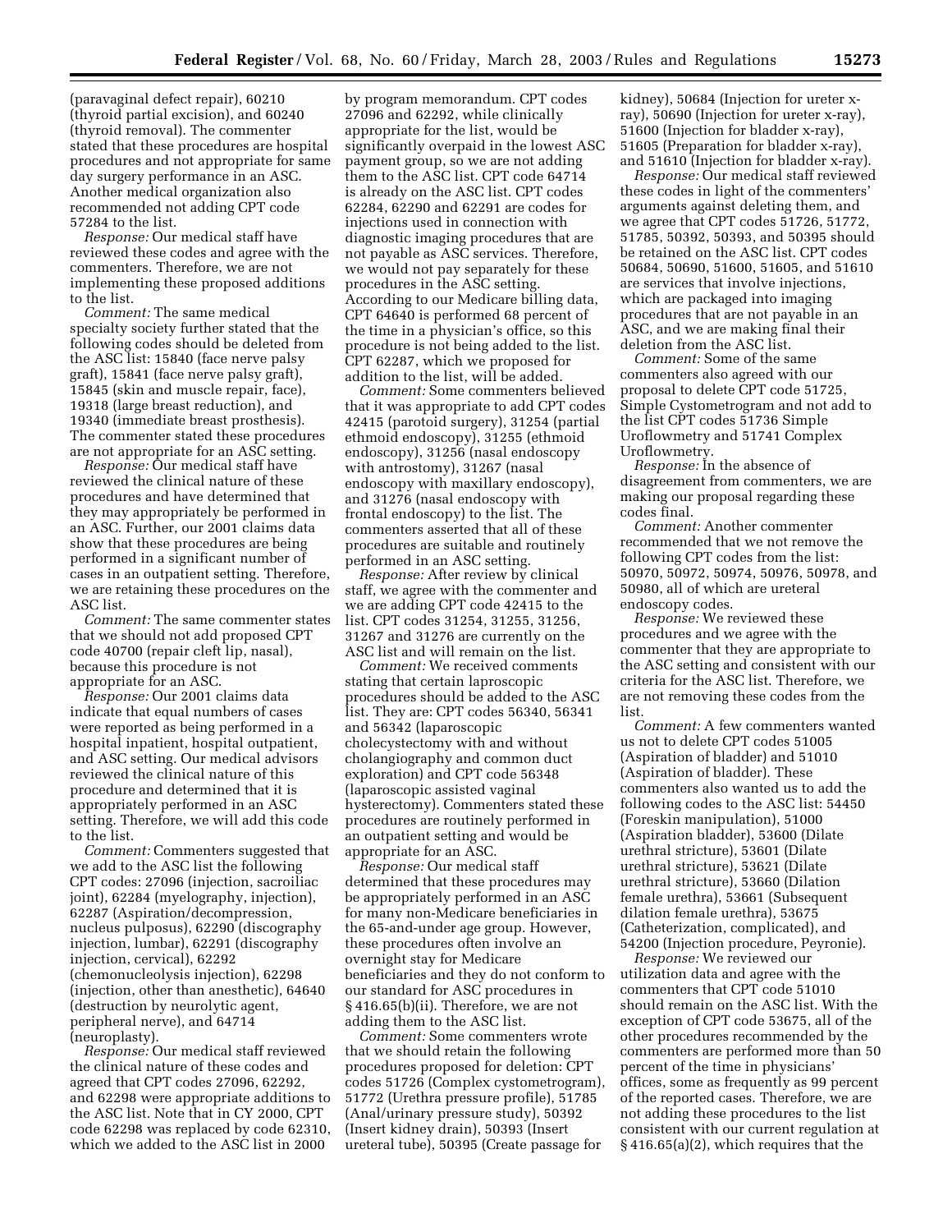(paravaginal defect repair), 60210 (thyroid partial excision), and 60240 (thyroid removal). The commenter stated that these procedures are hospital procedures and not appropriate for same day surgery performance in an ASC. Another medical organization also recommended not adding CPT code 57284 to the list.

*Response:* Our medical staff have reviewed these codes and agree with the commenters. Therefore, we are not implementing these proposed additions to the list.

*Comment:* The same medical specialty society further stated that the following codes should be deleted from the ASC list: 15840 (face nerve palsy graft), 15841 (face nerve palsy graft), 15845 (skin and muscle repair, face), 19318 (large breast reduction), and 19340 (immediate breast prosthesis). The commenter stated these procedures are not appropriate for an ASC setting.

*Response:* Our medical staff have reviewed the clinical nature of these procedures and have determined that they may appropriately be performed in an ASC. Further, our 2001 claims data show that these procedures are being performed in a significant number of cases in an outpatient setting. Therefore, we are retaining these procedures on the ASC list.

*Comment:* The same commenter states that we should not add proposed CPT code 40700 (repair cleft lip, nasal), because this procedure is not appropriate for an ASC.

*Response:* Our 2001 claims data indicate that equal numbers of cases were reported as being performed in a hospital inpatient, hospital outpatient, and ASC setting. Our medical advisors reviewed the clinical nature of this procedure and determined that it is appropriately performed in an ASC setting. Therefore, we will add this code to the list.

*Comment:* Commenters suggested that we add to the ASC list the following CPT codes: 27096 (injection, sacroiliac joint), 62284 (myelography, injection), 62287 (Aspiration/decompression, nucleus pulposus), 62290 (discography injection, lumbar), 62291 (discography injection, cervical), 62292 (chemonucleolysis injection), 62298 (injection, other than anesthetic), 64640 (destruction by neurolytic agent, peripheral nerve), and 64714 (neuroplasty).

*Response:* Our medical staff reviewed the clinical nature of these codes and agreed that CPT codes 27096, 62292, and 62298 were appropriate additions to the ASC list. Note that in CY 2000, CPT code 62298 was replaced by code 62310, which we added to the ASC list in 2000 by program memorandum. CPT codes 27096 and 62292, while clinically appropriate for the list, would be significantly overpaid in the lowest ASC payment group, so we are not adding them to the ASC list. CPT code 64714 is already on the ASC list. CPT codes 62284, 62290 and 62291 are codes for injections used in connection with diagnostic imaging procedures that are not payable as ASC services. Therefore, we would not pay separately for these procedures in the ASC setting. According to our Medicare billing data, CPT 64640 is performed 68 percent of the time in a physician's office, so this procedure is not being added to the list. CPT 62287, which we proposed for addition to the list, will be added.

*Comment:* Some commenters believed that it was appropriate to add CPT codes 42415 (parotoid surgery), 31254 (partial ethmoid endoscopy), 31255 (ethmoid endoscopy), 31256 (nasal endoscopy with antrostomy), 31267 (nasal endoscopy with maxillary endoscopy), and 31276 (nasal endoscopy with frontal endoscopy) to the list. The commenters asserted that all of these procedures are suitable and routinely performed in an ASC setting.

*Response:* After review by clinical staff, we agree with the commenter and we are adding CPT code 42415 to the list. CPT codes 31254, 31255, 31256, 31267 and 31276 are currently on the ASC list and will remain on the list.

*Comment:* We received comments stating that certain laproscopic procedures should be added to the ASC list. They are: CPT codes 56340, 56341 and 56342 (laparoscopic cholecystectomy with and without cholangiography and common duct exploration) and CPT code 56348 (laparoscopic assisted vaginal hysterectomy). Commenters stated these procedures are routinely performed in an outpatient setting and would be appropriate for an ASC.

*Response:* Our medical staff determined that these procedures may be appropriately performed in an ASC for many non-Medicare beneficiaries in the 65-and-under age group. However, these procedures often involve an overnight stay for Medicare beneficiaries and they do not conform to our standard for ASC procedures in § 416.65(b)(ii). Therefore, we are not adding them to the ASC list.

*Comment:* Some commenters wrote that we should retain the following procedures proposed for deletion: CPT codes 51726 (Complex cystometrogram), 51772 (Urethra pressure profile), 51785 (Anal/urinary pressure study), 50392 (Insert kidney drain), 50393 (Insert ureteral tube), 50395 (Create passage for kidney), 50684 (Injection for ureter x-ray), 50690 (Injection for ureter x-ray), 51600 (Injection for bladder x-ray), 51605 (Preparation for bladder x-ray), and 51610 (Injection for bladder x-ray).

*Response:* Our medical staff reviewed these codes in light of the commenters' arguments against deleting them, and we agree that CPT codes 51726, 51772, 51785, 50392, 50393, and 50395 should be retained on the ASC list. CPT codes 50684, 50690, 51600, 51605, and 51610 are services that involve injections, which are packaged into imaging procedures that are not payable in an ASC, and we are making final their deletion from the ASC list.

*Comment:* Some of the same commenters also agreed with our proposal to delete CPT code 51725, Simple Cystometrogram and not add to the list CPT codes 51736 Simple Uroflowmetry and 51741 Complex Uroflowmetry.

*Response:* In the absence of disagreement from commenters, we are making our proposal regarding these codes final.

*Comment:* Another commenter recommended that we not remove the following CPT codes from the list: 50970, 50972, 50974, 50976, 50978, and 50980, all of which are ureteral endoscopy codes.

*Response:* We reviewed these procedures and we agree with the commenter that they are appropriate to the ASC setting and consistent with our criteria for the ASC list. Therefore, we are not removing these codes from the list.

*Comment:* A few commenters wanted us not to delete CPT codes 51005 (Aspiration of bladder) and 51010 (Aspiration of bladder). These commenters also wanted us to add the following codes to the ASC list: 54450 (Foreskin manipulation), 51000 (Aspiration bladder), 53600 (Dilate urethral stricture), 53601 (Dilate urethral stricture), 53621 (Dilate urethral stricture), 53660 (Dilation female urethra), 53661 (Subsequent dilation female urethra), 53675 (Catheterization, complicated), and 54200 (Injection procedure, Peyronie).

*Response:* We reviewed our utilization data and agree with the commenters that CPT code 51010 should remain on the ASC list. With the exception of CPT code 53675, all of the other procedures recommended by the commenters are performed more than 50 percent of the time in physicians' offices, some as frequently as 99 percent of the reported cases. Therefore, we are not adding these procedures to the list consistent with our current regulation at § 416.65(a)(2), which requires that the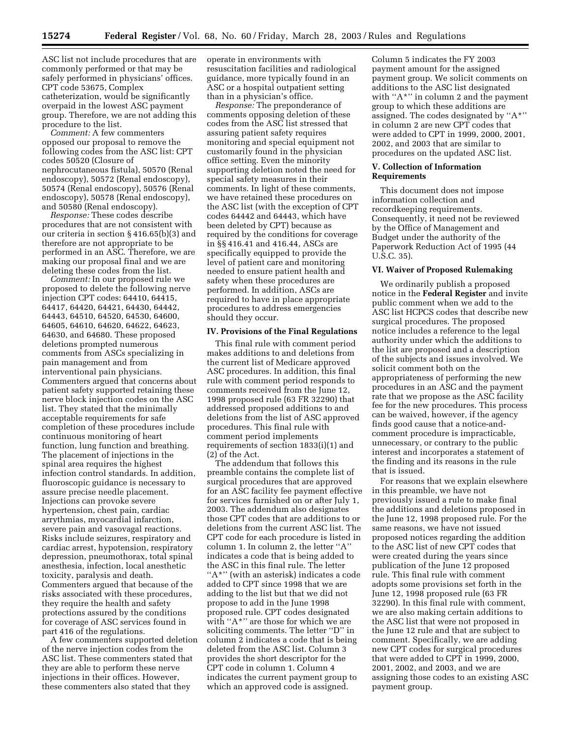ASC list not include procedures that are commonly performed or that may be safely performed in physicians' offices. CPT code 53675, Complex catheterization, would be significantly overpaid in the lowest ASC payment group. Therefore, we are not adding this procedure to the list.

*Comment:* A few commenters opposed our proposal to remove the following codes from the ASC list: CPT codes 50520 (Closure of nephrocutaneous fistula), 50570 (Renal endoscopy), 50572 (Renal endoscopy), 50574 (Renal endoscopy), 50576 (Renal endoscopy), 50578 (Renal endoscopy), and 50580 (Renal endoscopy).

*Response:* These codes describe procedures that are not consistent with our criteria in section § 416.65(b)(3) and therefore are not appropriate to be performed in an ASC. Therefore, we are making our proposal final and we are deleting these codes from the list.

*Comment:* In our proposed rule we proposed to delete the following nerve injection CPT codes: 64410, 64415, 64417, 64420, 64421, 64430, 64442, 64443, 64510, 64520, 64530, 64600, 64605, 64610, 64620, 64622, 64623, 64630, and 64680. These proposed deletions prompted numerous comments from ASCs specializing in pain management and from interventional pain physicians. Commenters argued that concerns about patient safety supported retaining these nerve block injection codes on the ASC list. They stated that the minimally acceptable requirements for safe completion of these procedures include continuous monitoring of heart function, lung function and breathing. The placement of injections in the spinal area requires the highest infection control standards. In addition, fluoroscopic guidance is necessary to assure precise needle placement. Injections can provoke severe hypertension, chest pain, cardiac arrythmias, myocardial infarction, severe pain and vasovagal reactions. Risks include seizures, respiratory and cardiac arrest, hypotension, respiratory depression, pneumothorax, total spinal anesthesia, infection, local anesthetic toxicity, paralysis and death. Commenters argued that because of the risks associated with these procedures, they require the health and safety protections assured by the conditions for coverage of ASC services found in part 416 of the regulations.

A few commenters supported deletion of the nerve injection codes from the ASC list. These commenters stated that they are able to perform these nerve injections in their offices. However, these commenters also stated that they operate in environments with resuscitation facilities and radiological guidance, more typically found in an ASC or a hospital outpatient setting than in a physician's office.

*Response:* The preponderance of comments opposing deletion of these codes from the ASC list stressed that assuring patient safety requires monitoring and special equipment not customarily found in the physician office setting. Even the minority supporting deletion noted the need for special safety measures in their comments. In light of these comments, we have retained these procedures on the ASC list (with the exception of CPT codes 64442 and 64443, which have been deleted by CPT) because as required by the conditions for coverage in §§ 416.41 and 416.44, ASCs are specifically equipped to provide the level of patient care and monitoring needed to ensure patient health and safety when these procedures are performed. In addition, ASCs are required to have in place appropriate procedures to address emergencies should they occur.

## IV. Provisions of the Final Regulations

This final rule with comment period makes additions to and deletions from the current list of Medicare approved ASC procedures. In addition, this final rule with comment period responds to comments received from the June 12, 1998 proposed rule (63 FR 32290) that addressed proposed additions to and deletions from the list of ASC approved procedures. This final rule with comment period implements requirements of section 1833(i)(1) and (2) of the Act.

The addendum that follows this preamble contains the complete list of surgical procedures that are approved for an ASC facility fee payment effective for services furnished on or after July 1, 2003. The addendum also designates those CPT codes that are additions to or deletions from the current ASC list. The CPT code for each procedure is listed in column 1. In column 2, the letter "A" indicates a code that is being added to the ASC in this final rule. The letter "A*" (with an asterisk) indicates a code added to CPT since 1998 that we are adding to the list but that we did not propose to add in the June 1998 proposed rule. CPT codes designated with "A*" are those for which we are soliciting comments. The letter "D" in column 2 indicates a code that is being deleted from the ASC list. Column 3 provides the short descriptor for the CPT code in column 1. Column 4 indicates the current payment group to which an approved code is assigned. Column 5 indicates the FY 2003 payment amount for the assigned payment group. We solicit comments on additions to the ASC list designated with "A*" in column 2 and the payment group to which these additions are assigned. The codes designated by "A*" in column 2 are new CPT codes that were added to CPT in 1999, 2000, 2001, 2002, and 2003 that are similar to procedures on the updated ASC list.

## V. Collection of Information Requirements

This document does not impose information collection and recordkeeping requirements. Consequently, it need not be reviewed by the Office of Management and Budget under the authority of the Paperwork Reduction Act of 1995 (44 U.S.C. 35).

## VI. Waiver of Proposed Rulemaking

We ordinarily publish a proposed notice in the **Federal Register** and invite public comment when we add to the ASC list HCPCS codes that describe new surgical procedures. The proposed notice includes a reference to the legal authority under which the additions to the list are proposed and a description of the subjects and issues involved. We solicit comment both on the appropriateness of performing the new procedures in an ASC and the payment rate that we propose as the ASC facility fee for the new procedures. This process can be waived, however, if the agency finds good cause that a notice-and-comment procedure is impracticable, unnecessary, or contrary to the public interest and incorporates a statement of the finding and its reasons in the rule that is issued.

For reasons that we explain elsewhere in this preamble, we have not previously issued a rule to make final the additions and deletions proposed in the June 12, 1998 proposed rule. For the same reasons, we have not issued proposed notices regarding the addition to the ASC list of new CPT codes that were created during the years since publication of the June 12 proposed rule. This final rule with comment adopts some provisions set forth in the June 12, 1998 proposed rule (63 FR 32290). In this final rule with comment, we are also making certain additions to the ASC list that were not proposed in the June 12 rule and that are subject to comment. Specifically, we are adding new CPT codes for surgical procedures that were added to CPT in 1999, 2000, 2001, 2002, and 2003, and we are assigning those codes to an existing ASC payment group.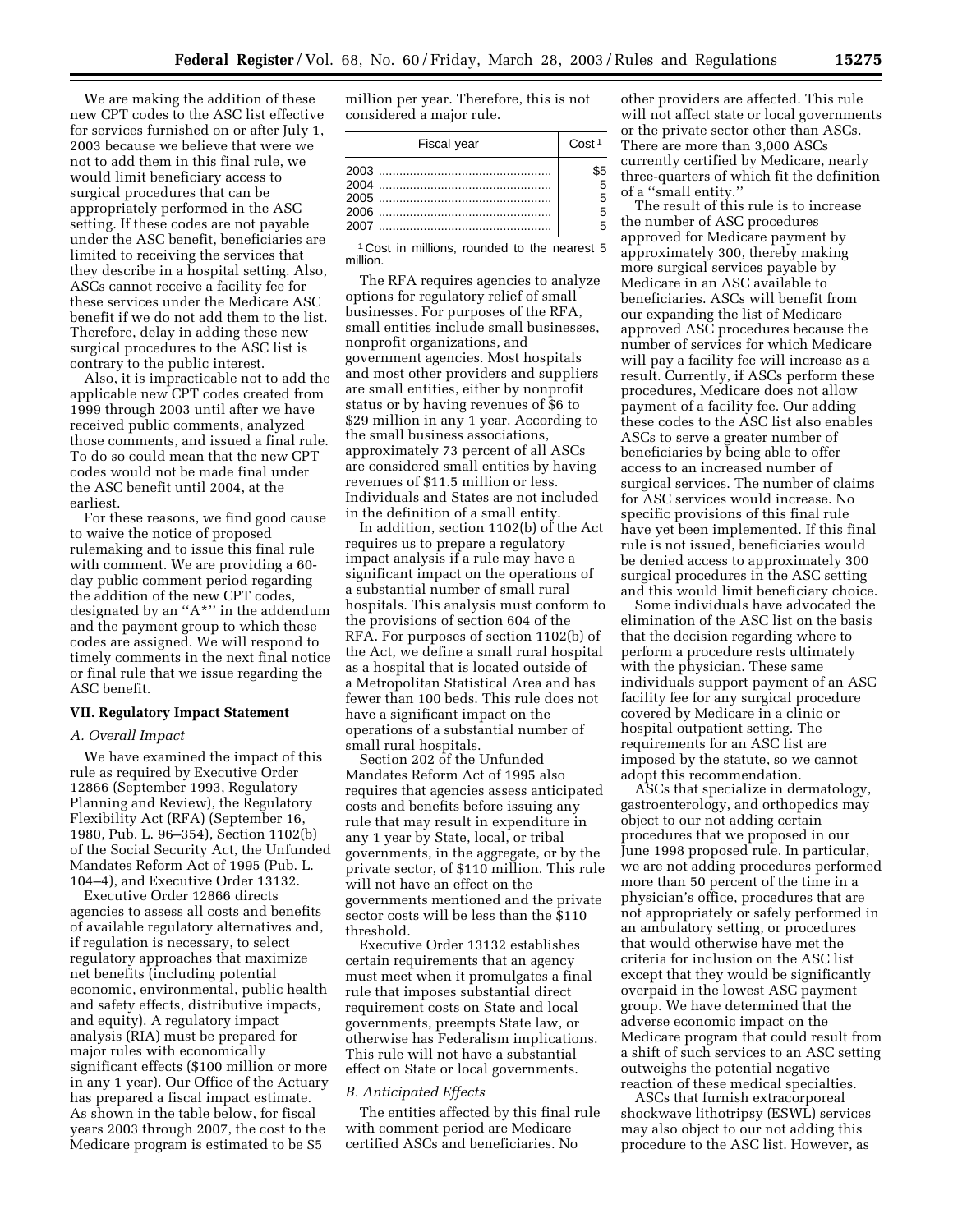We are making the addition of these new CPT codes to the ASC list effective for services furnished on or after July 1, 2003 because we believe that were we not to add them in this final rule, we would limit beneficiary access to surgical procedures that can be appropriately performed in the ASC setting. If these codes are not payable under the ASC benefit, beneficiaries are limited to receiving the services that they describe in a hospital setting. Also, ASCs cannot receive a facility fee for these services under the Medicare ASC benefit if we do not add them to the list. Therefore, delay in adding these new surgical procedures to the ASC list is contrary to the public interest.

Also, it is impracticable not to add the applicable new CPT codes created from 1999 through 2003 until after we have received public comments, analyzed those comments, and issued a final rule. To do so could mean that the new CPT codes would not be made final under the ASC benefit until 2004, at the earliest.

For these reasons, we find good cause to waive the notice of proposed rulemaking and to issue this final rule with comment. We are providing a 60-day public comment period regarding the addition of the new CPT codes, designated by an ''A*'' in the addendum and the payment group to which these codes are assigned. We will respond to timely comments in the next final notice or final rule that we issue regarding the ASC benefit.

## VII. Regulatory Impact Statement

### *A. Overall Impact*

We have examined the impact of this rule as required by Executive Order 12866 (September 1993, Regulatory Planning and Review), the Regulatory Flexibility Act (RFA) (September 16, 1980, Pub. L. 96–354), Section 1102(b) of the Social Security Act, the Unfunded Mandates Reform Act of 1995 (Pub. L. 104–4), and Executive Order 13132.

Executive Order 12866 directs agencies to assess all costs and benefits of available regulatory alternatives and, if regulation is necessary, to select regulatory approaches that maximize net benefits (including potential economic, environmental, public health and safety effects, distributive impacts, and equity). A regulatory impact analysis (RIA) must be prepared for major rules with economically significant effects ($100 million or more in any 1 year). Our Office of the Actuary has prepared a fiscal impact estimate. As shown in the table below, for fiscal years 2003 through 2007, the cost to the Medicare program is estimated to be $5 million per year. Therefore, this is not considered a major rule.

| Fiscal year | Cost [1] |
|---|---|
| 2003 | $5 |
| 2004 | 5 |
| 2005 | 5 |
| 2006 | 5 |
| 2007 | 5 |

[1] Cost in millions, rounded to the nearest 5 million.

The RFA requires agencies to analyze options for regulatory relief of small businesses. For purposes of the RFA, small entities include small businesses, nonprofit organizations, and government agencies. Most hospitals and most other providers and suppliers are small entities, either by nonprofit status or by having revenues of $6 to $29 million in any 1 year. According to the small business associations, approximately 73 percent of all ASCs are considered small entities by having revenues of $11.5 million or less. Individuals and States are not included in the definition of a small entity.

In addition, section 1102(b) of the Act requires us to prepare a regulatory impact analysis if a rule may have a significant impact on the operations of a substantial number of small rural hospitals. This analysis must conform to the provisions of section 604 of the RFA. For purposes of section 1102(b) of the Act, we define a small rural hospital as a hospital that is located outside of a Metropolitan Statistical Area and has fewer than 100 beds. This rule does not have a significant impact on the operations of a substantial number of small rural hospitals.

Section 202 of the Unfunded Mandates Reform Act of 1995 also requires that agencies assess anticipated costs and benefits before issuing any rule that may result in expenditure in any 1 year by State, local, or tribal governments, in the aggregate, or by the private sector, of $110 million. This rule will not have an effect on the governments mentioned and the private sector costs will be less than the $110 threshold.

Executive Order 13132 establishes certain requirements that an agency must meet when it promulgates a final rule that imposes substantial direct requirement costs on State and local governments, preempts State law, or otherwise has Federalism implications. This rule will not have a substantial effect on State or local governments.

### *B. Anticipated Effects*

The entities affected by this final rule with comment period are Medicare certified ASCs and beneficiaries. No other providers are affected. This rule will not affect state or local governments or the private sector other than ASCs. There are more than 3,000 ASCs currently certified by Medicare, nearly three-quarters of which fit the definition of a ''small entity.''

The result of this rule is to increase the number of ASC procedures approved for Medicare payment by approximately 300, thereby making more surgical services payable by Medicare in an ASC available to beneficiaries. ASCs will benefit from our expanding the list of Medicare approved ASC procedures because the number of services for which Medicare will pay a facility fee will increase as a result. Currently, if ASCs perform these procedures, Medicare does not allow payment of a facility fee. Our adding these codes to the ASC list also enables ASCs to serve a greater number of beneficiaries by being able to offer access to an increased number of surgical services. The number of claims for ASC services would increase. No specific provisions of this final rule have yet been implemented. If this final rule is not issued, beneficiaries would be denied access to approximately 300 surgical procedures in the ASC setting and this would limit beneficiary choice.

Some individuals have advocated the elimination of the ASC list on the basis that the decision regarding where to perform a procedure rests ultimately with the physician. These same individuals support payment of an ASC facility fee for any surgical procedure covered by Medicare in a clinic or hospital outpatient setting. The requirements for an ASC list are imposed by the statute, so we cannot adopt this recommendation.

ASCs that specialize in dermatology, gastroenterology, and orthopedics may object to our not adding certain procedures that we proposed in our June 1998 proposed rule. In particular, we are not adding procedures performed more than 50 percent of the time in a physician's office, procedures that are not appropriately or safely performed in an ambulatory setting, or procedures that would otherwise have met the criteria for inclusion on the ASC list except that they would be significantly overpaid in the lowest ASC payment group. We have determined that the adverse economic impact on the Medicare program that could result from a shift of such services to an ASC setting outweighs the potential negative reaction of these medical specialties.

ASCs that furnish extracorporeal shockwave lithotripsy (ESWL) services may also object to our not adding this procedure to the ASC list. However, as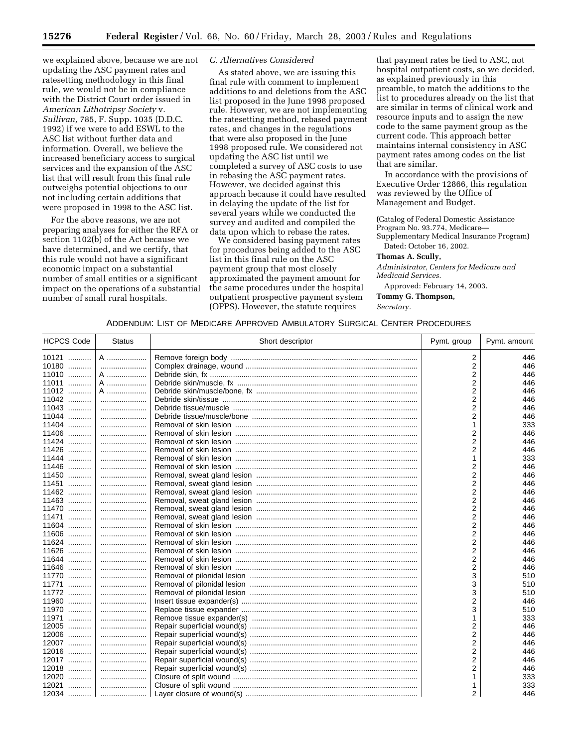we explained above, because we are not updating the ASC payment rates and ratesetting methodology in this final rule, we would not be in compliance with the District Court order issued in *American Lithotripsy Society* v. *Sullivan,* 785, F. Supp. 1035 (D.D.C. 1992) if we were to add ESWL to the ASC list without further data and information. Overall, we believe the increased beneficiary access to surgical services and the expansion of the ASC list that will result from this final rule outweighs potential objections to our not including certain additions that were proposed in 1998 to the ASC list.

For the above reasons, we are not preparing analyses for either the RFA or section 1102(b) of the Act because we have determined, and we certify, that this rule would not have a significant economic impact on a substantial number of small entities or a significant impact on the operations of a substantial number of small rural hospitals.

*C. Alternatives Considered*

As stated above, we are issuing this final rule with comment to implement additions to and deletions from the ASC list proposed in the June 1998 proposed rule. However, we are not implementing the ratesetting method, rebased payment rates, and changes in the regulations that were also proposed in the June 1998 proposed rule. We considered not updating the ASC list until we completed a survey of ASC costs to use in rebasing the ASC payment rates. However, we decided against this approach because it could have resulted in delaying the update of the list for several years while we conducted the survey and audited and compiled the data upon which to rebase the rates.

We considered basing payment rates for procedures being added to the ASC list in this final rule on the ASC payment group that most closely approximated the payment amount for the same procedures under the hospital outpatient prospective payment system (OPPS). However, the statute requires that payment rates be tied to ASC, not hospital outpatient costs, so we decided, as explained previously in this preamble, to match the additions to the list to procedures already on the list that are similar in terms of clinical work and resource inputs and to assign the new code to the same payment group as the current code. This approach better maintains internal consistency in ASC payment rates among codes on the list that are similar.

In accordance with the provisions of Executive Order 12866, this regulation was reviewed by the Office of Management and Budget.

(Catalog of Federal Domestic Assistance Program No. 93.774, Medicare— Supplementary Medical Insurance Program)

Dated: October 16, 2002.

**Thomas A. Scully,**

*Administrator, Centers for Medicare and Medicaid Services.*

Approved: February 14, 2003.

**Tommy G. Thompson,**

*Secretary.*

ADDENDUM: LIST OF MEDICARE APPROVED AMBULATORY SURGICAL CENTER PROCEDURES

| HCPCS Code | Status | Short descriptor | Pymt. group | Pymt. amount |
|---|---|---|---|---|
| 10121 | A | Remove foreign body | 2 | 446 |
| 10180 | | Complex drainage, wound | 2 | 446 |
| 11010 | A | Debride skin, fx | 2 | 446 |
| 11011 | A | Debride skin/muscle, fx | 2 | 446 |
| 11012 | A | Debride skin/muscle/bone, fx | 2 | 446 |
| 11042 | | Debride skin/tissue | 2 | 446 |
| 11043 | | Debride tissue/muscle | 2 | 446 |
| 11044 | | Debride tissue/muscle/bone | 2 | 446 |
| 11404 | | Removal of skin lesion | 1 | 333 |
| 11406 | | Removal of skin lesion | 2 | 446 |
| 11424 | | Removal of skin lesion | 2 | 446 |
| 11426 | | Removal of skin lesion | 2 | 446 |
| 11444 | | Removal of skin lesion | 1 | 333 |
| 11446 | | Removal of skin lesion | 2 | 446 |
| 11450 | | Removal, sweat gland lesion | 2 | 446 |
| 11451 | | Removal, sweat gland lesion | 2 | 446 |
| 11462 | | Removal, sweat gland lesion | 2 | 446 |
| 11463 | | Removal, sweat gland lesion | 2 | 446 |
| 11470 | | Removal, sweat gland lesion | 2 | 446 |
| 11471 | | Removal, sweat gland lesion | 2 | 446 |
| 11604 | | Removal of skin lesion | 2 | 446 |
| 11606 | | Removal of skin lesion | 2 | 446 |
| 11624 | | Removal of skin lesion | 2 | 446 |
| 11626 | | Removal of skin lesion | 2 | 446 |
| 11644 | | Removal of skin lesion | 2 | 446 |
| 11646 | | Removal of skin lesion | 2 | 446 |
| 11770 | | Removal of pilonidal lesion | 3 | 510 |
| 11771 | | Removal of pilonidal lesion | 3 | 510 |
| 11772 | | Removal of pilonidal lesion | 3 | 510 |
| 11960 | | Insert tissue expander(s) | 2 | 446 |
| 11970 | | Replace tissue expander | 3 | 510 |
| 11971 | | Remove tissue expander(s) | 1 | 333 |
| 12005 | | Repair superficial wound(s) | 2 | 446 |
| 12006 | | Repair superficial wound(s) | 2 | 446 |
| 12007 | | Repair superficial wound(s) | 2 | 446 |
| 12016 | | Repair superficial wound(s) | 2 | 446 |
| 12017 | | Repair superficial wound(s) | 2 | 446 |
| 12018 | | Repair superficial wound(s) | 2 | 446 |
| 12020 | | Closure of split wound | 1 | 333 |
| 12021 | | Closure of split wound | 1 | 333 |
| 12034 | | Layer closure of wound(s) | 2 | 446 |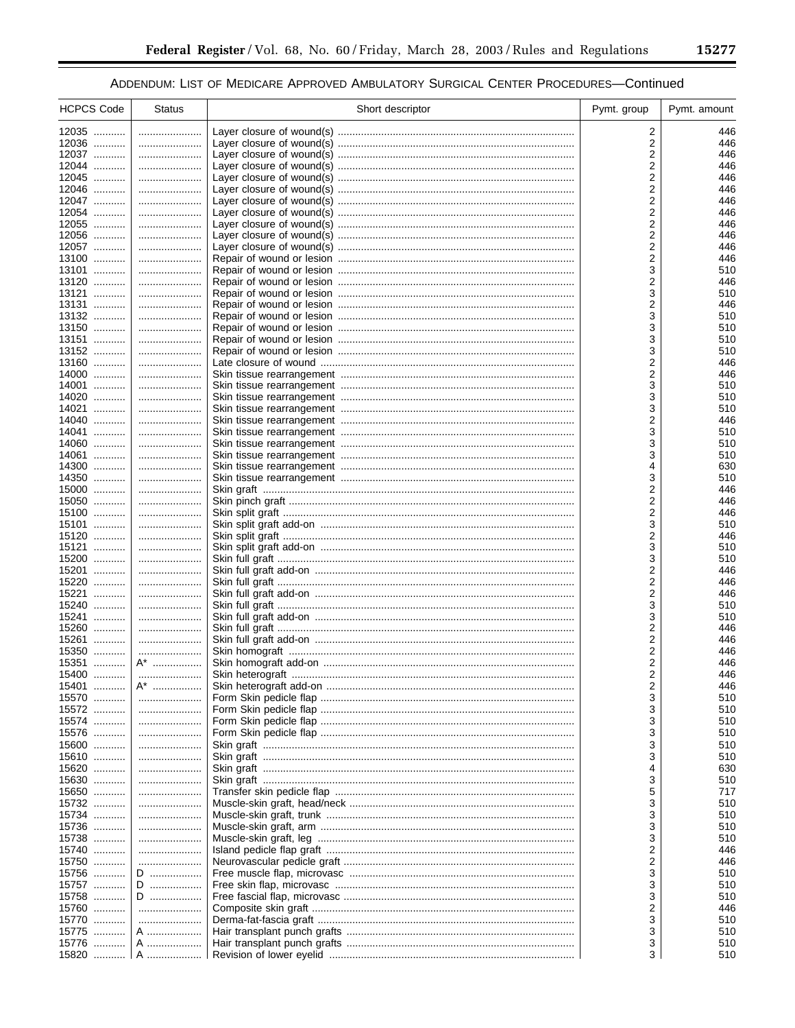ADDENDUM: LIST OF MEDICARE APPROVED AMBULATORY SURGICAL CENTER PROCEDURES—Continued

| HCPCS Code | Status | Short descriptor | Pymt. group | Pymt. amount |
|---|---|---|---|---|
| 12035 | | Layer closure of wound(s) | 2 | 446 |
| 12036 | | Layer closure of wound(s) | 2 | 446 |
| 12037 | | Layer closure of wound(s) | 2 | 446 |
| 12044 | | Layer closure of wound(s) | 2 | 446 |
| 12045 | | Layer closure of wound(s) | 2 | 446 |
| 12046 | | Layer closure of wound(s) | 2 | 446 |
| 12047 | | Layer closure of wound(s) | 2 | 446 |
| 12054 | | Layer closure of wound(s) | 2 | 446 |
| 12055 | | Layer closure of wound(s) | 2 | 446 |
| 12056 | | Layer closure of wound(s) | 2 | 446 |
| 12057 | | Layer closure of wound(s) | 2 | 446 |
| 13100 | | Repair of wound or lesion | 2 | 446 |
| 13101 | | Repair of wound or lesion | 3 | 510 |
| 13120 | | Repair of wound or lesion | 2 | 446 |
| 13121 | | Repair of wound or lesion | 3 | 510 |
| 13131 | | Repair of wound or lesion | 2 | 446 |
| 13132 | | Repair of wound or lesion | 3 | 510 |
| 13150 | | Repair of wound or lesion | 3 | 510 |
| 13151 | | Repair of wound or lesion | 3 | 510 |
| 13152 | | Repair of wound or lesion | 3 | 510 |
| 13160 | | Late closure of wound | 2 | 446 |
| 14000 | | Skin tissue rearrangement | 2 | 446 |
| 14001 | | Skin tissue rearrangement | 3 | 510 |
| 14020 | | Skin tissue rearrangement | 3 | 510 |
| 14021 | | Skin tissue rearrangement | 3 | 510 |
| 14040 | | Skin tissue rearrangement | 2 | 446 |
| 14041 | | Skin tissue rearrangement | 3 | 510 |
| 14060 | | Skin tissue rearrangement | 3 | 510 |
| 14061 | | Skin tissue rearrangement | 3 | 510 |
| 14300 | | Skin tissue rearrangement | 4 | 630 |
| 14350 | | Skin tissue rearrangement | 3 | 510 |
| 15000 | | Skin graft | 2 | 446 |
| 15050 | | Skin pinch graft | 2 | 446 |
| 15100 | | Skin split graft | 2 | 446 |
| 15101 | | Skin split graft add-on | 3 | 510 |
| 15120 | | Skin split graft | 2 | 446 |
| 15121 | | Skin split graft add-on | 3 | 510 |
| 15200 | | Skin full graft | 3 | 510 |
| 15201 | | Skin full graft add-on | 2 | 446 |
| 15220 | | Skin full graft | 2 | 446 |
| 15221 | | Skin full graft add-on | 2 | 446 |
| 15240 | | Skin full graft | 3 | 510 |
| 15241 | | Skin full graft add-on | 3 | 510 |
| 15260 | | Skin full graft | 2 | 446 |
| 15261 | | Skin full graft add-on | 2 | 446 |
| 15350 | | Skin homograft | 2 | 446 |
| 15351 | A* | Skin homograft add-on | 2 | 446 |
| 15400 | | Skin heterograft | 2 | 446 |
| 15401 | A* | Skin heterograft add-on | 2 | 446 |
| 15570 | | Form Skin pedicle flap | 3 | 510 |
| 15572 | | Form Skin pedicle flap | 3 | 510 |
| 15574 | | Form Skin pedicle flap | 3 | 510 |
| 15576 | | Form Skin pedicle flap | 3 | 510 |
| 15600 | | Skin graft | 3 | 510 |
| 15610 | | Skin graft | 3 | 510 |
| 15620 | | Skin graft | 4 | 630 |
| 15630 | | Skin graft | 3 | 510 |
| 15650 | | Transfer skin pedicle flap | 5 | 717 |
| 15732 | | Muscle-skin graft, head/neck | 3 | 510 |
| 15734 | | Muscle-skin graft, trunk | 3 | 510 |
| 15736 | | Muscle-skin graft, arm | 3 | 510 |
| 15738 | | Muscle-skin graft, leg | 3 | 510 |
| 15740 | | Island pedicle flap graft | 2 | 446 |
| 15750 | | Neurovascular pedicle graft | 2 | 446 |
| 15756 | D | Free muscle flap, microvasc | 3 | 510 |
| 15757 | D | Free skin flap, microvasc | 3 | 510 |
| 15758 | D | Free fascial flap, microvasc | 3 | 510 |
| 15760 | | Composite skin graft | 2 | 446 |
| 15770 | | Derma-fat-fascia graft | 3 | 510 |
| 15775 | A | Hair transplant punch grafts | 3 | 510 |
| 15776 | A | Hair transplant punch grafts | 3 | 510 |
| 15820 | A | Revision of lower eyelid | 3 | 510 |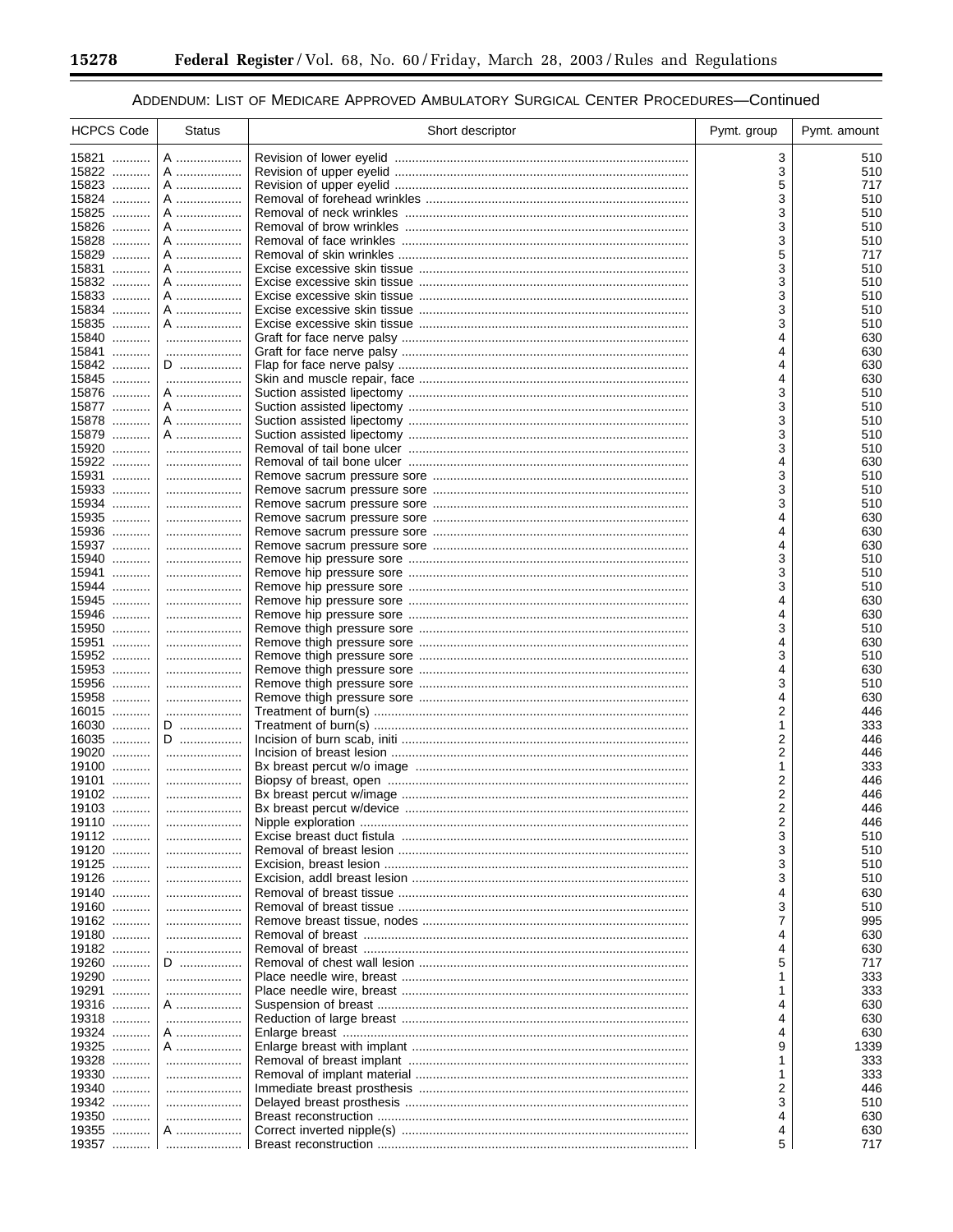ADDENDUM: LIST OF MEDICARE APPROVED AMBULATORY SURGICAL CENTER PROCEDURES—Continued

| HCPCS Code | Status | Short descriptor | Pymt. group | Pymt. amount |
|---|---|---|---|---|
| 15821 | A | Revision of lower eyelid | 3 | 510 |
| 15822 | A | Revision of upper eyelid | 3 | 510 |
| 15823 | A | Revision of upper eyelid | 5 | 717 |
| 15824 | A | Removal of forehead wrinkles | 3 | 510 |
| 15825 | A | Removal of neck wrinkles | 3 | 510 |
| 15826 | A | Removal of brow wrinkles | 3 | 510 |
| 15828 | A | Removal of face wrinkles | 3 | 510 |
| 15829 | A | Removal of skin wrinkles | 5 | 717 |
| 15831 | A | Excise excessive skin tissue | 3 | 510 |
| 15832 | A | Excise excessive skin tissue | 3 | 510 |
| 15833 | A | Excise excessive skin tissue | 3 | 510 |
| 15834 | A | Excise excessive skin tissue | 3 | 510 |
| 15835 | A | Excise excessive skin tissue | 3 | 510 |
| 15840 | | Graft for face nerve palsy | 4 | 630 |
| 15841 | | Graft for face nerve palsy | 4 | 630 |
| 15842 | D | Flap for face nerve palsy | 4 | 630 |
| 15845 | | Skin and muscle repair, face | 4 | 630 |
| 15876 | A | Suction assisted lipectomy | 3 | 510 |
| 15877 | A | Suction assisted lipectomy | 3 | 510 |
| 15878 | A | Suction assisted lipectomy | 3 | 510 |
| 15879 | A | Suction assisted lipectomy | 3 | 510 |
| 15920 | | Removal of tail bone ulcer | 3 | 510 |
| 15922 | | Removal of tail bone ulcer | 4 | 630 |
| 15931 | | Remove sacrum pressure sore | 3 | 510 |
| 15933 | | Remove sacrum pressure sore | 3 | 510 |
| 15934 | | Remove sacrum pressure sore | 3 | 510 |
| 15935 | | Remove sacrum pressure sore | 4 | 630 |
| 15936 | | Remove sacrum pressure sore | 4 | 630 |
| 15937 | | Remove sacrum pressure sore | 4 | 630 |
| 15940 | | Remove hip pressure sore | 3 | 510 |
| 15941 | | Remove hip pressure sore | 3 | 510 |
| 15944 | | Remove hip pressure sore | 3 | 510 |
| 15945 | | Remove hip pressure sore | 4 | 630 |
| 15946 | | Remove hip pressure sore | 4 | 630 |
| 15950 | | Remove thigh pressure sore | 3 | 510 |
| 15951 | | Remove thigh pressure sore | 4 | 630 |
| 15952 | | Remove thigh pressure sore | 3 | 510 |
| 15953 | | Remove thigh pressure sore | 4 | 630 |
| 15956 | | Remove thigh pressure sore | 3 | 510 |
| 15958 | | Remove thigh pressure sore | 4 | 630 |
| 16015 | | Treatment of burn(s) | 2 | 446 |
| 16030 | D | Treatment of burn(s) | 1 | 333 |
| 16035 | D | Incision of burn scab, initi | 2 | 446 |
| 19020 | | Incision of breast lesion | 2 | 446 |
| 19100 | | Bx breast percut w/o image | 1 | 333 |
| 19101 | | Biopsy of breast, open | 2 | 446 |
| 19102 | | Bx breast percut w/image | 2 | 446 |
| 19103 | | Bx breast percut w/device | 2 | 446 |
| 19110 | | Nipple exploration | 2 | 446 |
| 19112 | | Excise breast duct fistula | 3 | 510 |
| 19120 | | Removal of breast lesion | 3 | 510 |
| 19125 | | Excision, breast lesion | 3 | 510 |
| 19126 | | Excision, addl breast lesion | 3 | 510 |
| 19140 | | Removal of breast tissue | 4 | 630 |
| 19160 | | Removal of breast tissue | 3 | 510 |
| 19162 | | Remove breast tissue, nodes | 7 | 995 |
| 19180 | | Removal of breast | 4 | 630 |
| 19182 | | Removal of breast | 4 | 630 |
| 19260 | D | Removal of chest wall lesion | 5 | 717 |
| 19290 | | Place needle wire, breast | 1 | 333 |
| 19291 | | Place needle wire, breast | 1 | 333 |
| 19316 | A | Suspension of breast | 4 | 630 |
| 19318 | | Reduction of large breast | 4 | 630 |
| 19324 | A | Enlarge breast | 4 | 630 |
| 19325 | A | Enlarge breast with implant | 9 | 1339 |
| 19328 | | Removal of breast implant | 1 | 333 |
| 19330 | | Removal of implant material | 1 | 333 |
| 19340 | | Immediate breast prosthesis | 2 | 446 |
| 19342 | | Delayed breast prosthesis | 3 | 510 |
| 19350 | | Breast reconstruction | 4 | 630 |
| 19355 | A | Correct inverted nipple(s) | 4 | 630 |
| 19357 | | Breast reconstruction | 5 | 717 |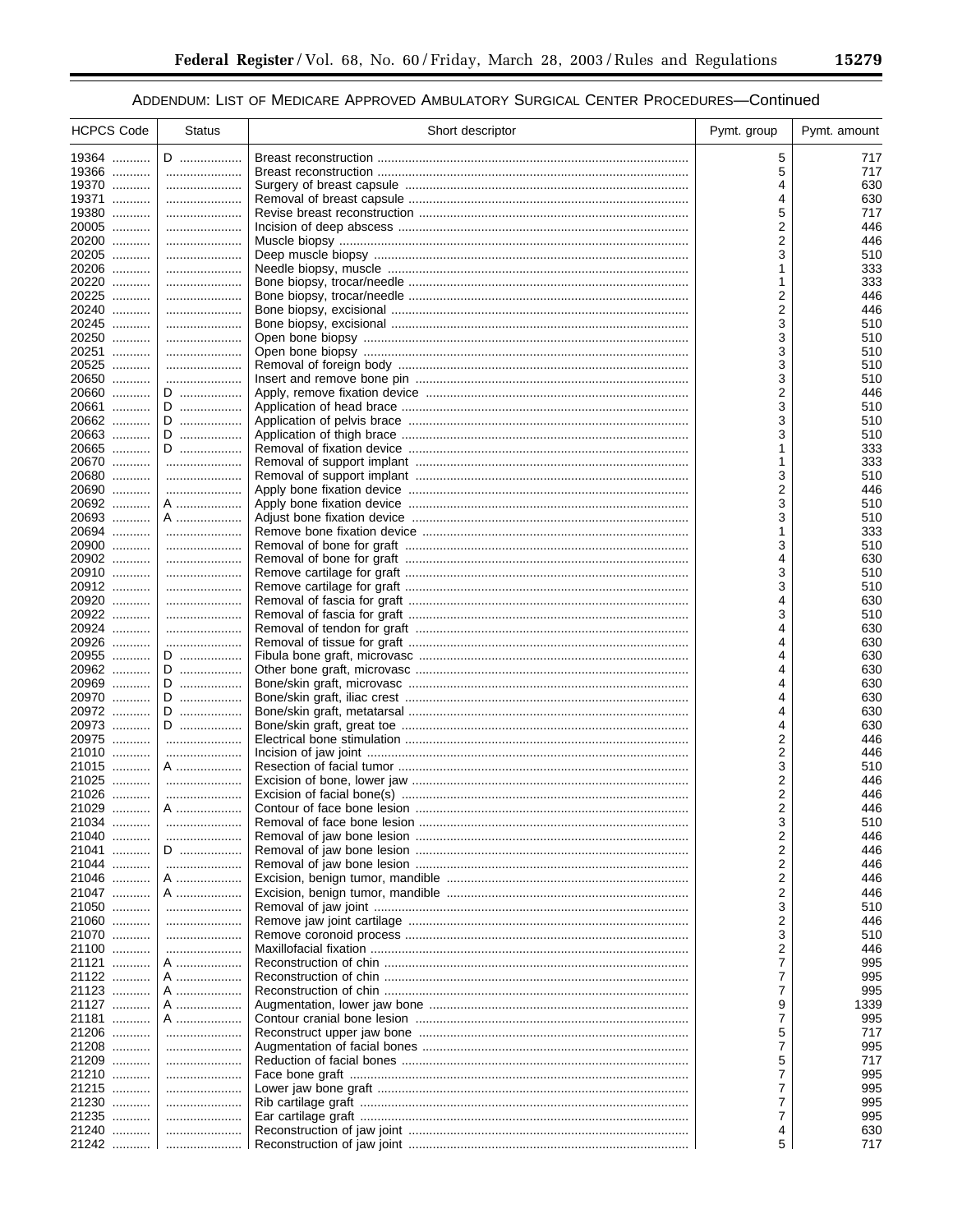ADDENDUM: LIST OF MEDICARE APPROVED AMBULATORY SURGICAL CENTER PROCEDURES—Continued

| HCPCS Code | Status | Short descriptor | Pymt. group | Pymt. amount |
| --- | --- | --- | --- | --- |
| 19364 | D | Breast reconstruction | 5 | 717 |
| 19366 | | Breast reconstruction | 5 | 717 |
| 19370 | | Surgery of breast capsule | 4 | 630 |
| 19371 | | Removal of breast capsule | 4 | 630 |
| 19380 | | Revise breast reconstruction | 5 | 717 |
| 20005 | | Incision of deep abscess | 2 | 446 |
| 20200 | | Muscle biopsy | 2 | 446 |
| 20205 | | Deep muscle biopsy | 3 | 510 |
| 20206 | | Needle biopsy, muscle | 1 | 333 |
| 20220 | | Bone biopsy, trocar/needle | 1 | 333 |
| 20225 | | Bone biopsy, trocar/needle | 2 | 446 |
| 20240 | | Bone biopsy, excisional | 2 | 446 |
| 20245 | | Bone biopsy, excisional | 3 | 510 |
| 20250 | | Open bone biopsy | 3 | 510 |
| 20251 | | Open bone biopsy | 3 | 510 |
| 20525 | | Removal of foreign body | 3 | 510 |
| 20650 | | Insert and remove bone pin | 3 | 510 |
| 20660 | D | Apply, remove fixation device | 2 | 446 |
| 20661 | D | Application of head brace | 3 | 510 |
| 20662 | D | Application of pelvis brace | 3 | 510 |
| 20663 | D | Application of thigh brace | 3 | 510 |
| 20665 | D | Removal of fixation device | 1 | 333 |
| 20670 | | Removal of support implant | 1 | 333 |
| 20680 | | Removal of support implant | 3 | 510 |
| 20690 | | Apply bone fixation device | 2 | 446 |
| 20692 | A | Apply bone fixation device | 3 | 510 |
| 20693 | A | Adjust bone fixation device | 3 | 510 |
| 20694 | | Remove bone fixation device | 1 | 333 |
| 20900 | | Removal of bone for graft | 3 | 510 |
| 20902 | | Removal of bone for graft | 4 | 630 |
| 20910 | | Remove cartilage for graft | 3 | 510 |
| 20912 | | Remove cartilage for graft | 3 | 510 |
| 20920 | | Removal of fascia for graft | 4 | 630 |
| 20922 | | Removal of fascia for graft | 3 | 510 |
| 20924 | | Removal of tendon for graft | 4 | 630 |
| 20926 | | Removal of tissue for graft | 4 | 630 |
| 20955 | D | Fibula bone graft, microvasc | 4 | 630 |
| 20962 | D | Other bone graft, microvasc | 4 | 630 |
| 20969 | D | Bone/skin graft, microvasc | 4 | 630 |
| 20970 | D | Bone/skin graft, iliac crest | 4 | 630 |
| 20972 | D | Bone/skin graft, metatarsal | 4 | 630 |
| 20973 | D | Bone/skin graft, great toe | 4 | 630 |
| 20975 | | Electrical bone stimulation | 2 | 446 |
| 21010 | | Incision of jaw joint | 2 | 446 |
| 21015 | A | Resection of facial tumor | 3 | 510 |
| 21025 | | Excision of bone, lower jaw | 2 | 446 |
| 21026 | | Excision of facial bone(s) | 2 | 446 |
| 21029 | A | Contour of face bone lesion | 2 | 446 |
| 21034 | | Removal of face bone lesion | 3 | 510 |
| 21040 | | Removal of jaw bone lesion | 2 | 446 |
| 21041 | D | Removal of jaw bone lesion | 2 | 446 |
| 21044 | | Removal of jaw bone lesion | 2 | 446 |
| 21046 | A | Excision, benign tumor, mandible | 2 | 446 |
| 21047 | A | Excision, benign tumor, mandible | 2 | 446 |
| 21050 | | Removal of jaw joint | 3 | 510 |
| 21060 | | Remove jaw joint cartilage | 2 | 446 |
| 21070 | | Remove coronoid process | 3 | 510 |
| 21100 | | Maxillofacial fixation | 2 | 446 |
| 21121 | A | Reconstruction of chin | 7 | 995 |
| 21122 | A | Reconstruction of chin | 7 | 995 |
| 21123 | A | Reconstruction of chin | 7 | 995 |
| 21127 | A | Augmentation, lower jaw bone | 9 | 1339 |
| 21181 | A | Contour cranial bone lesion | 7 | 995 |
| 21206 | | Reconstruct upper jaw bone | 5 | 717 |
| 21208 | | Augmentation of facial bones | 7 | 995 |
| 21209 | | Reduction of facial bones | 5 | 717 |
| 21210 | | Face bone graft | 7 | 995 |
| 21215 | | Lower jaw bone graft | 7 | 995 |
| 21230 | | Rib cartilage graft | 7 | 995 |
| 21235 | | Ear cartilage graft | 7 | 995 |
| 21240 | | Reconstruction of jaw joint | 4 | 630 |
| 21242 | | Reconstruction of jaw joint | 5 | 717 |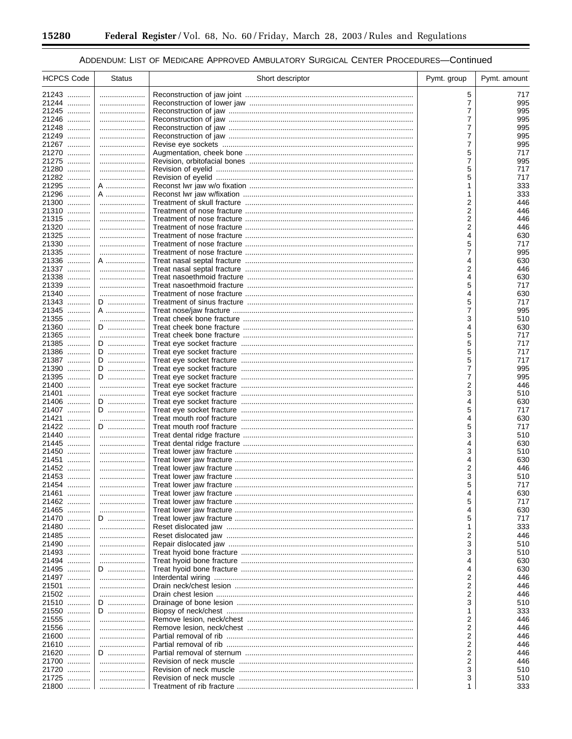ADDENDUM: LIST OF MEDICARE APPROVED AMBULATORY SURGICAL CENTER PROCEDURES—Continued

| HCPCS Code | Status | Short descriptor | Pymt. group | Pymt. amount |
|---|---|---|---|---|
| 21243 | | Reconstruction of jaw joint | 5 | 717 |
| 21244 | | Reconstruction of lower jaw | 7 | 995 |
| 21245 | | Reconstruction of jaw | 7 | 995 |
| 21246 | | Reconstruction of jaw | 7 | 995 |
| 21248 | | Reconstruction of jaw | 7 | 995 |
| 21249 | | Reconstruction of jaw | 7 | 995 |
| 21267 | | Revise eye sockets | 7 | 995 |
| 21270 | | Augmentation, cheek bone | 5 | 717 |
| 21275 | | Revision, orbitofacial bones | 7 | 995 |
| 21280 | | Revision of eyelid | 5 | 717 |
| 21282 | | Revision of eyelid | 5 | 717 |
| 21295 | A | Reconst lwr jaw w/o fixation | 1 | 333 |
| 21296 | A | Reconst lwr jaw w/fixation | 1 | 333 |
| 21300 | | Treatment of skull fracture | 2 | 446 |
| 21310 | | Treatment of nose fracture | 2 | 446 |
| 21315 | | Treatment of nose fracture | 2 | 446 |
| 21320 | | Treatment of nose fracture | 2 | 446 |
| 21325 | | Treatment of nose fracture | 4 | 630 |
| 21330 | | Treatment of nose fracture | 5 | 717 |
| 21335 | | Treatment of nose fracture | 7 | 995 |
| 21336 | A | Treat nasal septal fracture | 4 | 630 |
| 21337 | | Treat nasal septal fracture | 2 | 446 |
| 21338 | | Treat nasoethmoid fracture | 4 | 630 |
| 21339 | | Treat nasoethmoid fracture | 5 | 717 |
| 21340 | | Treatment of nose fracture | 4 | 630 |
| 21343 | D | Treatment of sinus fracture | 5 | 717 |
| 21345 | A | Treat nose/jaw fracture | 7 | 995 |
| 21355 | | Treat cheek bone fracture | 3 | 510 |
| 21360 | D | Treat cheek bone fracture | 4 | 630 |
| 21365 | | Treat cheek bone fracture | 5 | 717 |
| 21385 | D | Treat eye socket fracture | 5 | 717 |
| 21386 | D | Treat eye socket fracture | 5 | 717 |
| 21387 | D | Treat eye socket fracture | 5 | 717 |
| 21390 | D | Treat eye socket fracture | 7 | 995 |
| 21395 | D | Treat eye socket fracture | 7 | 995 |
| 21400 | | Treat eye socket fracture | 2 | 446 |
| 21401 | | Treat eye socket fracture | 3 | 510 |
| 21406 | D | Treat eye socket fracture | 4 | 630 |
| 21407 | D | Treat eye socket fracture | 5 | 717 |
| 21421 | | Treat mouth roof fracture | 4 | 630 |
| 21422 | D | Treat mouth roof fracture | 5 | 717 |
| 21440 | | Treat dental ridge fracture | 3 | 510 |
| 21445 | | Treat dental ridge fracture | 4 | 630 |
| 21450 | | Treat lower jaw fracture | 3 | 510 |
| 21451 | | Treat lower jaw fracture | 4 | 630 |
| 21452 | | Treat lower jaw fracture | 2 | 446 |
| 21453 | | Treat lower jaw fracture | 3 | 510 |
| 21454 | | Treat lower jaw fracture | 5 | 717 |
| 21461 | | Treat lower jaw fracture | 4 | 630 |
| 21462 | | Treat lower jaw fracture | 5 | 717 |
| 21465 | | Treat lower jaw fracture | 4 | 630 |
| 21470 | D | Treat lower jaw fracture | 5 | 717 |
| 21480 | | Reset dislocated jaw | 1 | 333 |
| 21485 | | Reset dislocated jaw | 2 | 446 |
| 21490 | | Repair dislocated jaw | 3 | 510 |
| 21493 | | Treat hyoid bone fracture | 3 | 510 |
| 21494 | | Treat hyoid bone fracture | 4 | 630 |
| 21495 | D | Treat hyoid bone fracture | 4 | 630 |
| 21497 | | Interdental wiring | 2 | 446 |
| 21501 | | Drain neck/chest lesion | 2 | 446 |
| 21502 | | Drain chest lesion | 2 | 446 |
| 21510 | D | Drainage of bone lesion | 3 | 510 |
| 21550 | D | Biopsy of neck/chest | 1 | 333 |
| 21555 | | Remove lesion, neck/chest | 2 | 446 |
| 21556 | | Remove lesion, neck/chest | 2 | 446 |
| 21600 | | Partial removal of rib | 2 | 446 |
| 21610 | | Partial removal of rib | 2 | 446 |
| 21620 | D | Partial removal of sternum | 2 | 446 |
| 21700 | | Revision of neck muscle | 2 | 446 |
| 21720 | | Revision of neck muscle | 3 | 510 |
| 21725 | | Revision of neck muscle | 3 | 510 |
| 21800 | | Treatment of rib fracture | 1 | 333 |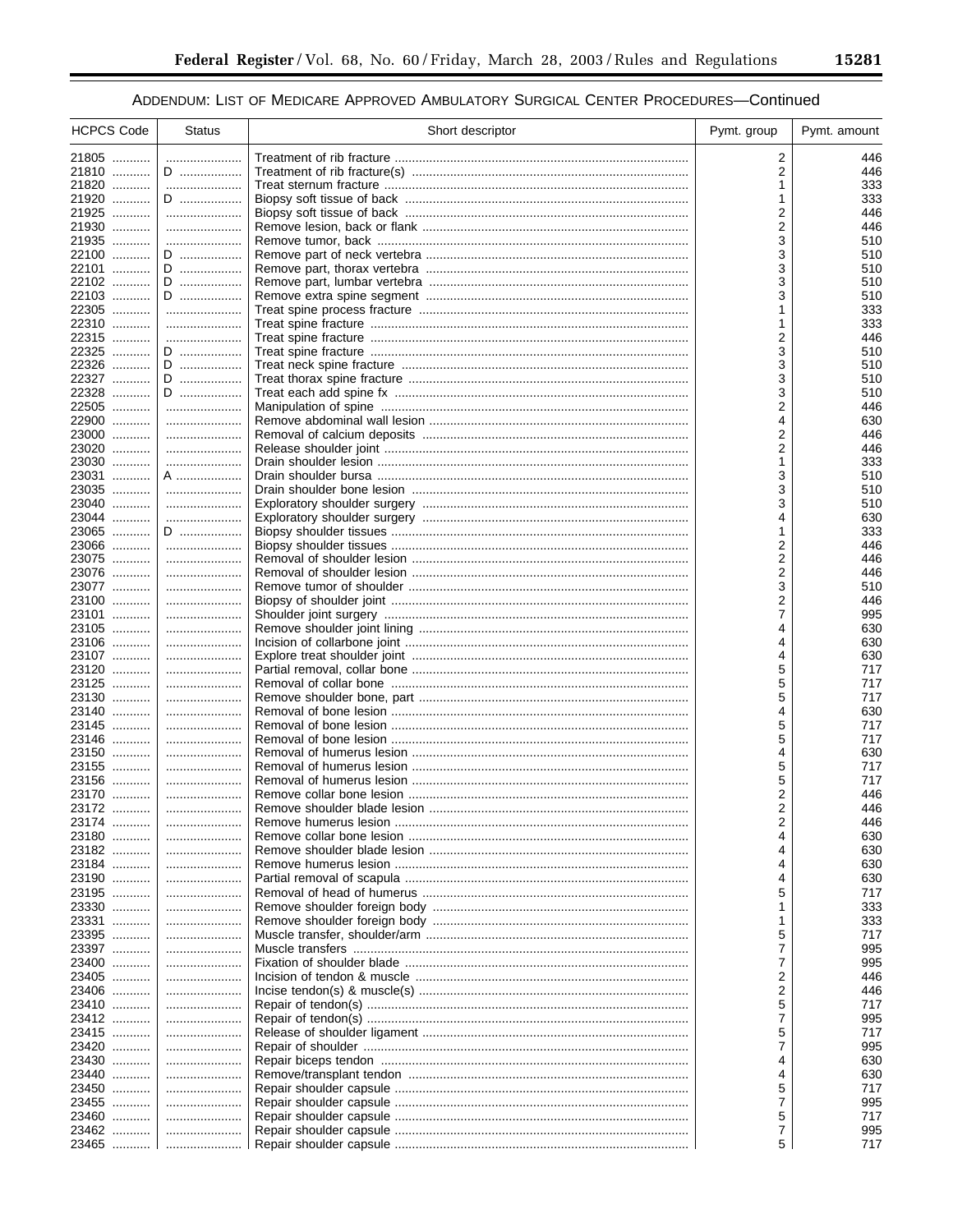ADDENDUM: LIST OF MEDICARE APPROVED AMBULATORY SURGICAL CENTER PROCEDURES—Continued

| HCPCS Code | Status | Short descriptor | Pymt. group | Pymt. amount |
|---|---|---|---|---|
| 21805 | | Treatment of rib fracture | 2 | 446 |
| 21810 | D | Treatment of rib fracture(s) | 2 | 446 |
| 21820 | | Treat sternum fracture | 1 | 333 |
| 21920 | D | Biopsy soft tissue of back | 1 | 333 |
| 21925 | | Biopsy soft tissue of back | 2 | 446 |
| 21930 | | Remove lesion, back or flank | 2 | 446 |
| 21935 | | Remove tumor, back | 3 | 510 |
| 22100 | D | Remove part of neck vertebra | 3 | 510 |
| 22101 | D | Remove part, thorax vertebra | 3 | 510 |
| 22102 | D | Remove part, lumbar vertebra | 3 | 510 |
| 22103 | D | Remove extra spine segment | 3 | 510 |
| 22305 | | Treat spine process fracture | 1 | 333 |
| 22310 | | Treat spine fracture | 1 | 333 |
| 22315 | | Treat spine fracture | 2 | 446 |
| 22325 | D | Treat spine fracture | 3 | 510 |
| 22326 | D | Treat neck spine fracture | 3 | 510 |
| 22327 | D | Treat thorax spine fracture | 3 | 510 |
| 22328 | D | Treat each add spine fx | 3 | 510 |
| 22505 | | Manipulation of spine | 2 | 446 |
| 22900 | | Remove abdominal wall lesion | 4 | 630 |
| 23000 | | Removal of calcium deposits | 2 | 446 |
| 23020 | | Release shoulder joint | 2 | 446 |
| 23030 | | Drain shoulder lesion | 1 | 333 |
| 23031 | A | Drain shoulder bursa | 3 | 510 |
| 23035 | | Drain shoulder bone lesion | 3 | 510 |
| 23040 | | Exploratory shoulder surgery | 3 | 510 |
| 23044 | | Exploratory shoulder surgery | 4 | 630 |
| 23065 | D | Biopsy shoulder tissues | 1 | 333 |
| 23066 | | Biopsy shoulder tissues | 2 | 446 |
| 23075 | | Removal of shoulder lesion | 2 | 446 |
| 23076 | | Removal of shoulder lesion | 2 | 446 |
| 23077 | | Remove tumor of shoulder | 3 | 510 |
| 23100 | | Biopsy of shoulder joint | 2 | 446 |
| 23101 | | Shoulder joint surgery | 7 | 995 |
| 23105 | | Remove shoulder joint lining | 4 | 630 |
| 23106 | | Incision of collarbone joint | 4 | 630 |
| 23107 | | Explore treat shoulder joint | 4 | 630 |
| 23120 | | Partial removal, collar bone | 5 | 717 |
| 23125 | | Removal of collar bone | 5 | 717 |
| 23130 | | Remove shoulder bone, part | 5 | 717 |
| 23140 | | Removal of bone lesion | 4 | 630 |
| 23145 | | Removal of bone lesion | 5 | 717 |
| 23146 | | Removal of bone lesion | 5 | 717 |
| 23150 | | Removal of humerus lesion | 4 | 630 |
| 23155 | | Removal of humerus lesion | 5 | 717 |
| 23156 | | Removal of humerus lesion | 5 | 717 |
| 23170 | | Remove collar bone lesion | 2 | 446 |
| 23172 | | Remove shoulder blade lesion | 2 | 446 |
| 23174 | | Remove humerus lesion | 2 | 446 |
| 23180 | | Remove collar bone lesion | 4 | 630 |
| 23182 | | Remove shoulder blade lesion | 4 | 630 |
| 23184 | | Remove humerus lesion | 4 | 630 |
| 23190 | | Partial removal of scapula | 4 | 630 |
| 23195 | | Removal of head of humerus | 5 | 717 |
| 23330 | | Remove shoulder foreign body | 1 | 333 |
| 23331 | | Remove shoulder foreign body | 1 | 333 |
| 23395 | | Muscle transfer, shoulder/arm | 5 | 717 |
| 23397 | | Muscle transfers | 7 | 995 |
| 23400 | | Fixation of shoulder blade | 7 | 995 |
| 23405 | | Incision of tendon & muscle | 2 | 446 |
| 23406 | | Incise tendon(s) & muscle(s) | 2 | 446 |
| 23410 | | Repair of tendon(s) | 5 | 717 |
| 23412 | | Repair of tendon(s) | 7 | 995 |
| 23415 | | Release of shoulder ligament | 5 | 717 |
| 23420 | | Repair of shoulder | 7 | 995 |
| 23430 | | Repair biceps tendon | 4 | 630 |
| 23440 | | Remove/transplant tendon | 4 | 630 |
| 23450 | | Repair shoulder capsule | 5 | 717 |
| 23455 | | Repair shoulder capsule | 7 | 995 |
| 23460 | | Repair shoulder capsule | 5 | 717 |
| 23462 | | Repair shoulder capsule | 7 | 995 |
| 23465 | | Repair shoulder capsule | 5 | 717 |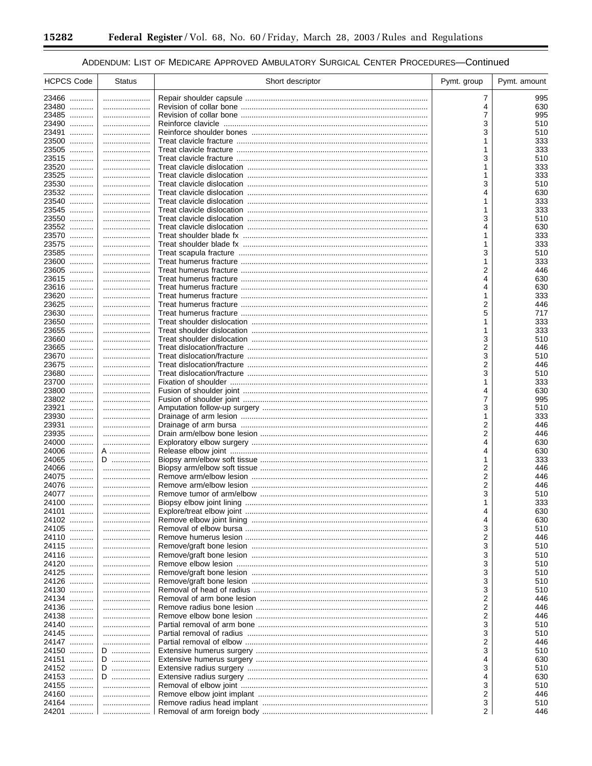ADDENDUM: LIST OF MEDICARE APPROVED AMBULATORY SURGICAL CENTER PROCEDURES—Continued

| HCPCS Code | Status | Short descriptor | Pymt. group | Pymt. amount |
|---|---|---|---|---|
| 23466 | | Repair shoulder capsule | 7 | 995 |
| 23480 | | Revision of collar bone | 4 | 630 |
| 23485 | | Revision of collar bone | 7 | 995 |
| 23490 | | Reinforce clavicle | 3 | 510 |
| 23491 | | Reinforce shoulder bones | 3 | 510 |
| 23500 | | Treat clavicle fracture | 1 | 333 |
| 23505 | | Treat clavicle fracture | 1 | 333 |
| 23515 | | Treat clavicle fracture | 3 | 510 |
| 23520 | | Treat clavicle dislocation | 1 | 333 |
| 23525 | | Treat clavicle dislocation | 1 | 333 |
| 23530 | | Treat clavicle dislocation | 3 | 510 |
| 23532 | | Treat clavicle dislocation | 4 | 630 |
| 23540 | | Treat clavicle dislocation | 1 | 333 |
| 23545 | | Treat clavicle dislocation | 1 | 333 |
| 23550 | | Treat clavicle dislocation | 3 | 510 |
| 23552 | | Treat clavicle dislocation | 4 | 630 |
| 23570 | | Treat shoulder blade fx | 1 | 333 |
| 23575 | | Treat shoulder blade fx | 1 | 333 |
| 23585 | | Treat scapula fracture | 3 | 510 |
| 23600 | | Treat humerus fracture | 1 | 333 |
| 23605 | | Treat humerus fracture | 2 | 446 |
| 23615 | | Treat humerus fracture | 4 | 630 |
| 23616 | | Treat humerus fracture | 4 | 630 |
| 23620 | | Treat humerus fracture | 1 | 333 |
| 23625 | | Treat humerus fracture | 2 | 446 |
| 23630 | | Treat humerus fracture | 5 | 717 |
| 23650 | | Treat shoulder dislocation | 1 | 333 |
| 23655 | | Treat shoulder dislocation | 1 | 333 |
| 23660 | | Treat shoulder dislocation | 3 | 510 |
| 23665 | | Treat dislocation/fracture | 2 | 446 |
| 23670 | | Treat dislocation/fracture | 3 | 510 |
| 23675 | | Treat dislocation/fracture | 2 | 446 |
| 23680 | | Treat dislocation/fracture | 3 | 510 |
| 23700 | | Fixation of shoulder | 1 | 333 |
| 23800 | | Fusion of shoulder joint | 4 | 630 |
| 23802 | | Fusion of shoulder joint | 7 | 995 |
| 23921 | | Amputation follow-up surgery | 3 | 510 |
| 23930 | | Drainage of arm lesion | 1 | 333 |
| 23931 | | Drainage of arm bursa | 2 | 446 |
| 23935 | | Drain arm/elbow bone lesion | 2 | 446 |
| 24000 | | Exploratory elbow surgery | 4 | 630 |
| 24006 | A | Release elbow joint | 4 | 630 |
| 24065 | D | Biopsy arm/elbow soft tissue | 1 | 333 |
| 24066 | | Biopsy arm/elbow soft tissue | 2 | 446 |
| 24075 | | Remove arm/elbow lesion | 2 | 446 |
| 24076 | | Remove arm/elbow lesion | 2 | 446 |
| 24077 | | Remove tumor of arm/elbow | 3 | 510 |
| 24100 | | Biopsy elbow joint lining | 1 | 333 |
| 24101 | | Explore/treat elbow joint | 4 | 630 |
| 24102 | | Remove elbow joint lining | 4 | 630 |
| 24105 | | Removal of elbow bursa | 3 | 510 |
| 24110 | | Remove humerus lesion | 2 | 446 |
| 24115 | | Remove/graft bone lesion | 3 | 510 |
| 24116 | | Remove/graft bone lesion | 3 | 510 |
| 24120 | | Remove elbow lesion | 3 | 510 |
| 24125 | | Remove/graft bone lesion | 3 | 510 |
| 24126 | | Remove/graft bone lesion | 3 | 510 |
| 24130 | | Removal of head of radius | 3 | 510 |
| 24134 | | Removal of arm bone lesion | 2 | 446 |
| 24136 | | Remove radius bone lesion | 2 | 446 |
| 24138 | | Remove elbow bone lesion | 2 | 446 |
| 24140 | | Partial removal of arm bone | 3 | 510 |
| 24145 | | Partial removal of radius | 3 | 510 |
| 24147 | | Partial removal of elbow | 2 | 446 |
| 24150 | D | Extensive humerus surgery | 3 | 510 |
| 24151 | D | Extensive humerus surgery | 4 | 630 |
| 24152 | D | Extensive radius surgery | 3 | 510 |
| 24153 | D | Extensive radius surgery | 4 | 630 |
| 24155 | | Removal of elbow joint | 3 | 510 |
| 24160 | | Remove elbow joint implant | 2 | 446 |
| 24164 | | Remove radius head implant | 3 | 510 |
| 24201 | | Removal of arm foreign body | 2 | 446 |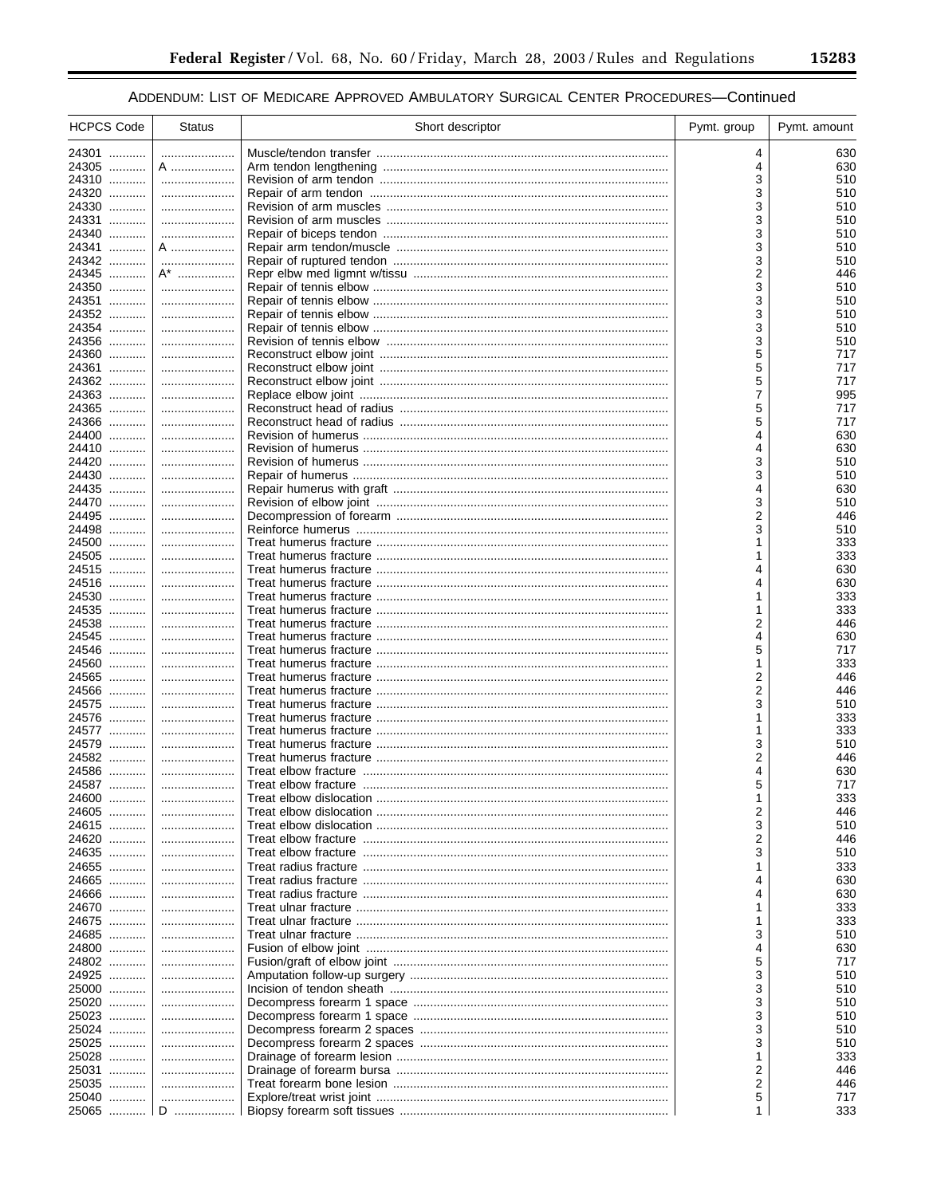ADDENDUM: LIST OF MEDICARE APPROVED AMBULATORY SURGICAL CENTER PROCEDURES—Continued

| HCPCS Code | Status | Short descriptor | Pymt. group | Pymt. amount |
|---|---|---|---|---|
| 24301 | | Muscle/tendon transfer | 4 | 630 |
| 24305 | A | Arm tendon lengthening | 4 | 630 |
| 24310 | | Revision of arm tendon | 3 | 510 |
| 24320 | | Repair of arm tendon | 3 | 510 |
| 24330 | | Revision of arm muscles | 3 | 510 |
| 24331 | | Revision of arm muscles | 3 | 510 |
| 24340 | | Repair of biceps tendon | 3 | 510 |
| 24341 | A | Repair arm tendon/muscle | 3 | 510 |
| 24342 | | Repair of ruptured tendon | 3 | 510 |
| 24345 | A* | Repr elbw med ligmnt w/tissu | 2 | 446 |
| 24350 | | Repair of tennis elbow | 3 | 510 |
| 24351 | | Repair of tennis elbow | 3 | 510 |
| 24352 | | Repair of tennis elbow | 3 | 510 |
| 24354 | | Repair of tennis elbow | 3 | 510 |
| 24356 | | Revision of tennis elbow | 3 | 510 |
| 24360 | | Reconstruct elbow joint | 5 | 717 |
| 24361 | | Reconstruct elbow joint | 5 | 717 |
| 24362 | | Reconstruct elbow joint | 5 | 717 |
| 24363 | | Replace elbow joint | 7 | 995 |
| 24365 | | Reconstruct head of radius | 5 | 717 |
| 24366 | | Reconstruct head of radius | 5 | 717 |
| 24400 | | Revision of humerus | 4 | 630 |
| 24410 | | Revision of humerus | 4 | 630 |
| 24420 | | Revision of humerus | 3 | 510 |
| 24430 | | Repair of humerus | 3 | 510 |
| 24435 | | Repair humerus with graft | 4 | 630 |
| 24470 | | Revision of elbow joint | 3 | 510 |
| 24495 | | Decompression of forearm | 2 | 446 |
| 24498 | | Reinforce humerus | 3 | 510 |
| 24500 | | Treat humerus fracture | 1 | 333 |
| 24505 | | Treat humerus fracture | 1 | 333 |
| 24515 | | Treat humerus fracture | 4 | 630 |
| 24516 | | Treat humerus fracture | 4 | 630 |
| 24530 | | Treat humerus fracture | 1 | 333 |
| 24535 | | Treat humerus fracture | 1 | 333 |
| 24538 | | Treat humerus fracture | 2 | 446 |
| 24545 | | Treat humerus fracture | 4 | 630 |
| 24546 | | Treat humerus fracture | 5 | 717 |
| 24560 | | Treat humerus fracture | 1 | 333 |
| 24565 | | Treat humerus fracture | 2 | 446 |
| 24566 | | Treat humerus fracture | 2 | 446 |
| 24575 | | Treat humerus fracture | 3 | 510 |
| 24576 | | Treat humerus fracture | 1 | 333 |
| 24577 | | Treat humerus fracture | 1 | 333 |
| 24579 | | Treat humerus fracture | 3 | 510 |
| 24582 | | Treat humerus fracture | 2 | 446 |
| 24586 | | Treat elbow fracture | 4 | 630 |
| 24587 | | Treat elbow fracture | 5 | 717 |
| 24600 | | Treat elbow dislocation | 1 | 333 |
| 24605 | | Treat elbow dislocation | 2 | 446 |
| 24615 | | Treat elbow dislocation | 3 | 510 |
| 24620 | | Treat elbow fracture | 2 | 446 |
| 24635 | | Treat elbow fracture | 3 | 510 |
| 24655 | | Treat radius fracture | 1 | 333 |
| 24665 | | Treat radius fracture | 4 | 630 |
| 24666 | | Treat radius fracture | 4 | 630 |
| 24670 | | Treat ulnar fracture | 1 | 333 |
| 24675 | | Treat ulnar fracture | 1 | 333 |
| 24685 | | Treat ulnar fracture | 3 | 510 |
| 24800 | | Fusion of elbow joint | 4 | 630 |
| 24802 | | Fusion/graft of elbow joint | 5 | 717 |
| 24925 | | Amputation follow-up surgery | 3 | 510 |
| 25000 | | Incision of tendon sheath | 3 | 510 |
| 25020 | | Decompress forearm 1 space | 3 | 510 |
| 25023 | | Decompress forearm 1 space | 3 | 510 |
| 25024 | | Decompress forearm 2 spaces | 3 | 510 |
| 25025 | | Decompress forearm 2 spaces | 3 | 510 |
| 25028 | | Drainage of forearm lesion | 1 | 333 |
| 25031 | | Drainage of forearm bursa | 2 | 446 |
| 25035 | | Treat forearm bone lesion | 2 | 446 |
| 25040 | | Explore/treat wrist joint | 5 | 717 |
| 25065 | D | Biopsy forearm soft tissues | 1 | 333 |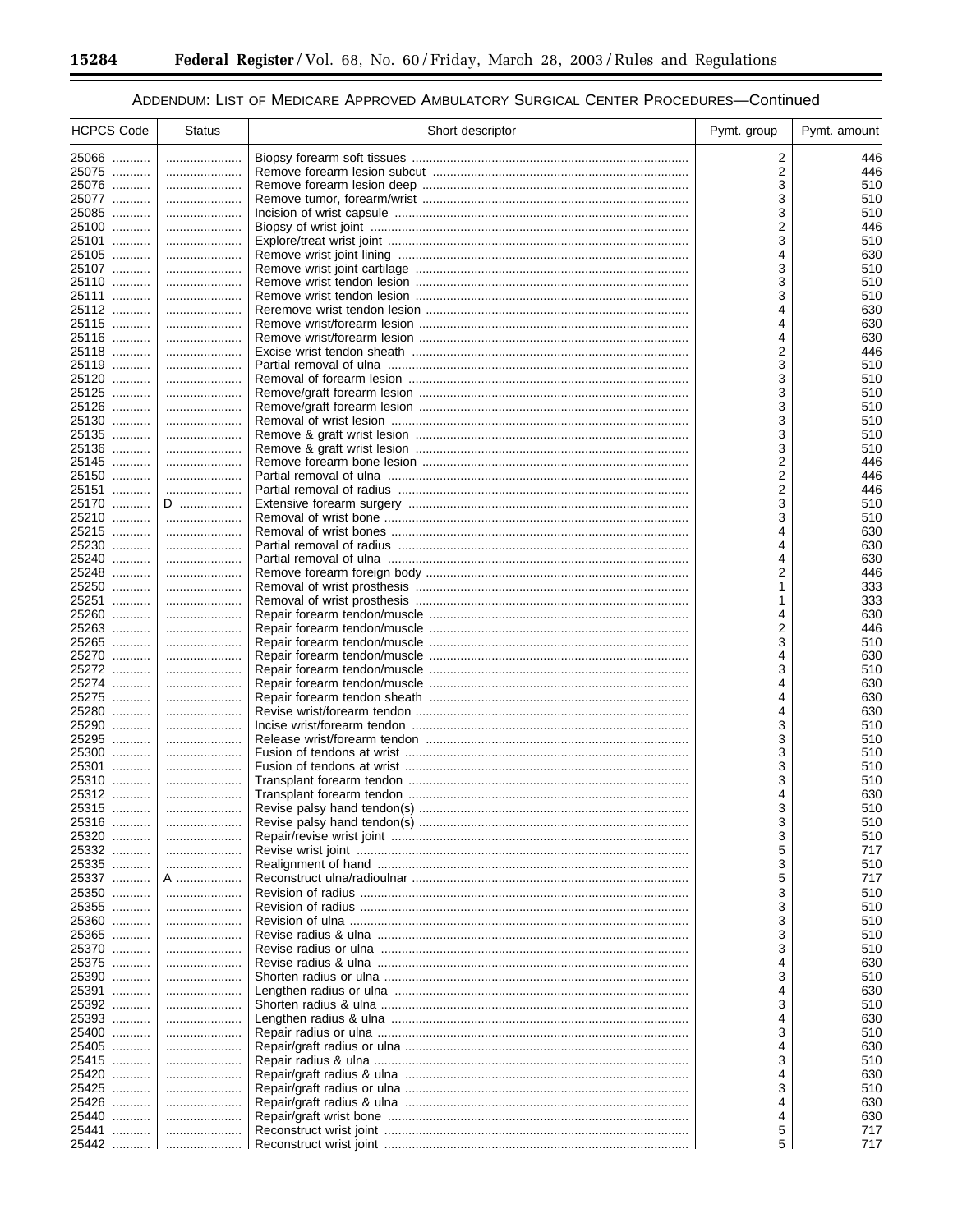ADDENDUM: LIST OF MEDICARE APPROVED AMBULATORY SURGICAL CENTER PROCEDURES—Continued

| HCPCS Code | Status | Short descriptor | Pymt. group | Pymt. amount |
|---|---|---|---|---|
| 25066 | | Biopsy forearm soft tissues | 2 | 446 |
| 25075 | | Remove forearm lesion subcut | 2 | 446 |
| 25076 | | Remove forearm lesion deep | 3 | 510 |
| 25077 | | Remove tumor, forearm/wrist | 3 | 510 |
| 25085 | | Incision of wrist capsule | 3 | 510 |
| 25100 | | Biopsy of wrist joint | 2 | 446 |
| 25101 | | Explore/treat wrist joint | 3 | 510 |
| 25105 | | Remove wrist joint lining | 4 | 630 |
| 25107 | | Remove wrist joint cartilage | 3 | 510 |
| 25110 | | Remove wrist tendon lesion | 3 | 510 |
| 25111 | | Remove wrist tendon lesion | 3 | 510 |
| 25112 | | Reremove wrist tendon lesion | 4 | 630 |
| 25115 | | Remove wrist/forearm lesion | 4 | 630 |
| 25116 | | Remove wrist/forearm lesion | 4 | 630 |
| 25118 | | Excise wrist tendon sheath | 2 | 446 |
| 25119 | | Partial removal of ulna | 3 | 510 |
| 25120 | | Removal of forearm lesion | 3 | 510 |
| 25125 | | Remove/graft forearm lesion | 3 | 510 |
| 25126 | | Remove/graft forearm lesion | 3 | 510 |
| 25130 | | Removal of wrist lesion | 3 | 510 |
| 25135 | | Remove & graft wrist lesion | 3 | 510 |
| 25136 | | Remove & graft wrist lesion | 3 | 510 |
| 25145 | | Remove forearm bone lesion | 2 | 446 |
| 25150 | | Partial removal of ulna | 2 | 446 |
| 25151 | | Partial removal of radius | 2 | 446 |
| 25170 | D | Extensive forearm surgery | 3 | 510 |
| 25210 | | Removal of wrist bone | 3 | 510 |
| 25215 | | Removal of wrist bones | 4 | 630 |
| 25230 | | Partial removal of radius | 4 | 630 |
| 25240 | | Partial removal of ulna | 4 | 630 |
| 25248 | | Remove forearm foreign body | 2 | 446 |
| 25250 | | Removal of wrist prosthesis | 1 | 333 |
| 25251 | | Removal of wrist prosthesis | 1 | 333 |
| 25260 | | Repair forearm tendon/muscle | 4 | 630 |
| 25263 | | Repair forearm tendon/muscle | 2 | 446 |
| 25265 | | Repair forearm tendon/muscle | 3 | 510 |
| 25270 | | Repair forearm tendon/muscle | 4 | 630 |
| 25272 | | Repair forearm tendon/muscle | 3 | 510 |
| 25274 | | Repair forearm tendon/muscle | 4 | 630 |
| 25275 | | Repair forearm tendon sheath | 4 | 630 |
| 25280 | | Revise wrist/forearm tendon | 4 | 630 |
| 25290 | | Incise wrist/forearm tendon | 3 | 510 |
| 25295 | | Release wrist/forearm tendon | 3 | 510 |
| 25300 | | Fusion of tendons at wrist | 3 | 510 |
| 25301 | | Fusion of tendons at wrist | 3 | 510 |
| 25310 | | Transplant forearm tendon | 3 | 510 |
| 25312 | | Transplant forearm tendon | 4 | 630 |
| 25315 | | Revise palsy hand tendon(s) | 3 | 510 |
| 25316 | | Revise palsy hand tendon(s) | 3 | 510 |
| 25320 | | Repair/revise wrist joint | 3 | 510 |
| 25332 | | Revise wrist joint | 5 | 717 |
| 25335 | | Realignment of hand | 3 | 510 |
| 25337 | A | Reconstruct ulna/radioulnar | 5 | 717 |
| 25350 | | Revision of radius | 3 | 510 |
| 25355 | | Revision of radius | 3 | 510 |
| 25360 | | Revision of ulna | 3 | 510 |
| 25365 | | Revise radius & ulna | 3 | 510 |
| 25370 | | Revise radius or ulna | 3 | 510 |
| 25375 | | Revise radius & ulna | 4 | 630 |
| 25390 | | Shorten radius or ulna | 3 | 510 |
| 25391 | | Lengthen radius or ulna | 4 | 630 |
| 25392 | | Shorten radius & ulna | 3 | 510 |
| 25393 | | Lengthen radius & ulna | 4 | 630 |
| 25400 | | Repair radius or ulna | 3 | 510 |
| 25405 | | Repair/graft radius or ulna | 4 | 630 |
| 25415 | | Repair radius & ulna | 3 | 510 |
| 25420 | | Repair/graft radius & ulna | 4 | 630 |
| 25425 | | Repair/graft radius or ulna | 3 | 510 |
| 25426 | | Repair/graft radius & ulna | 4 | 630 |
| 25440 | | Repair/graft wrist bone | 4 | 630 |
| 25441 | | Reconstruct wrist joint | 5 | 717 |
| 25442 | | Reconstruct wrist joint | 5 | 717 |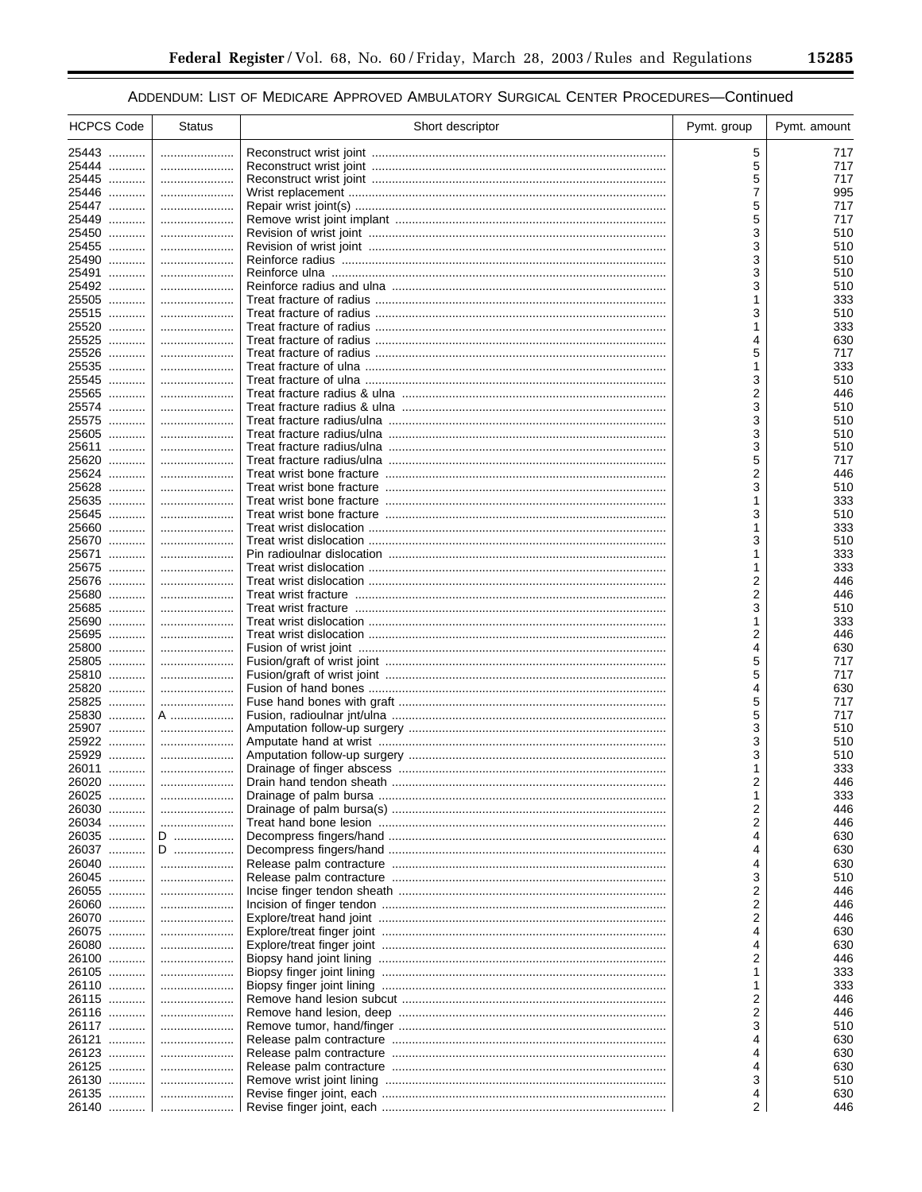ADDENDUM: LIST OF MEDICARE APPROVED AMBULATORY SURGICAL CENTER PROCEDURES—Continued

| HCPCS Code | Status | Short descriptor | Pymt. group | Pymt. amount |
|---|---|---|---|---|
| 25443 | | Reconstruct wrist joint | 5 | 717 |
| 25444 | | Reconstruct wrist joint | 5 | 717 |
| 25445 | | Reconstruct wrist joint | 5 | 717 |
| 25446 | | Wrist replacement | 7 | 995 |
| 25447 | | Repair wrist joint(s) | 5 | 717 |
| 25449 | | Remove wrist joint implant | 5 | 717 |
| 25450 | | Revision of wrist joint | 3 | 510 |
| 25455 | | Revision of wrist joint | 3 | 510 |
| 25490 | | Reinforce radius | 3 | 510 |
| 25491 | | Reinforce ulna | 3 | 510 |
| 25492 | | Reinforce radius and ulna | 3 | 510 |
| 25505 | | Treat fracture of radius | 1 | 333 |
| 25515 | | Treat fracture of radius | 3 | 510 |
| 25520 | | Treat fracture of radius | 1 | 333 |
| 25525 | | Treat fracture of radius | 4 | 630 |
| 25526 | | Treat fracture of radius | 5 | 717 |
| 25535 | | Treat fracture of ulna | 1 | 333 |
| 25545 | | Treat fracture of ulna | 3 | 510 |
| 25565 | | Treat fracture radius & ulna | 2 | 446 |
| 25574 | | Treat fracture radius & ulna | 3 | 510 |
| 25575 | | Treat fracture radius/ulna | 3 | 510 |
| 25605 | | Treat fracture radius/ulna | 3 | 510 |
| 25611 | | Treat fracture radius/ulna | 3 | 510 |
| 25620 | | Treat fracture radius/ulna | 5 | 717 |
| 25624 | | Treat wrist bone fracture | 2 | 446 |
| 25628 | | Treat wrist bone fracture | 3 | 510 |
| 25635 | | Treat wrist bone fracture | 1 | 333 |
| 25645 | | Treat wrist bone fracture | 3 | 510 |
| 25660 | | Treat wrist dislocation | 1 | 333 |
| 25670 | | Treat wrist dislocation | 3 | 510 |
| 25671 | | Pin radioulnar dislocation | 1 | 333 |
| 25675 | | Treat wrist dislocation | 1 | 333 |
| 25676 | | Treat wrist dislocation | 2 | 446 |
| 25680 | | Treat wrist fracture | 2 | 446 |
| 25685 | | Treat wrist fracture | 3 | 510 |
| 25690 | | Treat wrist dislocation | 1 | 333 |
| 25695 | | Treat wrist dislocation | 2 | 446 |
| 25800 | | Fusion of wrist joint | 4 | 630 |
| 25805 | | Fusion/graft of wrist joint | 5 | 717 |
| 25810 | | Fusion/graft of wrist joint | 5 | 717 |
| 25820 | | Fusion of hand bones | 4 | 630 |
| 25825 | | Fuse hand bones with graft | 5 | 717 |
| 25830 | A | Fusion, radioulnar jnt/ulna | 5 | 717 |
| 25907 | | Amputation follow-up surgery | 3 | 510 |
| 25922 | | Amputate hand at wrist | 3 | 510 |
| 25929 | | Amputation follow-up surgery | 3 | 510 |
| 26011 | | Drainage of finger abscess | 1 | 333 |
| 26020 | | Drain hand tendon sheath | 2 | 446 |
| 26025 | | Drainage of palm bursa | 1 | 333 |
| 26030 | | Drainage of palm bursa(s) | 2 | 446 |
| 26034 | | Treat hand bone lesion | 2 | 446 |
| 26035 | D | Decompress fingers/hand | 4 | 630 |
| 26037 | D | Decompress fingers/hand | 4 | 630 |
| 26040 | | Release palm contracture | 4 | 630 |
| 26045 | | Release palm contracture | 3 | 510 |
| 26055 | | Incise finger tendon sheath | 2 | 446 |
| 26060 | | Incision of finger tendon | 2 | 446 |
| 26070 | | Explore/treat hand joint | 2 | 446 |
| 26075 | | Explore/treat finger joint | 4 | 630 |
| 26080 | | Explore/treat finger joint | 4 | 630 |
| 26100 | | Biopsy hand joint lining | 2 | 446 |
| 26105 | | Biopsy finger joint lining | 1 | 333 |
| 26110 | | Biopsy finger joint lining | 1 | 333 |
| 26115 | | Remove hand lesion subcut | 2 | 446 |
| 26116 | | Remove hand lesion, deep | 2 | 446 |
| 26117 | | Remove tumor, hand/finger | 3 | 510 |
| 26121 | | Release palm contracture | 4 | 630 |
| 26123 | | Release palm contracture | 4 | 630 |
| 26125 | | Release palm contracture | 4 | 630 |
| 26130 | | Remove wrist joint lining | 3 | 510 |
| 26135 | | Revise finger joint, each | 4 | 630 |
| 26140 | | Revise finger joint, each | 2 | 446 |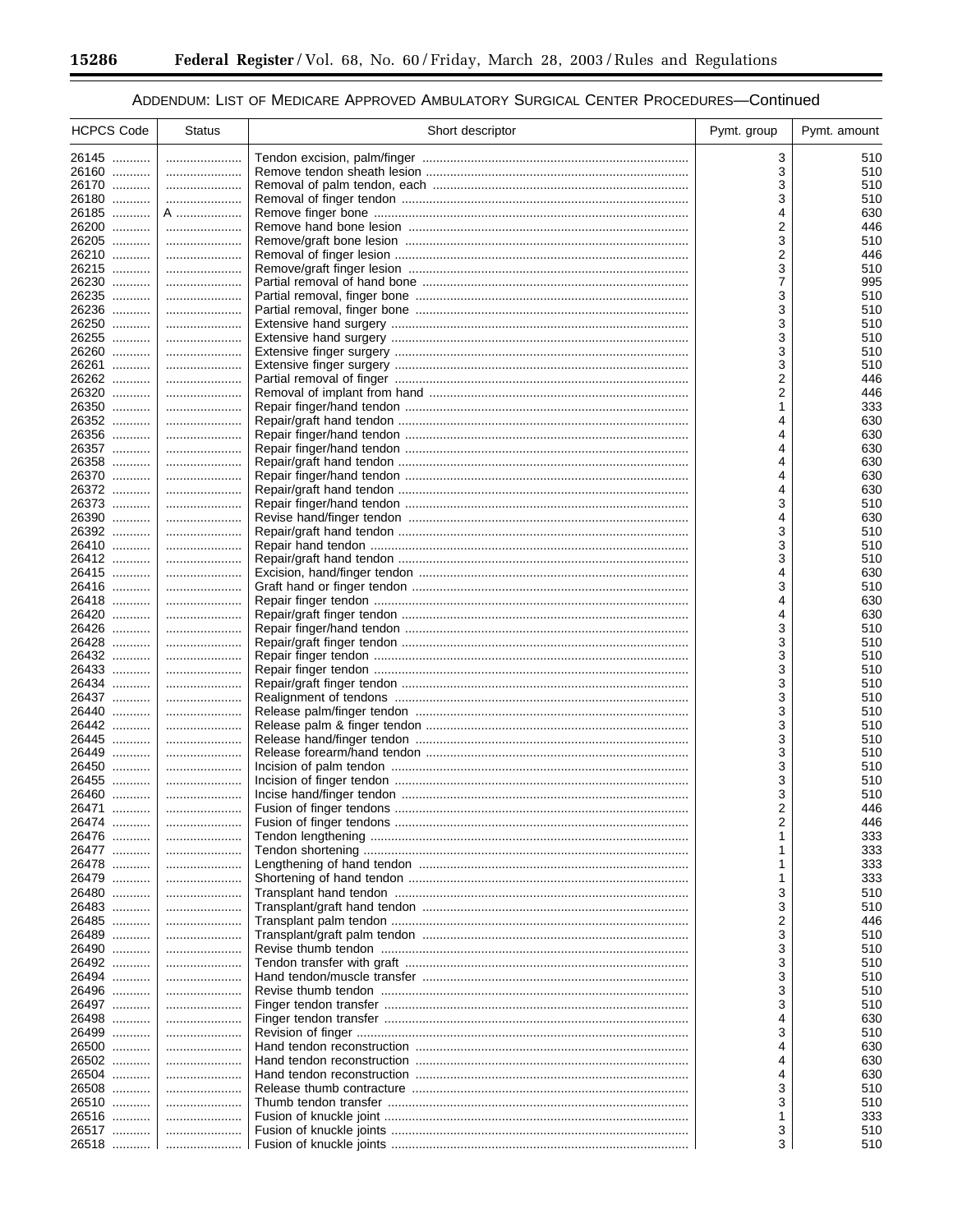ADDENDUM: LIST OF MEDICARE APPROVED AMBULATORY SURGICAL CENTER PROCEDURES—Continued

| HCPCS Code | Status | Short descriptor | Pymt. group | Pymt. amount |
|---|---|---|---|---|
| 26145 | | Tendon excision, palm/finger | 3 | 510 |
| 26160 | | Remove tendon sheath lesion | 3 | 510 |
| 26170 | | Removal of palm tendon, each | 3 | 510 |
| 26180 | | Removal of finger tendon | 3 | 510 |
| 26185 | A | Remove finger bone | 4 | 630 |
| 26200 | | Remove hand bone lesion | 2 | 446 |
| 26205 | | Remove/graft bone lesion | 3 | 510 |
| 26210 | | Removal of finger lesion | 2 | 446 |
| 26215 | | Remove/graft finger lesion | 3 | 510 |
| 26230 | | Partial removal of hand bone | 7 | 995 |
| 26235 | | Partial removal, finger bone | 3 | 510 |
| 26236 | | Partial removal, finger bone | 3 | 510 |
| 26250 | | Extensive hand surgery | 3 | 510 |
| 26255 | | Extensive hand surgery | 3 | 510 |
| 26260 | | Extensive finger surgery | 3 | 510 |
| 26261 | | Extensive finger surgery | 3 | 510 |
| 26262 | | Partial removal of finger | 2 | 446 |
| 26320 | | Removal of implant from hand | 2 | 446 |
| 26350 | | Repair finger/hand tendon | 1 | 333 |
| 26352 | | Repair/graft hand tendon | 4 | 630 |
| 26356 | | Repair finger/hand tendon | 4 | 630 |
| 26357 | | Repair finger/hand tendon | 4 | 630 |
| 26358 | | Repair/graft hand tendon | 4 | 630 |
| 26370 | | Repair finger/hand tendon | 4 | 630 |
| 26372 | | Repair/graft hand tendon | 4 | 630 |
| 26373 | | Repair finger/hand tendon | 3 | 510 |
| 26390 | | Revise hand/finger tendon | 4 | 630 |
| 26392 | | Repair/graft hand tendon | 3 | 510 |
| 26410 | | Repair hand tendon | 3 | 510 |
| 26412 | | Repair/graft hand tendon | 3 | 510 |
| 26415 | | Excision, hand/finger tendon | 4 | 630 |
| 26416 | | Graft hand or finger tendon | 3 | 510 |
| 26418 | | Repair finger tendon | 4 | 630 |
| 26420 | | Repair/graft finger tendon | 4 | 630 |
| 26426 | | Repair finger/hand tendon | 3 | 510 |
| 26428 | | Repair/graft finger tendon | 3 | 510 |
| 26432 | | Repair finger tendon | 3 | 510 |
| 26433 | | Repair finger tendon | 3 | 510 |
| 26434 | | Repair/graft finger tendon | 3 | 510 |
| 26437 | | Realignment of tendons | 3 | 510 |
| 26440 | | Release palm/finger tendon | 3 | 510 |
| 26442 | | Release palm & finger tendon | 3 | 510 |
| 26445 | | Release hand/finger tendon | 3 | 510 |
| 26449 | | Release forearm/hand tendon | 3 | 510 |
| 26450 | | Incision of palm tendon | 3 | 510 |
| 26455 | | Incision of finger tendon | 3 | 510 |
| 26460 | | Incise hand/finger tendon | 3 | 510 |
| 26471 | | Fusion of finger tendons | 2 | 446 |
| 26474 | | Fusion of finger tendons | 2 | 446 |
| 26476 | | Tendon lengthening | 1 | 333 |
| 26477 | | Tendon shortening | 1 | 333 |
| 26478 | | Lengthening of hand tendon | 1 | 333 |
| 26479 | | Shortening of hand tendon | 1 | 333 |
| 26480 | | Transplant hand tendon | 3 | 510 |
| 26483 | | Transplant/graft hand tendon | 3 | 510 |
| 26485 | | Transplant palm tendon | 2 | 446 |
| 26489 | | Transplant/graft palm tendon | 3 | 510 |
| 26490 | | Revise thumb tendon | 3 | 510 |
| 26492 | | Tendon transfer with graft | 3 | 510 |
| 26494 | | Hand tendon/muscle transfer | 3 | 510 |
| 26496 | | Revise thumb tendon | 3 | 510 |
| 26497 | | Finger tendon transfer | 3 | 510 |
| 26498 | | Finger tendon transfer | 4 | 630 |
| 26499 | | Revision of finger | 3 | 510 |
| 26500 | | Hand tendon reconstruction | 4 | 630 |
| 26502 | | Hand tendon reconstruction | 4 | 630 |
| 26504 | | Hand tendon reconstruction | 4 | 630 |
| 26508 | | Release thumb contracture | 3 | 510 |
| 26510 | | Thumb tendon transfer | 3 | 510 |
| 26516 | | Fusion of knuckle joint | 1 | 333 |
| 26517 | | Fusion of knuckle joints | 3 | 510 |
| 26518 | | Fusion of knuckle joints | 3 | 510 |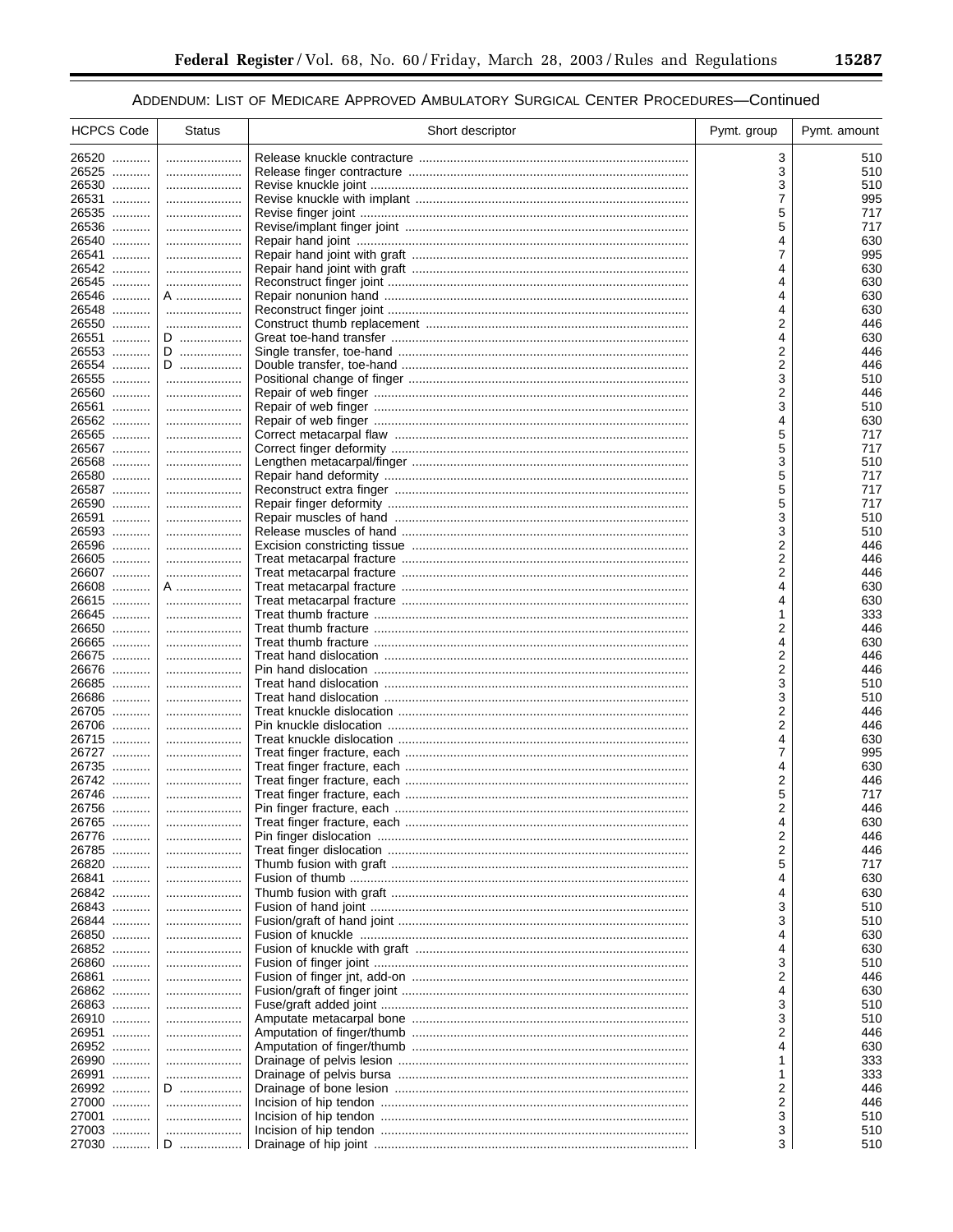ADDENDUM: LIST OF MEDICARE APPROVED AMBULATORY SURGICAL CENTER PROCEDURES—Continued

| HCPCS Code | Status | Short descriptor | Pymt. group | Pymt. amount |
|---|---|---|---|---|
| 26520 | | Release knuckle contracture | 3 | 510 |
| 26525 | | Release finger contracture | 3 | 510 |
| 26530 | | Revise knuckle joint | 3 | 510 |
| 26531 | | Revise knuckle with implant | 7 | 995 |
| 26535 | | Revise finger joint | 5 | 717 |
| 26536 | | Revise/implant finger joint | 5 | 717 |
| 26540 | | Repair hand joint | 4 | 630 |
| 26541 | | Repair hand joint with graft | 7 | 995 |
| 26542 | | Repair hand joint with graft | 4 | 630 |
| 26545 | | Reconstruct finger joint | 4 | 630 |
| 26546 | A | Repair nonunion hand | 4 | 630 |
| 26548 | | Reconstruct finger joint | 4 | 630 |
| 26550 | | Construct thumb replacement | 2 | 446 |
| 26551 | D | Great toe-hand transfer | 4 | 630 |
| 26553 | D | Single transfer, toe-hand | 2 | 446 |
| 26554 | D | Double transfer, toe-hand | 2 | 446 |
| 26555 | | Positional change of finger | 3 | 510 |
| 26560 | | Repair of web finger | 2 | 446 |
| 26561 | | Repair of web finger | 3 | 510 |
| 26562 | | Repair of web finger | 4 | 630 |
| 26565 | | Correct metacarpal flaw | 5 | 717 |
| 26567 | | Correct finger deformity | 5 | 717 |
| 26568 | | Lengthen metacarpal/finger | 3 | 510 |
| 26580 | | Repair hand deformity | 5 | 717 |
| 26587 | | Reconstruct extra finger | 5 | 717 |
| 26590 | | Repair finger deformity | 5 | 717 |
| 26591 | | Repair muscles of hand | 3 | 510 |
| 26593 | | Release muscles of hand | 3 | 510 |
| 26596 | | Excision constricting tissue | 2 | 446 |
| 26605 | | Treat metacarpal fracture | 2 | 446 |
| 26607 | | Treat metacarpal fracture | 2 | 446 |
| 26608 | A | Treat metacarpal fracture | 4 | 630 |
| 26615 | | Treat metacarpal fracture | 4 | 630 |
| 26645 | | Treat thumb fracture | 1 | 333 |
| 26650 | | Treat thumb fracture | 2 | 446 |
| 26665 | | Treat thumb fracture | 4 | 630 |
| 26675 | | Treat hand dislocation | 2 | 446 |
| 26676 | | Pin hand dislocation | 2 | 446 |
| 26685 | | Treat hand dislocation | 3 | 510 |
| 26686 | | Treat hand dislocation | 3 | 510 |
| 26705 | | Treat knuckle dislocation | 2 | 446 |
| 26706 | | Pin knuckle dislocation | 2 | 446 |
| 26715 | | Treat knuckle dislocation | 4 | 630 |
| 26727 | | Treat finger fracture, each | 7 | 995 |
| 26735 | | Treat finger fracture, each | 4 | 630 |
| 26742 | | Treat finger fracture, each | 2 | 446 |
| 26746 | | Treat finger fracture, each | 5 | 717 |
| 26756 | | Pin finger fracture, each | 2 | 446 |
| 26765 | | Treat finger fracture, each | 4 | 630 |
| 26776 | | Pin finger dislocation | 2 | 446 |
| 26785 | | Treat finger dislocation | 2 | 446 |
| 26820 | | Thumb fusion with graft | 5 | 717 |
| 26841 | | Fusion of thumb | 4 | 630 |
| 26842 | | Thumb fusion with graft | 4 | 630 |
| 26843 | | Fusion of hand joint | 3 | 510 |
| 26844 | | Fusion/graft of hand joint | 3 | 510 |
| 26850 | | Fusion of knuckle | 4 | 630 |
| 26852 | | Fusion of knuckle with graft | 4 | 630 |
| 26860 | | Fusion of finger joint | 3 | 510 |
| 26861 | | Fusion of finger jnt, add-on | 2 | 446 |
| 26862 | | Fusion/graft of finger joint | 4 | 630 |
| 26863 | | Fuse/graft added joint | 3 | 510 |
| 26910 | | Amputate metacarpal bone | 3 | 510 |
| 26951 | | Amputation of finger/thumb | 2 | 446 |
| 26952 | | Amputation of finger/thumb | 4 | 630 |
| 26990 | | Drainage of pelvis lesion | 1 | 333 |
| 26991 | | Drainage of pelvis bursa | 1 | 333 |
| 26992 | D | Drainage of bone lesion | 2 | 446 |
| 27000 | | Incision of hip tendon | 2 | 446 |
| 27001 | | Incision of hip tendon | 3 | 510 |
| 27003 | | Incision of hip tendon | 3 | 510 |
| 27030 | D | Drainage of hip joint | 3 | 510 |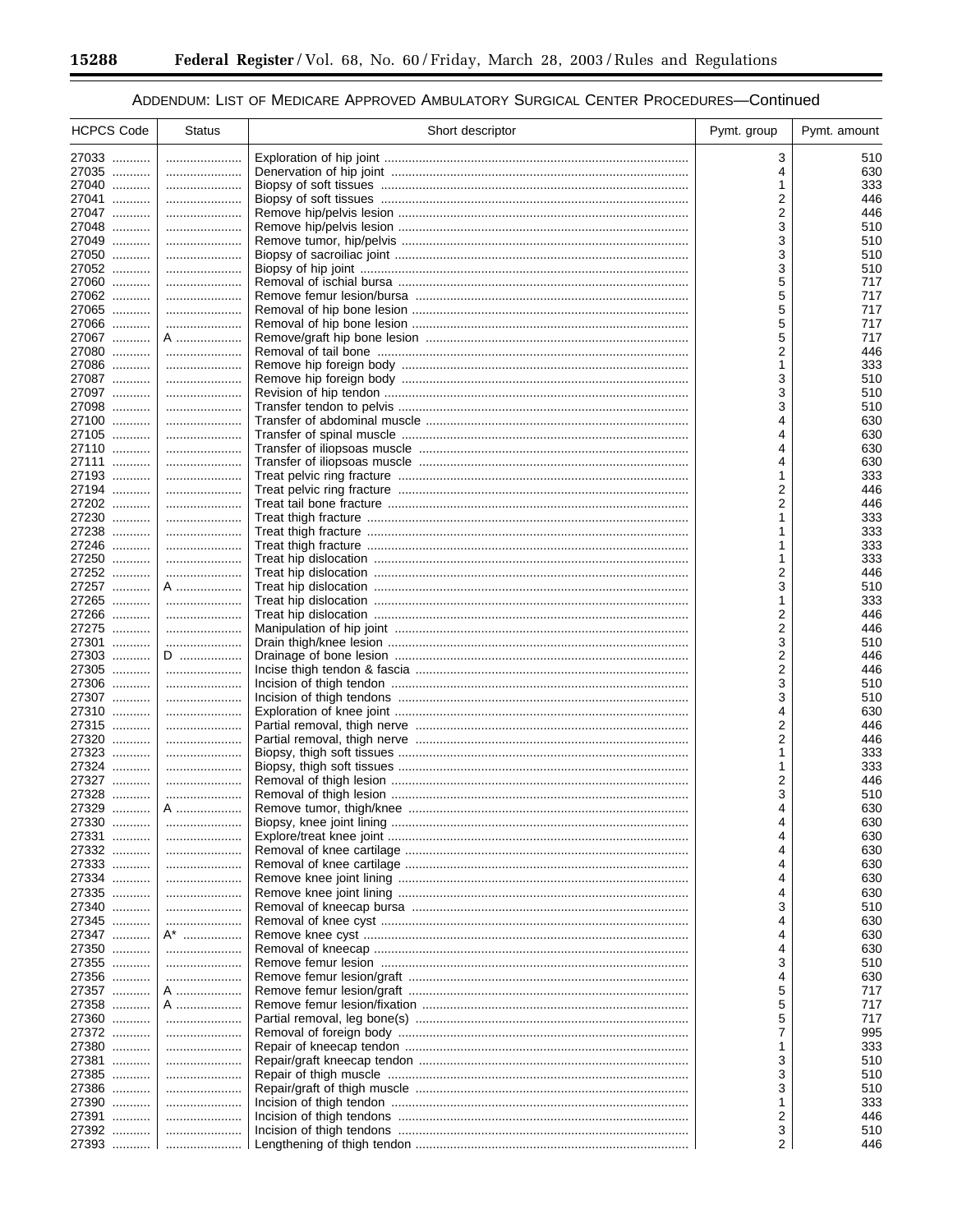ADDENDUM: LIST OF MEDICARE APPROVED AMBULATORY SURGICAL CENTER PROCEDURES—Continued

| HCPCS Code | Status | Short descriptor | Pymt. group | Pymt. amount |
|---|---|---|---|---|
| 27033 | | Exploration of hip joint | 3 | 510 |
| 27035 | | Denervation of hip joint | 4 | 630 |
| 27040 | | Biopsy of soft tissues | 1 | 333 |
| 27041 | | Biopsy of soft tissues | 2 | 446 |
| 27047 | | Remove hip/pelvis lesion | 2 | 446 |
| 27048 | | Remove hip/pelvis lesion | 3 | 510 |
| 27049 | | Remove tumor, hip/pelvis | 3 | 510 |
| 27050 | | Biopsy of sacroiliac joint | 3 | 510 |
| 27052 | | Biopsy of hip joint | 3 | 510 |
| 27060 | | Removal of ischial bursa | 5 | 717 |
| 27062 | | Remove femur lesion/bursa | 5 | 717 |
| 27065 | | Removal of hip bone lesion | 5 | 717 |
| 27066 | | Removal of hip bone lesion | 5 | 717 |
| 27067 | A | Remove/graft hip bone lesion | 5 | 717 |
| 27080 | | Removal of tail bone | 2 | 446 |
| 27086 | | Remove hip foreign body | 1 | 333 |
| 27087 | | Remove hip foreign body | 3 | 510 |
| 27097 | | Revision of hip tendon | 3 | 510 |
| 27098 | | Transfer tendon to pelvis | 3 | 510 |
| 27100 | | Transfer of abdominal muscle | 4 | 630 |
| 27105 | | Transfer of spinal muscle | 4 | 630 |
| 27110 | | Transfer of iliopsoas muscle | 4 | 630 |
| 27111 | | Transfer of iliopsoas muscle | 4 | 630 |
| 27193 | | Treat pelvic ring fracture | 1 | 333 |
| 27194 | | Treat pelvic ring fracture | 2 | 446 |
| 27202 | | Treat tail bone fracture | 2 | 446 |
| 27230 | | Treat thigh fracture | 1 | 333 |
| 27238 | | Treat thigh fracture | 1 | 333 |
| 27246 | | Treat thigh fracture | 1 | 333 |
| 27250 | | Treat hip dislocation | 1 | 333 |
| 27252 | | Treat hip dislocation | 2 | 446 |
| 27257 | A | Treat hip dislocation | 3 | 510 |
| 27265 | | Treat hip dislocation | 1 | 333 |
| 27266 | | Treat hip dislocation | 2 | 446 |
| 27275 | | Manipulation of hip joint | 2 | 446 |
| 27301 | | Drain thigh/knee lesion | 3 | 510 |
| 27303 | D | Drainage of bone lesion | 2 | 446 |
| 27305 | | Incise thigh tendon & fascia | 2 | 446 |
| 27306 | | Incision of thigh tendon | 3 | 510 |
| 27307 | | Incision of thigh tendons | 3 | 510 |
| 27310 | | Exploration of knee joint | 4 | 630 |
| 27315 | | Partial removal, thigh nerve | 2 | 446 |
| 27320 | | Partial removal, thigh nerve | 2 | 446 |
| 27323 | | Biopsy, thigh soft tissues | 1 | 333 |
| 27324 | | Biopsy, thigh soft tissues | 1 | 333 |
| 27327 | | Removal of thigh lesion | 2 | 446 |
| 27328 | | Removal of thigh lesion | 3 | 510 |
| 27329 | A | Remove tumor, thigh/knee | 4 | 630 |
| 27330 | | Biopsy, knee joint lining | 4 | 630 |
| 27331 | | Explore/treat knee joint | 4 | 630 |
| 27332 | | Removal of knee cartilage | 4 | 630 |
| 27333 | | Removal of knee cartilage | 4 | 630 |
| 27334 | | Remove knee joint lining | 4 | 630 |
| 27335 | | Remove knee joint lining | 4 | 630 |
| 27340 | | Removal of kneecap bursa | 3 | 510 |
| 27345 | | Removal of knee cyst | 4 | 630 |
| 27347 | A* | Remove knee cyst | 4 | 630 |
| 27350 | | Removal of kneecap | 4 | 630 |
| 27355 | | Remove femur lesion | 3 | 510 |
| 27356 | | Remove femur lesion/graft | 4 | 630 |
| 27357 | A | Remove femur lesion/graft | 5 | 717 |
| 27358 | A | Remove femur lesion/fixation | 5 | 717 |
| 27360 | | Partial removal, leg bone(s) | 5 | 717 |
| 27372 | | Removal of foreign body | 7 | 995 |
| 27380 | | Repair of kneecap tendon | 1 | 333 |
| 27381 | | Repair/graft kneecap tendon | 3 | 510 |
| 27385 | | Repair of thigh muscle | 3 | 510 |
| 27386 | | Repair/graft of thigh muscle | 3 | 510 |
| 27390 | | Incision of thigh tendon | 1 | 333 |
| 27391 | | Incision of thigh tendons | 2 | 446 |
| 27392 | | Incision of thigh tendons | 3 | 510 |
| 27393 | | Lengthening of thigh tendon | 2 | 446 |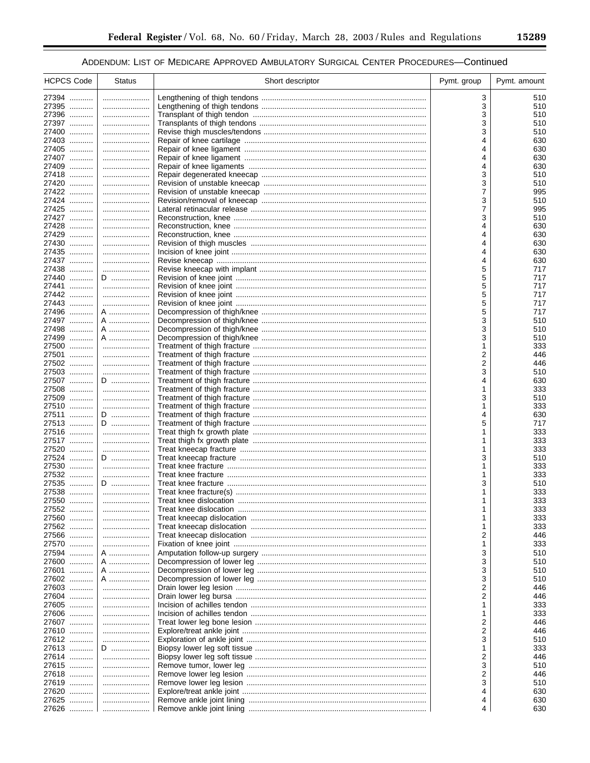ADDENDUM: LIST OF MEDICARE APPROVED AMBULATORY SURGICAL CENTER PROCEDURES—Continued

| HCPCS Code | Status | Short descriptor | Pymt. group | Pymt. amount |
| --- | --- | --- | --- | --- |
| 27394 | | Lengthening of thigh tendons | 3 | 510 |
| 27395 | | Lengthening of thigh tendons | 3 | 510 |
| 27396 | | Transplant of thigh tendon | 3 | 510 |
| 27397 | | Transplants of thigh tendons | 3 | 510 |
| 27400 | | Revise thigh muscles/tendons | 3 | 510 |
| 27403 | | Repair of knee cartilage | 4 | 630 |
| 27405 | | Repair of knee ligament | 4 | 630 |
| 27407 | | Repair of knee ligament | 4 | 630 |
| 27409 | | Repair of knee ligaments | 4 | 630 |
| 27418 | | Repair degenerated kneecap | 3 | 510 |
| 27420 | | Revision of unstable kneecap | 3 | 510 |
| 27422 | | Revision of unstable kneecap | 7 | 995 |
| 27424 | | Revision/removal of kneecap | 3 | 510 |
| 27425 | | Lateral retinacular release | 7 | 995 |
| 27427 | | Reconstruction, knee | 3 | 510 |
| 27428 | | Reconstruction, knee | 4 | 630 |
| 27429 | | Reconstruction, knee | 4 | 630 |
| 27430 | | Revision of thigh muscles | 4 | 630 |
| 27435 | | Incision of knee joint | 4 | 630 |
| 27437 | | Revise kneecap | 4 | 630 |
| 27438 | | Revise kneecap with implant | 5 | 717 |
| 27440 | D | Revision of knee joint | 5 | 717 |
| 27441 | | Revision of knee joint | 5 | 717 |
| 27442 | | Revision of knee joint | 5 | 717 |
| 27443 | | Revision of knee joint | 5 | 717 |
| 27496 | A | Decompression of thigh/knee | 5 | 717 |
| 27497 | A | Decompression of thigh/knee | 3 | 510 |
| 27498 | A | Decompression of thigh/knee | 3 | 510 |
| 27499 | A | Decompression of thigh/knee | 3 | 510 |
| 27500 | | Treatment of thigh fracture | 1 | 333 |
| 27501 | | Treatment of thigh fracture | 2 | 446 |
| 27502 | | Treatment of thigh fracture | 2 | 446 |
| 27503 | | Treatment of thigh fracture | 3 | 510 |
| 27507 | D | Treatment of thigh fracture | 4 | 630 |
| 27508 | | Treatment of thigh fracture | 1 | 333 |
| 27509 | | Treatment of thigh fracture | 3 | 510 |
| 27510 | | Treatment of thigh fracture | 1 | 333 |
| 27511 | D | Treatment of thigh fracture | 4 | 630 |
| 27513 | D | Treatment of thigh fracture | 5 | 717 |
| 27516 | | Treat thigh fx growth plate | 1 | 333 |
| 27517 | | Treat thigh fx growth plate | 1 | 333 |
| 27520 | | Treat kneecap fracture | 1 | 333 |
| 27524 | D | Treat kneecap fracture | 3 | 510 |
| 27530 | | Treat knee fracture | 1 | 333 |
| 27532 | | Treat knee fracture | 1 | 333 |
| 27535 | D | Treat knee fracture | 3 | 510 |
| 27538 | | Treat knee fracture(s) | 1 | 333 |
| 27550 | | Treat knee dislocation | 1 | 333 |
| 27552 | | Treat knee dislocation | 1 | 333 |
| 27560 | | Treat kneecap dislocation | 1 | 333 |
| 27562 | | Treat kneecap dislocation | 1 | 333 |
| 27566 | | Treat kneecap dislocation | 2 | 446 |
| 27570 | | Fixation of knee joint | 1 | 333 |
| 27594 | A | Amputation follow-up surgery | 3 | 510 |
| 27600 | A | Decompression of lower leg | 3 | 510 |
| 27601 | A | Decompression of lower leg | 3 | 510 |
| 27602 | A | Decompression of lower leg | 3 | 510 |
| 27603 | | Drain lower leg lesion | 2 | 446 |
| 27604 | | Drain lower leg bursa | 2 | 446 |
| 27605 | | Incision of achilles tendon | 1 | 333 |
| 27606 | | Incision of achilles tendon | 1 | 333 |
| 27607 | | Treat lower leg bone lesion | 2 | 446 |
| 27610 | | Explore/treat ankle joint | 2 | 446 |
| 27612 | | Exploration of ankle joint | 3 | 510 |
| 27613 | D | Biopsy lower leg soft tissue | 1 | 333 |
| 27614 | | Biopsy lower leg soft tissue | 2 | 446 |
| 27615 | | Remove tumor, lower leg | 3 | 510 |
| 27618 | | Remove lower leg lesion | 2 | 446 |
| 27619 | | Remove lower leg lesion | 3 | 510 |
| 27620 | | Explore/treat ankle joint | 4 | 630 |
| 27625 | | Remove ankle joint lining | 4 | 630 |
| 27626 | | Remove ankle joint lining | 4 | 630 |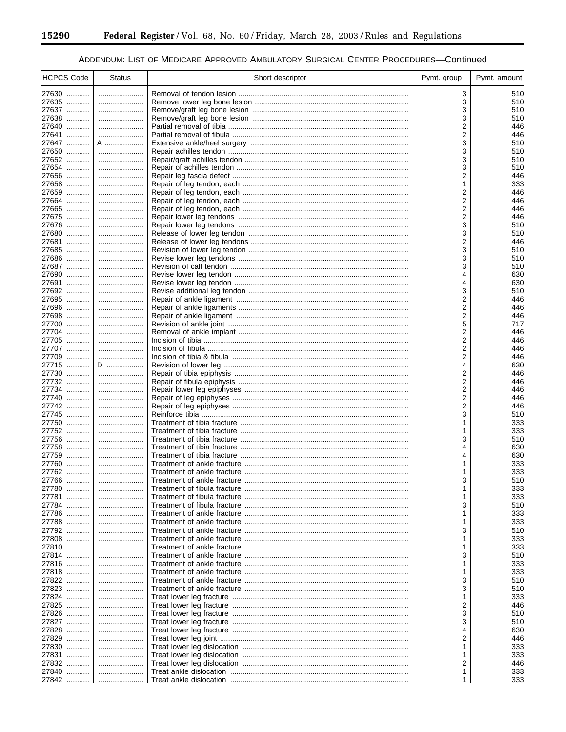## ADDENDUM: LIST OF MEDICARE APPROVED AMBULATORY SURGICAL CENTER PROCEDURES—Continued

| HCPCS Code | Status | Short descriptor | Pymt. group | Pymt. amount |
|---|---|---|---|---|
| 27630 | | Removal of tendon lesion | 3 | 510 |
| 27635 | | Remove lower leg bone lesion | 3 | 510 |
| 27637 | | Remove/graft leg bone lesion | 3 | 510 |
| 27638 | | Remove/graft leg bone lesion | 3 | 510 |
| 27640 | | Partial removal of tibia | 2 | 446 |
| 27641 | | Partial removal of fibula | 2 | 446 |
| 27647 | A | Extensive ankle/heel surgery | 3 | 510 |
| 27650 | | Repair achilles tendon | 3 | 510 |
| 27652 | | Repair/graft achilles tendon | 3 | 510 |
| 27654 | | Repair of achilles tendon | 3 | 510 |
| 27656 | | Repair leg fascia defect | 2 | 446 |
| 27658 | | Repair of leg tendon, each | 1 | 333 |
| 27659 | | Repair of leg tendon, each | 2 | 446 |
| 27664 | | Repair of leg tendon, each | 2 | 446 |
| 27665 | | Repair of leg tendon, each | 2 | 446 |
| 27675 | | Repair lower leg tendons | 2 | 446 |
| 27676 | | Repair lower leg tendons | 3 | 510 |
| 27680 | | Release of lower leg tendon | 3 | 510 |
| 27681 | | Release of lower leg tendons | 2 | 446 |
| 27685 | | Revision of lower leg tendon | 3 | 510 |
| 27686 | | Revise lower leg tendons | 3 | 510 |
| 27687 | | Revision of calf tendon | 3 | 510 |
| 27690 | | Revise lower leg tendon | 4 | 630 |
| 27691 | | Revise lower leg tendon | 4 | 630 |
| 27692 | | Revise additional leg tendon | 3 | 510 |
| 27695 | | Repair of ankle ligament | 2 | 446 |
| 27696 | | Repair of ankle ligaments | 2 | 446 |
| 27698 | | Repair of ankle ligament | 2 | 446 |
| 27700 | | Revision of ankle joint | 5 | 717 |
| 27704 | | Removal of ankle implant | 2 | 446 |
| 27705 | | Incision of tibia | 2 | 446 |
| 27707 | | Incision of fibula | 2 | 446 |
| 27709 | | Incision of tibia & fibula | 2 | 446 |
| 27715 | D | Revision of lower leg | 4 | 630 |
| 27730 | | Repair of tibia epiphysis | 2 | 446 |
| 27732 | | Repair of fibula epiphysis | 2 | 446 |
| 27734 | | Repair lower leg epiphyses | 2 | 446 |
| 27740 | | Repair of leg epiphyses | 2 | 446 |
| 27742 | | Repair of leg epiphyses | 2 | 446 |
| 27745 | | Reinforce tibia | 3 | 510 |
| 27750 | | Treatment of tibia fracture | 1 | 333 |
| 27752 | | Treatment of tibia fracture | 1 | 333 |
| 27756 | | Treatment of tibia fracture | 3 | 510 |
| 27758 | | Treatment of tibia fracture | 4 | 630 |
| 27759 | | Treatment of tibia fracture | 4 | 630 |
| 27760 | | Treatment of ankle fracture | 1 | 333 |
| 27762 | | Treatment of ankle fracture | 1 | 333 |
| 27766 | | Treatment of ankle fracture | 3 | 510 |
| 27780 | | Treatment of fibula fracture | 1 | 333 |
| 27781 | | Treatment of fibula fracture | 1 | 333 |
| 27784 | | Treatment of fibula fracture | 3 | 510 |
| 27786 | | Treatment of ankle fracture | 1 | 333 |
| 27788 | | Treatment of ankle fracture | 1 | 333 |
| 27792 | | Treatment of ankle fracture | 3 | 510 |
| 27808 | | Treatment of ankle fracture | 1 | 333 |
| 27810 | | Treatment of ankle fracture | 1 | 333 |
| 27814 | | Treatment of ankle fracture | 3 | 510 |
| 27816 | | Treatment of ankle fracture | 1 | 333 |
| 27818 | | Treatment of ankle fracture | 1 | 333 |
| 27822 | | Treatment of ankle fracture | 3 | 510 |
| 27823 | | Treatment of ankle fracture | 3 | 510 |
| 27824 | | Treat lower leg fracture | 1 | 333 |
| 27825 | | Treat lower leg fracture | 2 | 446 |
| 27826 | | Treat lower leg fracture | 3 | 510 |
| 27827 | | Treat lower leg fracture | 3 | 510 |
| 27828 | | Treat lower leg fracture | 4 | 630 |
| 27829 | | Treat lower leg joint | 2 | 446 |
| 27830 | | Treat lower leg dislocation | 1 | 333 |
| 27831 | | Treat lower leg dislocation | 1 | 333 |
| 27832 | | Treat lower leg dislocation | 2 | 446 |
| 27840 | | Treat ankle dislocation | 1 | 333 |
| 27842 | | Treat ankle dislocation | 1 | 333 |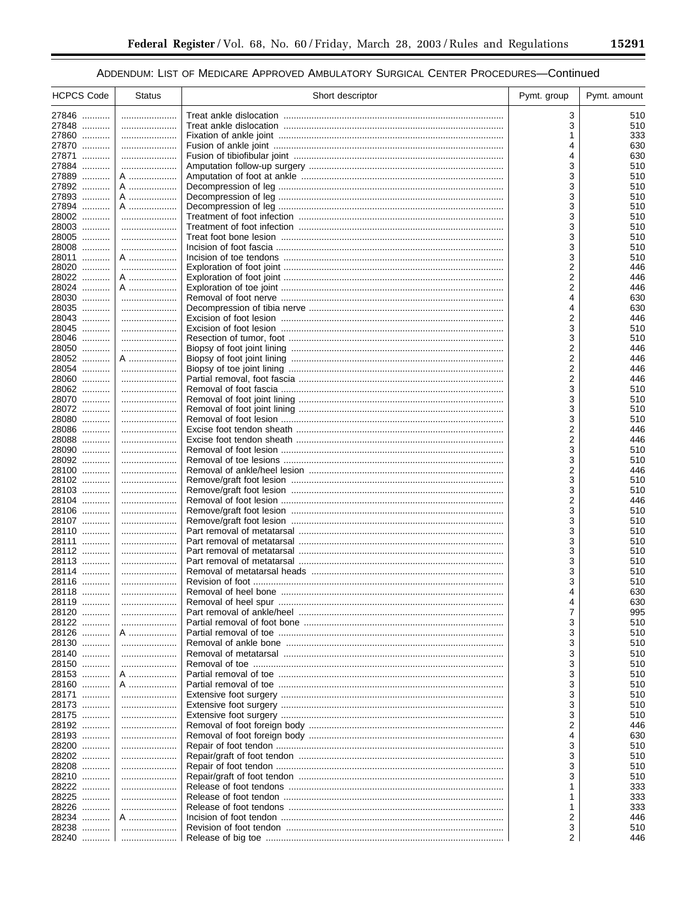ADDENDUM: LIST OF MEDICARE APPROVED AMBULATORY SURGICAL CENTER PROCEDURES—Continued

| HCPCS Code | Status | Short descriptor | Pymt. group | Pymt. amount |
|---|---|---|---|---|
| 27846 | | Treat ankle dislocation | 3 | 510 |
| 27848 | | Treat ankle dislocation | 3 | 510 |
| 27860 | | Fixation of ankle joint | 1 | 333 |
| 27870 | | Fusion of ankle joint | 4 | 630 |
| 27871 | | Fusion of tibiofibular joint | 4 | 630 |
| 27884 | | Amputation follow-up surgery | 3 | 510 |
| 27889 | A | Amputation of foot at ankle | 3 | 510 |
| 27892 | A | Decompression of leg | 3 | 510 |
| 27893 | A | Decompression of leg | 3 | 510 |
| 27894 | A | Decompression of leg | 3 | 510 |
| 28002 | | Treatment of foot infection | 3 | 510 |
| 28003 | | Treatment of foot infection | 3 | 510 |
| 28005 | | Treat foot bone lesion | 3 | 510 |
| 28008 | | Incision of foot fascia | 3 | 510 |
| 28011 | A | Incision of toe tendons | 3 | 510 |
| 28020 | | Exploration of foot joint | 2 | 446 |
| 28022 | A | Exploration of foot joint | 2 | 446 |
| 28024 | A | Exploration of toe joint | 2 | 446 |
| 28030 | | Removal of foot nerve | 4 | 630 |
| 28035 | | Decompression of tibia nerve | 4 | 630 |
| 28043 | | Excision of foot lesion | 2 | 446 |
| 28045 | | Excision of foot lesion | 3 | 510 |
| 28046 | | Resection of tumor, foot | 3 | 510 |
| 28050 | | Biopsy of foot joint lining | 2 | 446 |
| 28052 | A | Biopsy of foot joint lining | 2 | 446 |
| 28054 | | Biopsy of toe joint lining | 2 | 446 |
| 28060 | | Partial removal, foot fascia | 2 | 446 |
| 28062 | | Removal of foot fascia | 3 | 510 |
| 28070 | | Removal of foot joint lining | 3 | 510 |
| 28072 | | Removal of foot joint lining | 3 | 510 |
| 28080 | | Removal of foot lesion | 3 | 510 |
| 28086 | | Excise foot tendon sheath | 2 | 446 |
| 28088 | | Excise foot tendon sheath | 2 | 446 |
| 28090 | | Removal of foot lesion | 3 | 510 |
| 28092 | | Removal of toe lesions | 3 | 510 |
| 28100 | | Removal of ankle/heel lesion | 2 | 446 |
| 28102 | | Remove/graft foot lesion | 3 | 510 |
| 28103 | | Remove/graft foot lesion | 3 | 510 |
| 28104 | | Removal of foot lesion | 2 | 446 |
| 28106 | | Remove/graft foot lesion | 3 | 510 |
| 28107 | | Remove/graft foot lesion | 3 | 510 |
| 28110 | | Part removal of metatarsal | 3 | 510 |
| 28111 | | Part removal of metatarsal | 3 | 510 |
| 28112 | | Part removal of metatarsal | 3 | 510 |
| 28113 | | Part removal of metatarsal | 3 | 510 |
| 28114 | | Removal of metatarsal heads | 3 | 510 |
| 28116 | | Revision of foot | 3 | 510 |
| 28118 | | Removal of heel bone | 4 | 630 |
| 28119 | | Removal of heel spur | 4 | 630 |
| 28120 | | Part removal of ankle/heel | 7 | 995 |
| 28122 | | Partial removal of foot bone | 3 | 510 |
| 28126 | A | Partial removal of toe | 3 | 510 |
| 28130 | | Removal of ankle bone | 3 | 510 |
| 28140 | | Removal of metatarsal | 3 | 510 |
| 28150 | | Removal of toe | 3 | 510 |
| 28153 | A | Partial removal of toe | 3 | 510 |
| 28160 | A | Partial removal of toe | 3 | 510 |
| 28171 | | Extensive foot surgery | 3 | 510 |
| 28173 | | Extensive foot surgery | 3 | 510 |
| 28175 | | Extensive foot surgery | 3 | 510 |
| 28192 | | Removal of foot foreign body | 2 | 446 |
| 28193 | | Removal of foot foreign body | 4 | 630 |
| 28200 | | Repair of foot tendon | 3 | 510 |
| 28202 | | Repair/graft of foot tendon | 3 | 510 |
| 28208 | | Repair of foot tendon | 3 | 510 |
| 28210 | | Repair/graft of foot tendon | 3 | 510 |
| 28222 | | Release of foot tendons | 1 | 333 |
| 28225 | | Release of foot tendon | 1 | 333 |
| 28226 | | Release of foot tendons | 1 | 333 |
| 28234 | A | Incision of foot tendon | 2 | 446 |
| 28238 | | Revision of foot tendon | 3 | 510 |
| 28240 | | Release of big toe | 2 | 446 |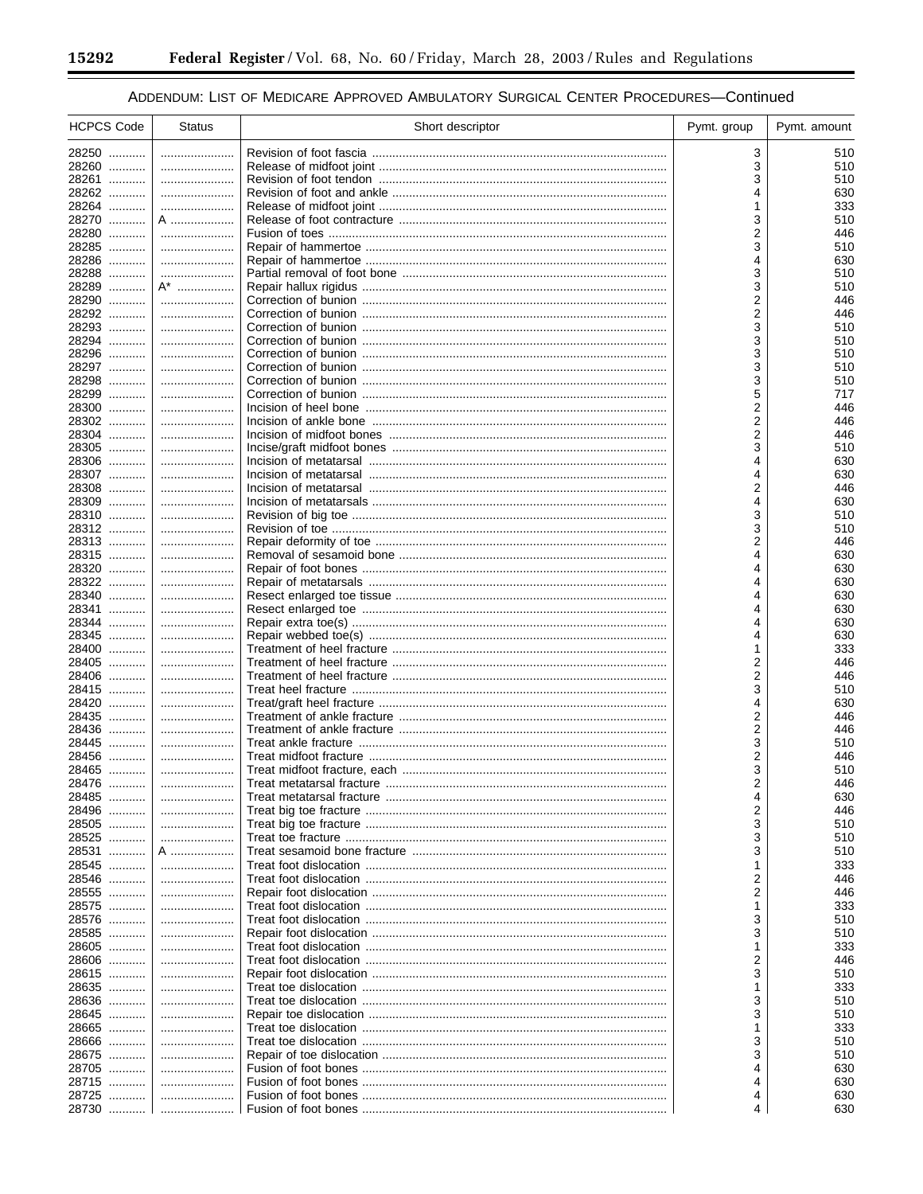ADDENDUM: LIST OF MEDICARE APPROVED AMBULATORY SURGICAL CENTER PROCEDURES—Continued

| HCPCS Code | Status | Short descriptor | Pymt. group | Pymt. amount |
| --- | --- | --- | --- | --- |
| 28250 | | Revision of foot fascia | 3 | 510 |
| 28260 | | Release of midfoot joint | 3 | 510 |
| 28261 | | Revision of foot tendon | 3 | 510 |
| 28262 | | Revision of foot and ankle | 4 | 630 |
| 28264 | | Release of midfoot joint | 1 | 333 |
| 28270 | A | Release of foot contracture | 3 | 510 |
| 28280 | | Fusion of toes | 2 | 446 |
| 28285 | | Repair of hammertoe | 3 | 510 |
| 28286 | | Repair of hammertoe | 4 | 630 |
| 28288 | | Partial removal of foot bone | 3 | 510 |
| 28289 | A* | Repair hallux rigidus | 3 | 510 |
| 28290 | | Correction of bunion | 2 | 446 |
| 28292 | | Correction of bunion | 2 | 446 |
| 28293 | | Correction of bunion | 3 | 510 |
| 28294 | | Correction of bunion | 3 | 510 |
| 28296 | | Correction of bunion | 3 | 510 |
| 28297 | | Correction of bunion | 3 | 510 |
| 28298 | | Correction of bunion | 3 | 510 |
| 28299 | | Correction of bunion | 5 | 717 |
| 28300 | | Incision of heel bone | 2 | 446 |
| 28302 | | Incision of ankle bone | 2 | 446 |
| 28304 | | Incision of midfoot bones | 2 | 446 |
| 28305 | | Incise/graft midfoot bones | 3 | 510 |
| 28306 | | Incision of metatarsal | 4 | 630 |
| 28307 | | Incision of metatarsal | 4 | 630 |
| 28308 | | Incision of metatarsal | 2 | 446 |
| 28309 | | Incision of metatarsals | 4 | 630 |
| 28310 | | Revision of big toe | 3 | 510 |
| 28312 | | Revision of toe | 3 | 510 |
| 28313 | | Repair deformity of toe | 2 | 446 |
| 28315 | | Removal of sesamoid bone | 4 | 630 |
| 28320 | | Repair of foot bones | 4 | 630 |
| 28322 | | Repair of metatarsals | 4 | 630 |
| 28340 | | Resect enlarged toe tissue | 4 | 630 |
| 28341 | | Resect enlarged toe | 4 | 630 |
| 28344 | | Repair extra toe(s) | 4 | 630 |
| 28345 | | Repair webbed toe(s) | 4 | 630 |
| 28400 | | Treatment of heel fracture | 1 | 333 |
| 28405 | | Treatment of heel fracture | 2 | 446 |
| 28406 | | Treatment of heel fracture | 2 | 446 |
| 28415 | | Treat heel fracture | 3 | 510 |
| 28420 | | Treat/graft heel fracture | 4 | 630 |
| 28435 | | Treatment of ankle fracture | 2 | 446 |
| 28436 | | Treatment of ankle fracture | 2 | 446 |
| 28445 | | Treat ankle fracture | 3 | 510 |
| 28456 | | Treat midfoot fracture | 2 | 446 |
| 28465 | | Treat midfoot fracture, each | 3 | 510 |
| 28476 | | Treat metatarsal fracture | 2 | 446 |
| 28485 | | Treat metatarsal fracture | 4 | 630 |
| 28496 | | Treat big toe fracture | 2 | 446 |
| 28505 | | Treat big toe fracture | 3 | 510 |
| 28525 | | Treat toe fracture | 3 | 510 |
| 28531 | A | Treat sesamoid bone fracture | 3 | 510 |
| 28545 | | Treat foot dislocation | 1 | 333 |
| 28546 | | Treat foot dislocation | 2 | 446 |
| 28555 | | Repair foot dislocation | 2 | 446 |
| 28575 | | Treat foot dislocation | 1 | 333 |
| 28576 | | Treat foot dislocation | 3 | 510 |
| 28585 | | Repair foot dislocation | 3 | 510 |
| 28605 | | Treat foot dislocation | 1 | 333 |
| 28606 | | Treat foot dislocation | 2 | 446 |
| 28615 | | Repair foot dislocation | 3 | 510 |
| 28635 | | Treat toe dislocation | 1 | 333 |
| 28636 | | Treat toe dislocation | 3 | 510 |
| 28645 | | Repair toe dislocation | 3 | 510 |
| 28665 | | Treat toe dislocation | 1 | 333 |
| 28666 | | Treat toe dislocation | 3 | 510 |
| 28675 | | Repair of toe dislocation | 3 | 510 |
| 28705 | | Fusion of foot bones | 4 | 630 |
| 28715 | | Fusion of foot bones | 4 | 630 |
| 28725 | | Fusion of foot bones | 4 | 630 |
| 28730 | | Fusion of foot bones | 4 | 630 |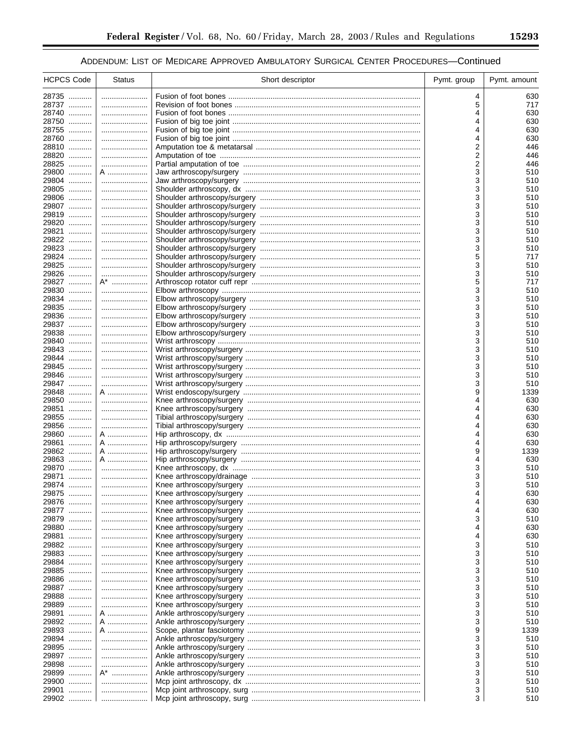ADDENDUM: LIST OF MEDICARE APPROVED AMBULATORY SURGICAL CENTER PROCEDURES—Continued

| HCPCS Code | Status | Short descriptor | Pymt. group | Pymt. amount |
| --- | --- | --- | --- | --- |
| 28735 | | Fusion of foot bones | 4 | 630 |
| 28737 | | Revision of foot bones | 5 | 717 |
| 28740 | | Fusion of foot bones | 4 | 630 |
| 28750 | | Fusion of big toe joint | 4 | 630 |
| 28755 | | Fusion of big toe joint | 4 | 630 |
| 28760 | | Fusion of big toe joint | 4 | 630 |
| 28810 | | Amputation toe & metatarsal | 2 | 446 |
| 28820 | | Amputation of toe | 2 | 446 |
| 28825 | | Partial amputation of toe | 2 | 446 |
| 29800 | A | Jaw arthroscopy/surgery | 3 | 510 |
| 29804 | | Jaw arthroscopy/surgery | 3 | 510 |
| 29805 | | Shoulder arthroscopy, dx | 3 | 510 |
| 29806 | | Shoulder arthroscopy/surgery | 3 | 510 |
| 29807 | | Shoulder arthroscopy/surgery | 3 | 510 |
| 29819 | | Shoulder arthroscopy/surgery | 3 | 510 |
| 29820 | | Shoulder arthroscopy/surgery | 3 | 510 |
| 29821 | | Shoulder arthroscopy/surgery | 3 | 510 |
| 29822 | | Shoulder arthroscopy/surgery | 3 | 510 |
| 29823 | | Shoulder arthroscopy/surgery | 3 | 510 |
| 29824 | | Shoulder arthroscopy/surgery | 5 | 717 |
| 29825 | | Shoulder arthroscopy/surgery | 3 | 510 |
| 29826 | | Shoulder arthroscopy/surgery | 3 | 510 |
| 29827 | A* | Arthroscop rotator cuff repr | 5 | 717 |
| 29830 | | Elbow arthroscopy | 3 | 510 |
| 29834 | | Elbow arthroscopy/surgery | 3 | 510 |
| 29835 | | Elbow arthroscopy/surgery | 3 | 510 |
| 29836 | | Elbow arthroscopy/surgery | 3 | 510 |
| 29837 | | Elbow arthroscopy/surgery | 3 | 510 |
| 29838 | | Elbow arthroscopy/surgery | 3 | 510 |
| 29840 | | Wrist arthroscopy | 3 | 510 |
| 29843 | | Wrist arthroscopy/surgery | 3 | 510 |
| 29844 | | Wrist arthroscopy/surgery | 3 | 510 |
| 29845 | | Wrist arthroscopy/surgery | 3 | 510 |
| 29846 | | Wrist arthroscopy/surgery | 3 | 510 |
| 29847 | | Wrist arthroscopy/surgery | 3 | 510 |
| 29848 | A | Wrist endoscopy/surgery | 9 | 1339 |
| 29850 | | Knee arthroscopy/surgery | 4 | 630 |
| 29851 | | Knee arthroscopy/surgery | 4 | 630 |
| 29855 | | Tibial arthroscopy/surgery | 4 | 630 |
| 29856 | | Tibial arthroscopy/surgery | 4 | 630 |
| 29860 | A | Hip arthroscopy, dx | 4 | 630 |
| 29861 | A | Hip arthroscopy/surgery | 4 | 630 |
| 29862 | A | Hip arthroscopy/surgery | 9 | 1339 |
| 29863 | A | Hip arthroscopy/surgery | 4 | 630 |
| 29870 | | Knee arthroscopy, dx | 3 | 510 |
| 29871 | | Knee arthroscopy/drainage | 3 | 510 |
| 29874 | | Knee arthroscopy/surgery | 3 | 510 |
| 29875 | | Knee arthroscopy/surgery | 4 | 630 |
| 29876 | | Knee arthroscopy/surgery | 4 | 630 |
| 29877 | | Knee arthroscopy/surgery | 4 | 630 |
| 29879 | | Knee arthroscopy/surgery | 3 | 510 |
| 29880 | | Knee arthroscopy/surgery | 4 | 630 |
| 29881 | | Knee arthroscopy/surgery | 4 | 630 |
| 29882 | | Knee arthroscopy/surgery | 3 | 510 |
| 29883 | | Knee arthroscopy/surgery | 3 | 510 |
| 29884 | | Knee arthroscopy/surgery | 3 | 510 |
| 29885 | | Knee arthroscopy/surgery | 3 | 510 |
| 29886 | | Knee arthroscopy/surgery | 3 | 510 |
| 29887 | | Knee arthroscopy/surgery | 3 | 510 |
| 29888 | | Knee arthroscopy/surgery | 3 | 510 |
| 29889 | | Knee arthroscopy/surgery | 3 | 510 |
| 29891 | A | Ankle arthroscopy/surgery | 3 | 510 |
| 29892 | A | Ankle arthroscopy/surgery | 3 | 510 |
| 29893 | A | Scope, plantar fasciotomy | 9 | 1339 |
| 29894 | | Ankle arthroscopy/surgery | 3 | 510 |
| 29895 | | Ankle arthroscopy/surgery | 3 | 510 |
| 29897 | | Ankle arthroscopy/surgery | 3 | 510 |
| 29898 | | Ankle arthroscopy/surgery | 3 | 510 |
| 29899 | A* | Ankle arthroscopy/surgery | 3 | 510 |
| 29900 | | Mcp joint arthroscopy, dx | 3 | 510 |
| 29901 | | Mcp joint arthroscopy, surg | 3 | 510 |
| 29902 | | Mcp joint arthroscopy, surg | 3 | 510 |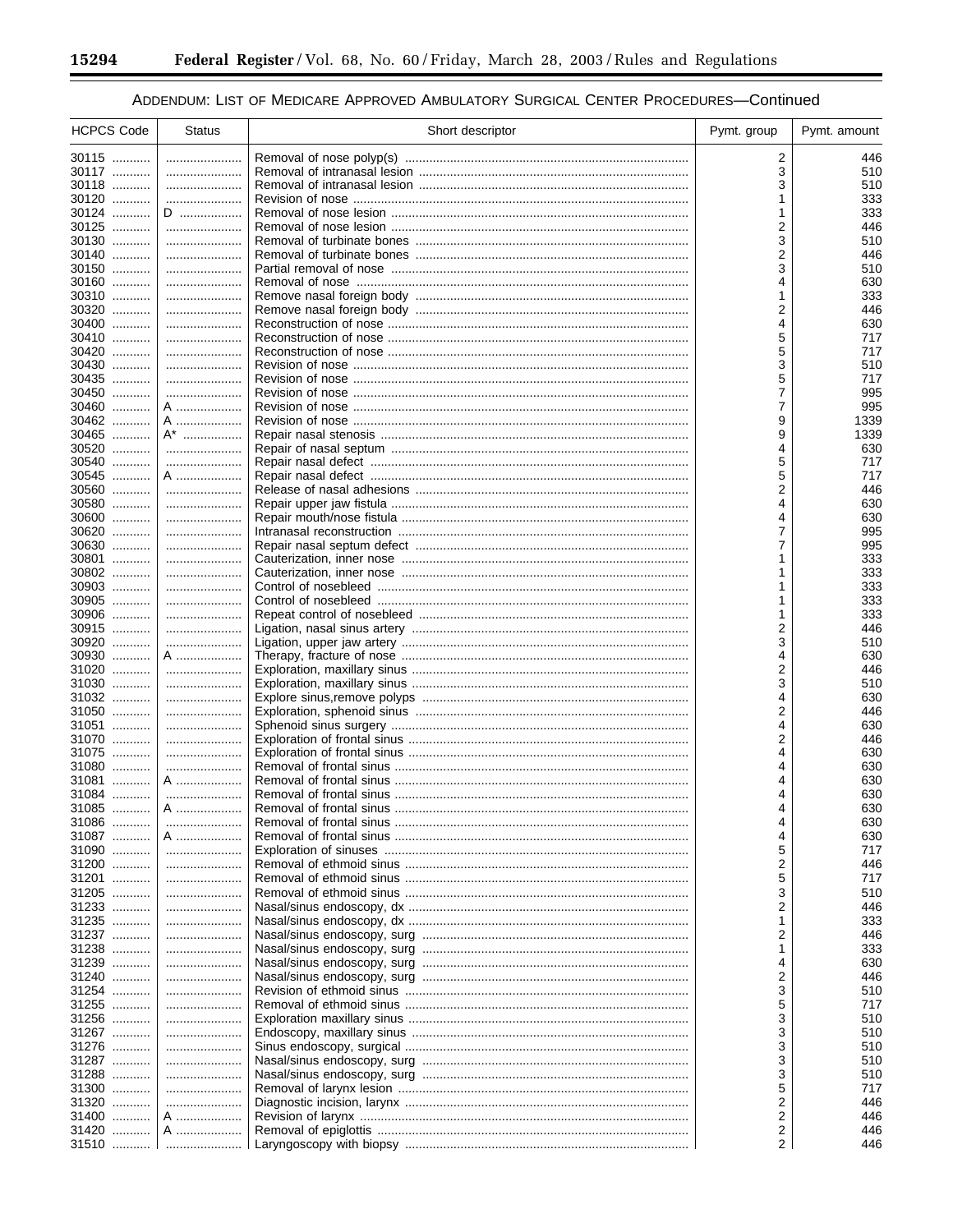ADDENDUM: LIST OF MEDICARE APPROVED AMBULATORY SURGICAL CENTER PROCEDURES—Continued

| HCPCS Code | Status | Short descriptor | Pymt. group | Pymt. amount |
| --- | --- | --- | --- | --- |
| 30115 | | Removal of nose polyp(s) | 2 | 446 |
| 30117 | | Removal of intranasal lesion | 3 | 510 |
| 30118 | | Removal of intranasal lesion | 3 | 510 |
| 30120 | | Revision of nose | 1 | 333 |
| 30124 | D | Removal of nose lesion | 1 | 333 |
| 30125 | | Removal of nose lesion | 2 | 446 |
| 30130 | | Removal of turbinate bones | 3 | 510 |
| 30140 | | Removal of turbinate bones | 2 | 446 |
| 30150 | | Partial removal of nose | 3 | 510 |
| 30160 | | Removal of nose | 4 | 630 |
| 30310 | | Remove nasal foreign body | 1 | 333 |
| 30320 | | Remove nasal foreign body | 2 | 446 |
| 30400 | | Reconstruction of nose | 4 | 630 |
| 30410 | | Reconstruction of nose | 5 | 717 |
| 30420 | | Reconstruction of nose | 5 | 717 |
| 30430 | | Revision of nose | 3 | 510 |
| 30435 | | Revision of nose | 5 | 717 |
| 30450 | | Revision of nose | 7 | 995 |
| 30460 | A | Revision of nose | 7 | 995 |
| 30462 | A | Revision of nose | 9 | 1339 |
| 30465 | A* | Repair nasal stenosis | 9 | 1339 |
| 30520 | | Repair of nasal septum | 4 | 630 |
| 30540 | | Repair nasal defect | 5 | 717 |
| 30545 | A | Repair nasal defect | 5 | 717 |
| 30560 | | Release of nasal adhesions | 2 | 446 |
| 30580 | | Repair upper jaw fistula | 4 | 630 |
| 30600 | | Repair mouth/nose fistula | 4 | 630 |
| 30620 | | Intranasal reconstruction | 7 | 995 |
| 30630 | | Repair nasal septum defect | 7 | 995 |
| 30801 | | Cauterization, inner nose | 1 | 333 |
| 30802 | | Cauterization, inner nose | 1 | 333 |
| 30903 | | Control of nosebleed | 1 | 333 |
| 30905 | | Control of nosebleed | 1 | 333 |
| 30906 | | Repeat control of nosebleed | 1 | 333 |
| 30915 | | Ligation, nasal sinus artery | 2 | 446 |
| 30920 | | Ligation, upper jaw artery | 3 | 510 |
| 30930 | A | Therapy, fracture of nose | 4 | 630 |
| 31020 | | Exploration, maxillary sinus | 2 | 446 |
| 31030 | | Exploration, maxillary sinus | 3 | 510 |
| 31032 | | Explore sinus,remove polyps | 4 | 630 |
| 31050 | | Exploration, sphenoid sinus | 2 | 446 |
| 31051 | | Sphenoid sinus surgery | 4 | 630 |
| 31070 | | Exploration of frontal sinus | 2 | 446 |
| 31075 | | Exploration of frontal sinus | 4 | 630 |
| 31080 | | Removal of frontal sinus | 4 | 630 |
| 31081 | A | Removal of frontal sinus | 4 | 630 |
| 31084 | | Removal of frontal sinus | 4 | 630 |
| 31085 | A | Removal of frontal sinus | 4 | 630 |
| 31086 | | Removal of frontal sinus | 4 | 630 |
| 31087 | A | Removal of frontal sinus | 4 | 630 |
| 31090 | | Exploration of sinuses | 5 | 717 |
| 31200 | | Removal of ethmoid sinus | 2 | 446 |
| 31201 | | Removal of ethmoid sinus | 5 | 717 |
| 31205 | | Removal of ethmoid sinus | 3 | 510 |
| 31233 | | Nasal/sinus endoscopy, dx | 2 | 446 |
| 31235 | | Nasal/sinus endoscopy, dx | 1 | 333 |
| 31237 | | Nasal/sinus endoscopy, surg | 2 | 446 |
| 31238 | | Nasal/sinus endoscopy, surg | 1 | 333 |
| 31239 | | Nasal/sinus endoscopy, surg | 4 | 630 |
| 31240 | | Nasal/sinus endoscopy, surg | 2 | 446 |
| 31254 | | Revision of ethmoid sinus | 3 | 510 |
| 31255 | | Removal of ethmoid sinus | 5 | 717 |
| 31256 | | Exploration maxillary sinus | 3 | 510 |
| 31267 | | Endoscopy, maxillary sinus | 3 | 510 |
| 31276 | | Sinus endoscopy, surgical | 3 | 510 |
| 31287 | | Nasal/sinus endoscopy, surg | 3 | 510 |
| 31288 | | Nasal/sinus endoscopy, surg | 3 | 510 |
| 31300 | | Removal of larynx lesion | 5 | 717 |
| 31320 | | Diagnostic incision, larynx | 2 | 446 |
| 31400 | A | Revision of larynx | 2 | 446 |
| 31420 | A | Removal of epiglottis | 2 | 446 |
| 31510 | | Laryngoscopy with biopsy | 2 | 446 |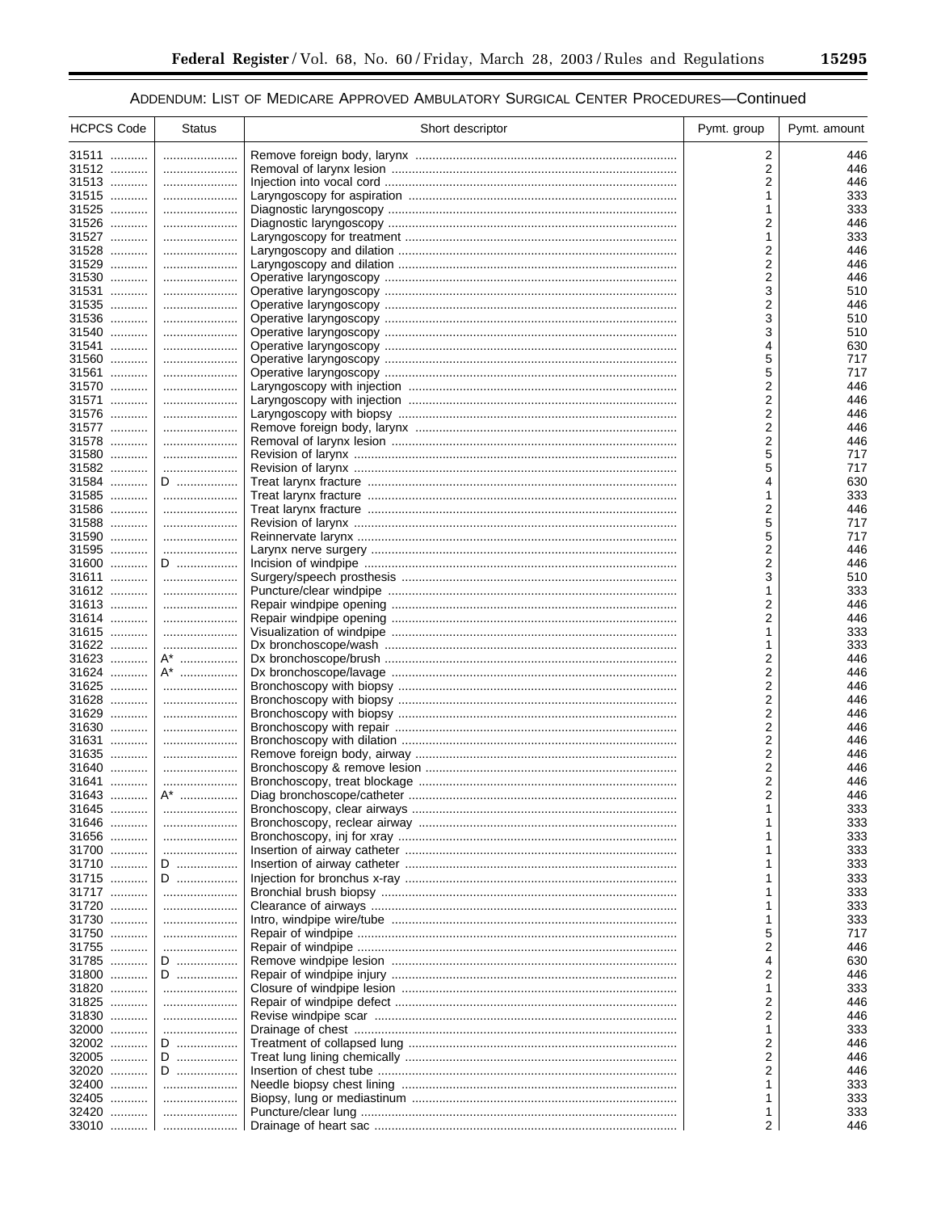ADDENDUM: LIST OF MEDICARE APPROVED AMBULATORY SURGICAL CENTER PROCEDURES—Continued

| HCPCS Code | Status | Short descriptor | Pymt. group | Pymt. amount |
|---|---|---|---|---|
| 31511 | | Remove foreign body, larynx | 2 | 446 |
| 31512 | | Removal of larynx lesion | 2 | 446 |
| 31513 | | Injection into vocal cord | 2 | 446 |
| 31515 | | Laryngoscopy for aspiration | 1 | 333 |
| 31525 | | Diagnostic laryngoscopy | 1 | 333 |
| 31526 | | Diagnostic laryngoscopy | 2 | 446 |
| 31527 | | Laryngoscopy for treatment | 1 | 333 |
| 31528 | | Laryngoscopy and dilation | 2 | 446 |
| 31529 | | Laryngoscopy and dilation | 2 | 446 |
| 31530 | | Operative laryngoscopy | 2 | 446 |
| 31531 | | Operative laryngoscopy | 3 | 510 |
| 31535 | | Operative laryngoscopy | 2 | 446 |
| 31536 | | Operative laryngoscopy | 3 | 510 |
| 31540 | | Operative laryngoscopy | 3 | 510 |
| 31541 | | Operative laryngoscopy | 4 | 630 |
| 31560 | | Operative laryngoscopy | 5 | 717 |
| 31561 | | Operative laryngoscopy | 5 | 717 |
| 31570 | | Laryngoscopy with injection | 2 | 446 |
| 31571 | | Laryngoscopy with injection | 2 | 446 |
| 31576 | | Laryngoscopy with biopsy | 2 | 446 |
| 31577 | | Remove foreign body, larynx | 2 | 446 |
| 31578 | | Removal of larynx lesion | 2 | 446 |
| 31580 | | Revision of larynx | 5 | 717 |
| 31582 | | Revision of larynx | 5 | 717 |
| 31584 | D | Treat larynx fracture | 4 | 630 |
| 31585 | | Treat larynx fracture | 1 | 333 |
| 31586 | | Treat larynx fracture | 2 | 446 |
| 31588 | | Revision of larynx | 5 | 717 |
| 31590 | | Reinnervate larynx | 5 | 717 |
| 31595 | | Larynx nerve surgery | 2 | 446 |
| 31600 | D | Incision of windpipe | 2 | 446 |
| 31611 | | Surgery/speech prosthesis | 3 | 510 |
| 31612 | | Puncture/clear windpipe | 1 | 333 |
| 31613 | | Repair windpipe opening | 2 | 446 |
| 31614 | | Repair windpipe opening | 2 | 446 |
| 31615 | | Visualization of windpipe | 1 | 333 |
| 31622 | | Dx bronchoscope/wash | 1 | 333 |
| 31623 | A* | Dx bronchoscope/brush | 2 | 446 |
| 31624 | A* | Dx bronchoscope/lavage | 2 | 446 |
| 31625 | | Bronchoscopy with biopsy | 2 | 446 |
| 31628 | | Bronchoscopy with biopsy | 2 | 446 |
| 31629 | | Bronchoscopy with biopsy | 2 | 446 |
| 31630 | | Bronchoscopy with repair | 2 | 446 |
| 31631 | | Bronchoscopy with dilation | 2 | 446 |
| 31635 | | Remove foreign body, airway | 2 | 446 |
| 31640 | | Bronchoscopy & remove lesion | 2 | 446 |
| 31641 | | Bronchoscopy, treat blockage | 2 | 446 |
| 31643 | A* | Diag bronchoscope/catheter | 2 | 446 |
| 31645 | | Bronchoscopy, clear airways | 1 | 333 |
| 31646 | | Bronchoscopy, reclear airway | 1 | 333 |
| 31656 | | Bronchoscopy, inj for xray | 1 | 333 |
| 31700 | | Insertion of airway catheter | 1 | 333 |
| 31710 | D | Insertion of airway catheter | 1 | 333 |
| 31715 | D | Injection for bronchus x-ray | 1 | 333 |
| 31717 | | Bronchial brush biopsy | 1 | 333 |
| 31720 | | Clearance of airways | 1 | 333 |
| 31730 | | Intro, windpipe wire/tube | 1 | 333 |
| 31750 | | Repair of windpipe | 5 | 717 |
| 31755 | | Repair of windpipe | 2 | 446 |
| 31785 | D | Remove windpipe lesion | 4 | 630 |
| 31800 | D | Repair of windpipe injury | 2 | 446 |
| 31820 | | Closure of windpipe lesion | 1 | 333 |
| 31825 | | Repair of windpipe defect | 2 | 446 |
| 31830 | | Revise windpipe scar | 2 | 446 |
| 32000 | | Drainage of chest | 1 | 333 |
| 32002 | D | Treatment of collapsed lung | 2 | 446 |
| 32005 | D | Treat lung lining chemically | 2 | 446 |
| 32020 | D | Insertion of chest tube | 2 | 446 |
| 32400 | | Needle biopsy chest lining | 1 | 333 |
| 32405 | | Biopsy, lung or mediastinum | 1 | 333 |
| 32420 | | Puncture/clear lung | 1 | 333 |
| 33010 | | Drainage of heart sac | 2 | 446 |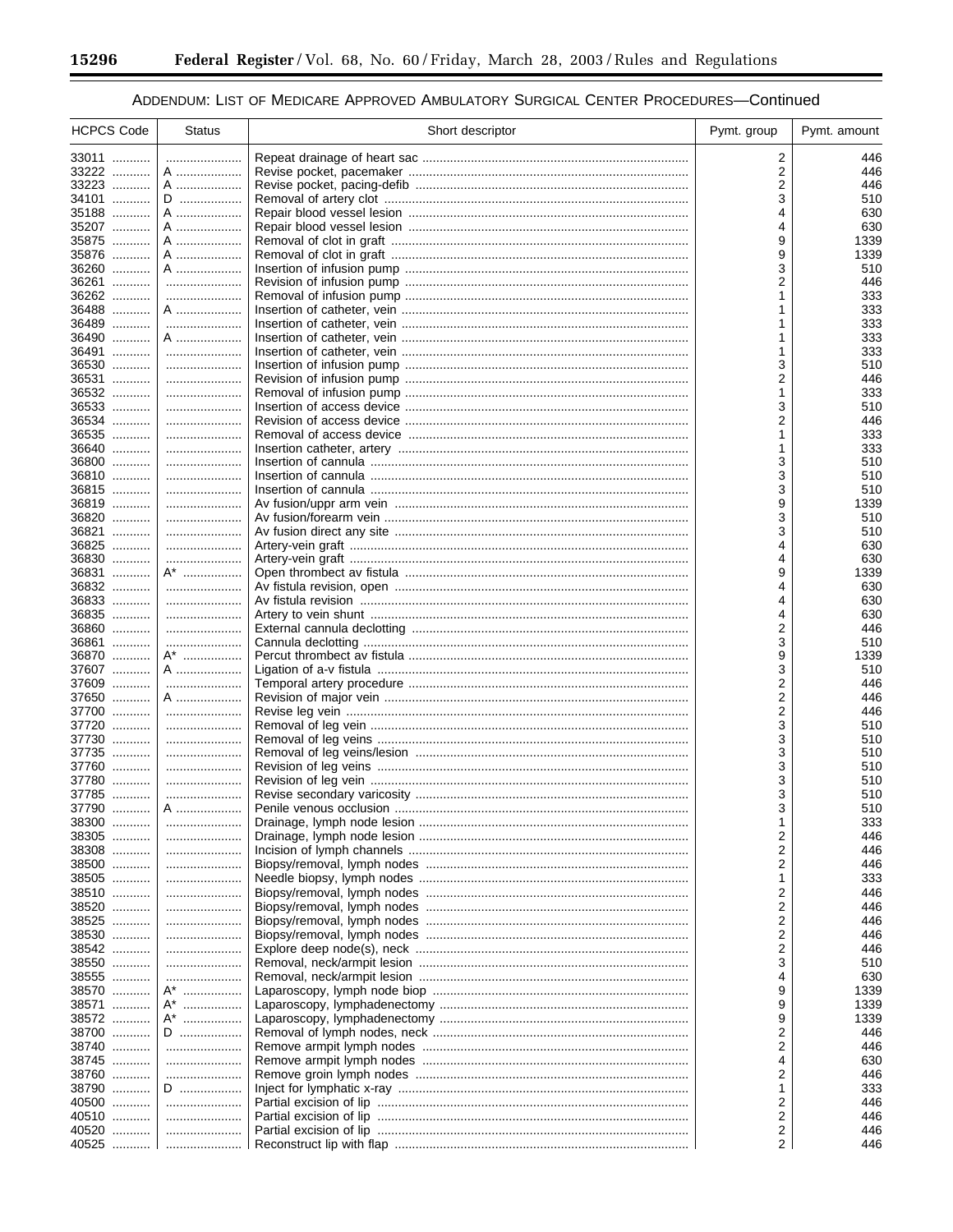ADDENDUM: LIST OF MEDICARE APPROVED AMBULATORY SURGICAL CENTER PROCEDURES—Continued

| HCPCS Code | Status | Short descriptor | Pymt. group | Pymt. amount |
| --- | --- | --- | --- | --- |
| 33011 | | Repeat drainage of heart sac | 2 | 446 |
| 33222 | A | Revise pocket, pacemaker | 2 | 446 |
| 33223 | A | Revise pocket, pacing-defib | 2 | 446 |
| 34101 | D | Removal of artery clot | 3 | 510 |
| 35188 | A | Repair blood vessel lesion | 4 | 630 |
| 35207 | A | Repair blood vessel lesion | 4 | 630 |
| 35875 | A | Removal of clot in graft | 9 | 1339 |
| 35876 | A | Removal of clot in graft | 9 | 1339 |
| 36260 | A | Insertion of infusion pump | 3 | 510 |
| 36261 | | Revision of infusion pump | 2 | 446 |
| 36262 | | Removal of infusion pump | 1 | 333 |
| 36488 | A | Insertion of catheter, vein | 1 | 333 |
| 36489 | | Insertion of catheter, vein | 1 | 333 |
| 36490 | A | Insertion of catheter, vein | 1 | 333 |
| 36491 | | Insertion of catheter, vein | 1 | 333 |
| 36530 | | Insertion of infusion pump | 3 | 510 |
| 36531 | | Revision of infusion pump | 2 | 446 |
| 36532 | | Removal of infusion pump | 1 | 333 |
| 36533 | | Insertion of access device | 3 | 510 |
| 36534 | | Revision of access device | 2 | 446 |
| 36535 | | Removal of access device | 1 | 333 |
| 36640 | | Insertion catheter, artery | 1 | 333 |
| 36800 | | Insertion of cannula | 3 | 510 |
| 36810 | | Insertion of cannula | 3 | 510 |
| 36815 | | Insertion of cannula | 3 | 510 |
| 36819 | | Av fusion/uppr arm vein | 9 | 1339 |
| 36820 | | Av fusion/forearm vein | 3 | 510 |
| 36821 | | Av fusion direct any site | 3 | 510 |
| 36825 | | Artery-vein graft | 4 | 630 |
| 36830 | | Artery-vein graft | 4 | 630 |
| 36831 | A* | Open thrombect av fistula | 9 | 1339 |
| 36832 | | Av fistula revision, open | 4 | 630 |
| 36833 | | Av fistula revision | 4 | 630 |
| 36835 | | Artery to vein shunt | 4 | 630 |
| 36860 | | External cannula declotting | 2 | 446 |
| 36861 | | Cannula declotting | 3 | 510 |
| 36870 | A* | Percut thrombect av fistula | 9 | 1339 |
| 37607 | A | Ligation of a-v fistula | 3 | 510 |
| 37609 | | Temporal artery procedure | 2 | 446 |
| 37650 | A | Revision of major vein | 2 | 446 |
| 37700 | | Revise leg vein | 2 | 446 |
| 37720 | | Removal of leg vein | 3 | 510 |
| 37730 | | Removal of leg veins | 3 | 510 |
| 37735 | | Removal of leg veins/lesion | 3 | 510 |
| 37760 | | Revision of leg veins | 3 | 510 |
| 37780 | | Revision of leg vein | 3 | 510 |
| 37785 | | Revise secondary varicosity | 3 | 510 |
| 37790 | A | Penile venous occlusion | 3 | 510 |
| 38300 | | Drainage, lymph node lesion | 1 | 333 |
| 38305 | | Drainage, lymph node lesion | 2 | 446 |
| 38308 | | Incision of lymph channels | 2 | 446 |
| 38500 | | Biopsy/removal, lymph nodes | 2 | 446 |
| 38505 | | Needle biopsy, lymph nodes | 1 | 333 |
| 38510 | | Biopsy/removal, lymph nodes | 2 | 446 |
| 38520 | | Biopsy/removal, lymph nodes | 2 | 446 |
| 38525 | | Biopsy/removal, lymph nodes | 2 | 446 |
| 38530 | | Biopsy/removal, lymph nodes | 2 | 446 |
| 38542 | | Explore deep node(s), neck | 2 | 446 |
| 38550 | | Removal, neck/armpit lesion | 3 | 510 |
| 38555 | | Removal, neck/armpit lesion | 4 | 630 |
| 38570 | A* | Laparoscopy, lymph node biop | 9 | 1339 |
| 38571 | A* | Laparoscopy, lymphadenectomy | 9 | 1339 |
| 38572 | A* | Laparoscopy, lymphadenectomy | 9 | 1339 |
| 38700 | D | Removal of lymph nodes, neck | 2 | 446 |
| 38740 | | Remove armpit lymph nodes | 2 | 446 |
| 38745 | | Remove armpit lymph nodes | 4 | 630 |
| 38760 | | Remove groin lymph nodes | 2 | 446 |
| 38790 | D | Inject for lymphatic x-ray | 1 | 333 |
| 40500 | | Partial excision of lip | 2 | 446 |
| 40510 | | Partial excision of lip | 2 | 446 |
| 40520 | | Partial excision of lip | 2 | 446 |
| 40525 | | Reconstruct lip with flap | 2 | 446 |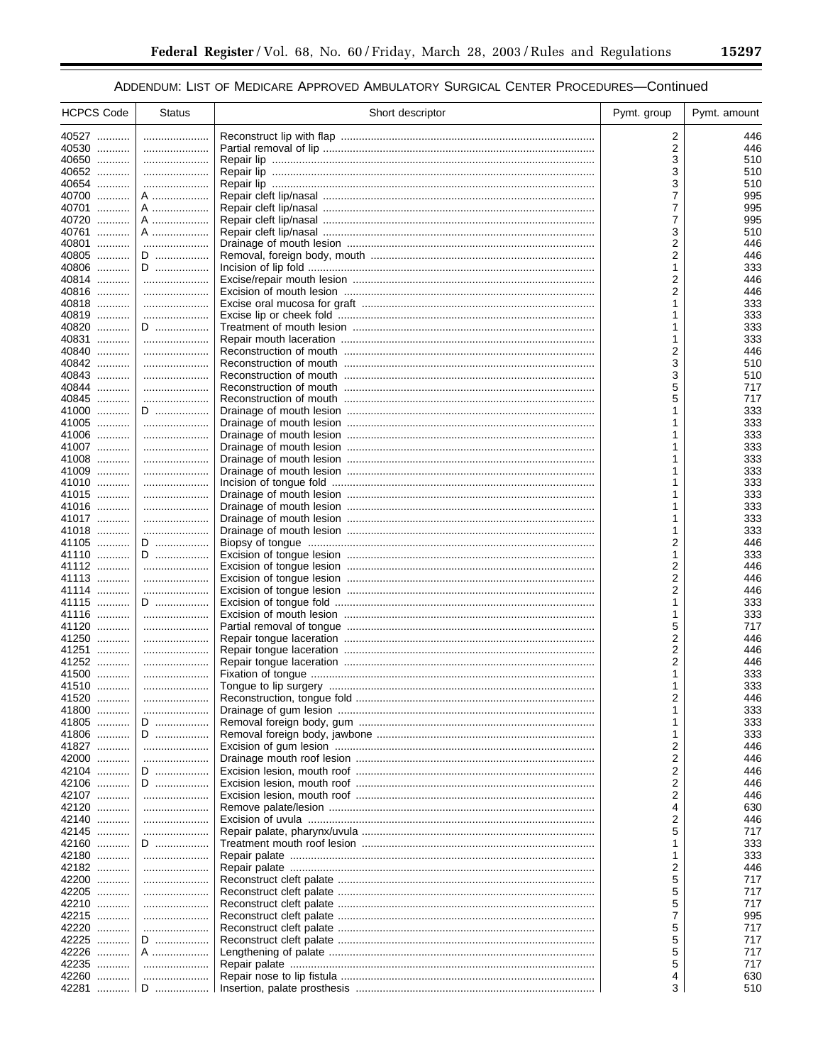ADDENDUM: LIST OF MEDICARE APPROVED AMBULATORY SURGICAL CENTER PROCEDURES—Continued

| HCPCS Code | Status | Short descriptor | Pymt. group | Pymt. amount |
|---|---|---|---|---|
| 40527 | | Reconstruct lip with flap | 2 | 446 |
| 40530 | | Partial removal of lip | 2 | 446 |
| 40650 | | Repair lip | 3 | 510 |
| 40652 | | Repair lip | 3 | 510 |
| 40654 | | Repair lip | 3 | 510 |
| 40700 | A | Repair cleft lip/nasal | 7 | 995 |
| 40701 | A | Repair cleft lip/nasal | 7 | 995 |
| 40720 | A | Repair cleft lip/nasal | 7 | 995 |
| 40761 | A | Repair cleft lip/nasal | 3 | 510 |
| 40801 | | Drainage of mouth lesion | 2 | 446 |
| 40805 | D | Removal, foreign body, mouth | 2 | 446 |
| 40806 | D | Incision of lip fold | 1 | 333 |
| 40814 | | Excise/repair mouth lesion | 2 | 446 |
| 40816 | | Excision of mouth lesion | 2 | 446 |
| 40818 | | Excise oral mucosa for graft | 1 | 333 |
| 40819 | | Excise lip or cheek fold | 1 | 333 |
| 40820 | D | Treatment of mouth lesion | 1 | 333 |
| 40831 | | Repair mouth laceration | 1 | 333 |
| 40840 | | Reconstruction of mouth | 2 | 446 |
| 40842 | | Reconstruction of mouth | 3 | 510 |
| 40843 | | Reconstruction of mouth | 3 | 510 |
| 40844 | | Reconstruction of mouth | 5 | 717 |
| 40845 | | Reconstruction of mouth | 5 | 717 |
| 41000 | D | Drainage of mouth lesion | 1 | 333 |
| 41005 | | Drainage of mouth lesion | 1 | 333 |
| 41006 | | Drainage of mouth lesion | 1 | 333 |
| 41007 | | Drainage of mouth lesion | 1 | 333 |
| 41008 | | Drainage of mouth lesion | 1 | 333 |
| 41009 | | Drainage of mouth lesion | 1 | 333 |
| 41010 | | Incision of tongue fold | 1 | 333 |
| 41015 | | Drainage of mouth lesion | 1 | 333 |
| 41016 | | Drainage of mouth lesion | 1 | 333 |
| 41017 | | Drainage of mouth lesion | 1 | 333 |
| 41018 | | Drainage of mouth lesion | 1 | 333 |
| 41105 | D | Biopsy of tongue | 2 | 446 |
| 41110 | D | Excision of tongue lesion | 1 | 333 |
| 41112 | | Excision of tongue lesion | 2 | 446 |
| 41113 | | Excision of tongue lesion | 2 | 446 |
| 41114 | | Excision of tongue lesion | 2 | 446 |
| 41115 | D | Excision of tongue fold | 1 | 333 |
| 41116 | | Excision of mouth lesion | 1 | 333 |
| 41120 | | Partial removal of tongue | 5 | 717 |
| 41250 | | Repair tongue laceration | 2 | 446 |
| 41251 | | Repair tongue laceration | 2 | 446 |
| 41252 | | Repair tongue laceration | 2 | 446 |
| 41500 | | Fixation of tongue | 1 | 333 |
| 41510 | | Tongue to lip surgery | 1 | 333 |
| 41520 | | Reconstruction, tongue fold | 2 | 446 |
| 41800 | | Drainage of gum lesion | 1 | 333 |
| 41805 | D | Removal foreign body, gum | 1 | 333 |
| 41806 | D | Removal foreign body, jawbone | 1 | 333 |
| 41827 | | Excision of gum lesion | 2 | 446 |
| 42000 | | Drainage mouth roof lesion | 2 | 446 |
| 42104 | D | Excision lesion, mouth roof | 2 | 446 |
| 42106 | D | Excision lesion, mouth roof | 2 | 446 |
| 42107 | | Excision lesion, mouth roof | 2 | 446 |
| 42120 | | Remove palate/lesion | 4 | 630 |
| 42140 | | Excision of uvula | 2 | 446 |
| 42145 | | Repair palate, pharynx/uvula | 5 | 717 |
| 42160 | D | Treatment mouth roof lesion | 1 | 333 |
| 42180 | | Repair palate | 1 | 333 |
| 42182 | | Repair palate | 2 | 446 |
| 42200 | | Reconstruct cleft palate | 5 | 717 |
| 42205 | | Reconstruct cleft palate | 5 | 717 |
| 42210 | | Reconstruct cleft palate | 5 | 717 |
| 42215 | | Reconstruct cleft palate | 7 | 995 |
| 42220 | | Reconstruct cleft palate | 5 | 717 |
| 42225 | D | Reconstruct cleft palate | 5 | 717 |
| 42226 | A | Lengthening of palate | 5 | 717 |
| 42235 | | Repair palate | 5 | 717 |
| 42260 | | Repair nose to lip fistula | 4 | 630 |
| 42281 | D | Insertion, palate prosthesis | 3 | 510 |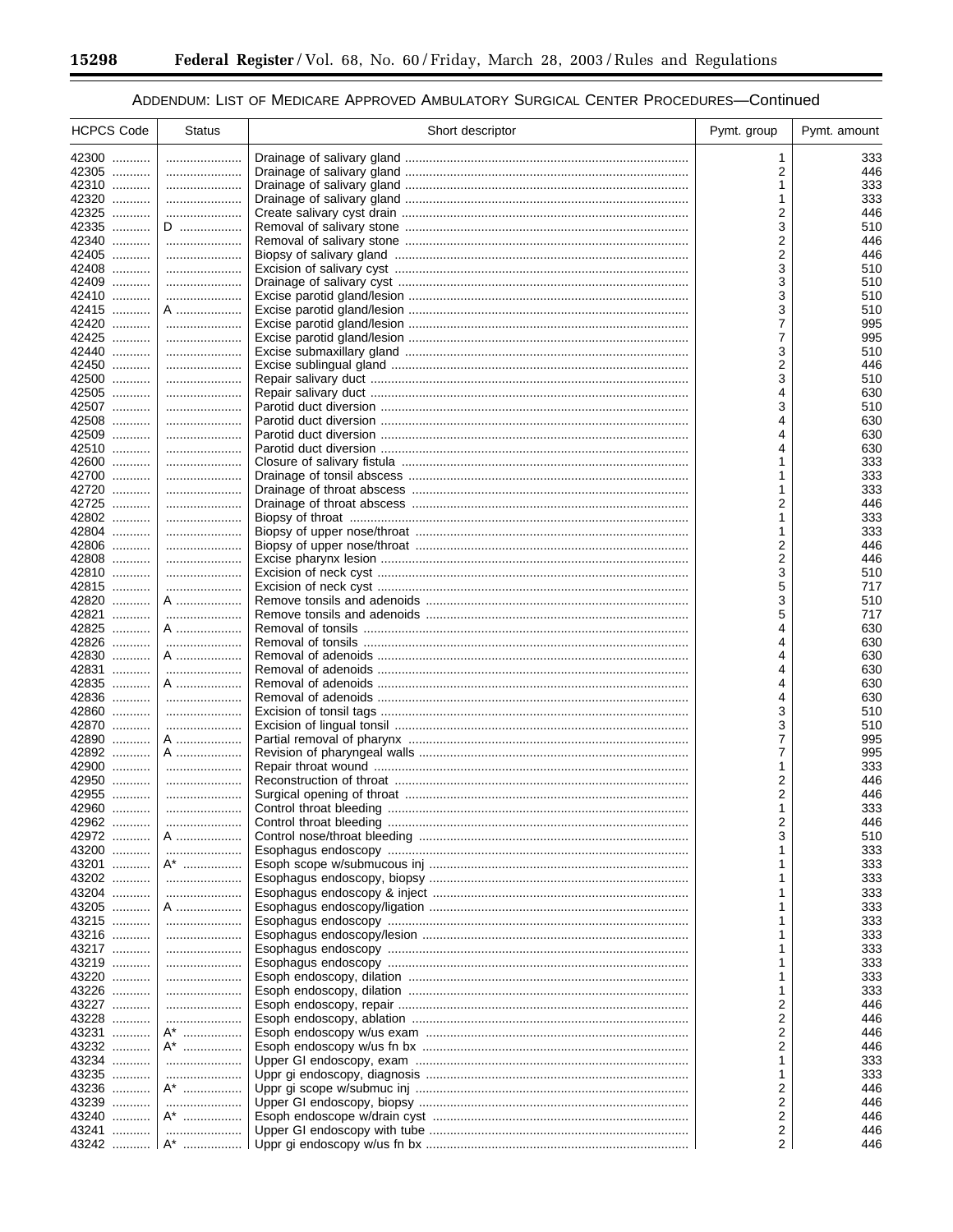ADDENDUM: LIST OF MEDICARE APPROVED AMBULATORY SURGICAL CENTER PROCEDURES—Continued

| HCPCS Code | Status | Short descriptor | Pymt. group | Pymt. amount |
| --- | --- | --- | --- | --- |
| 42300 | | Drainage of salivary gland | 1 | 333 |
| 42305 | | Drainage of salivary gland | 2 | 446 |
| 42310 | | Drainage of salivary gland | 1 | 333 |
| 42320 | | Drainage of salivary gland | 1 | 333 |
| 42325 | | Create salivary cyst drain | 2 | 446 |
| 42335 | D | Removal of salivary stone | 3 | 510 |
| 42340 | | Removal of salivary stone | 2 | 446 |
| 42405 | | Biopsy of salivary gland | 2 | 446 |
| 42408 | | Excision of salivary cyst | 3 | 510 |
| 42409 | | Drainage of salivary cyst | 3 | 510 |
| 42410 | | Excise parotid gland/lesion | 3 | 510 |
| 42415 | A | Excise parotid gland/lesion | 3 | 510 |
| 42420 | | Excise parotid gland/lesion | 7 | 995 |
| 42425 | | Excise parotid gland/lesion | 7 | 995 |
| 42440 | | Excise submaxillary gland | 3 | 510 |
| 42450 | | Excise sublingual gland | 2 | 446 |
| 42500 | | Repair salivary duct | 3 | 510 |
| 42505 | | Repair salivary duct | 4 | 630 |
| 42507 | | Parotid duct diversion | 3 | 510 |
| 42508 | | Parotid duct diversion | 4 | 630 |
| 42509 | | Parotid duct diversion | 4 | 630 |
| 42510 | | Parotid duct diversion | 4 | 630 |
| 42600 | | Closure of salivary fistula | 1 | 333 |
| 42700 | | Drainage of tonsil abscess | 1 | 333 |
| 42720 | | Drainage of throat abscess | 1 | 333 |
| 42725 | | Drainage of throat abscess | 2 | 446 |
| 42802 | | Biopsy of throat | 1 | 333 |
| 42804 | | Biopsy of upper nose/throat | 1 | 333 |
| 42806 | | Biopsy of upper nose/throat | 2 | 446 |
| 42808 | | Excise pharynx lesion | 2 | 446 |
| 42810 | | Excision of neck cyst | 3 | 510 |
| 42815 | | Excision of neck cyst | 5 | 717 |
| 42820 | A | Remove tonsils and adenoids | 3 | 510 |
| 42821 | | Remove tonsils and adenoids | 5 | 717 |
| 42825 | A | Removal of tonsils | 4 | 630 |
| 42826 | | Removal of tonsils | 4 | 630 |
| 42830 | A | Removal of adenoids | 4 | 630 |
| 42831 | | Removal of adenoids | 4 | 630 |
| 42835 | A | Removal of adenoids | 4 | 630 |
| 42836 | | Removal of adenoids | 4 | 630 |
| 42860 | | Excision of tonsil tags | 3 | 510 |
| 42870 | | Excision of lingual tonsil | 3 | 510 |
| 42890 | A | Partial removal of pharynx | 7 | 995 |
| 42892 | A | Revision of pharyngeal walls | 7 | 995 |
| 42900 | | Repair throat wound | 1 | 333 |
| 42950 | | Reconstruction of throat | 2 | 446 |
| 42955 | | Surgical opening of throat | 2 | 446 |
| 42960 | | Control throat bleeding | 1 | 333 |
| 42962 | | Control throat bleeding | 2 | 446 |
| 42972 | A | Control nose/throat bleeding | 3 | 510 |
| 43200 | | Esophagus endoscopy | 1 | 333 |
| 43201 | A* | Esoph scope w/submucous inj | 1 | 333 |
| 43202 | | Esophagus endoscopy, biopsy | 1 | 333 |
| 43204 | | Esophagus endoscopy & inject | 1 | 333 |
| 43205 | A | Esophagus endoscopy/ligation | 1 | 333 |
| 43215 | | Esophagus endoscopy | 1 | 333 |
| 43216 | | Esophagus endoscopy/lesion | 1 | 333 |
| 43217 | | Esophagus endoscopy | 1 | 333 |
| 43219 | | Esophagus endoscopy | 1 | 333 |
| 43220 | | Esoph endoscopy, dilation | 1 | 333 |
| 43226 | | Esoph endoscopy, dilation | 1 | 333 |
| 43227 | | Esoph endoscopy, repair | 2 | 446 |
| 43228 | | Esoph endoscopy, ablation | 2 | 446 |
| 43231 | A* | Esoph endoscopy w/us exam | 2 | 446 |
| 43232 | A* | Esoph endoscopy w/us fn bx | 2 | 446 |
| 43234 | | Upper GI endoscopy, exam | 1 | 333 |
| 43235 | | Uppr gi endoscopy, diagnosis | 1 | 333 |
| 43236 | A* | Uppr gi scope w/submuc inj | 2 | 446 |
| 43239 | | Upper GI endoscopy, biopsy | 2 | 446 |
| 43240 | A* | Esoph endoscope w/drain cyst | 2 | 446 |
| 43241 | | Upper GI endoscopy with tube | 2 | 446 |
| 43242 | A* | Uppr gi endoscopy w/us fn bx | 2 | 446 |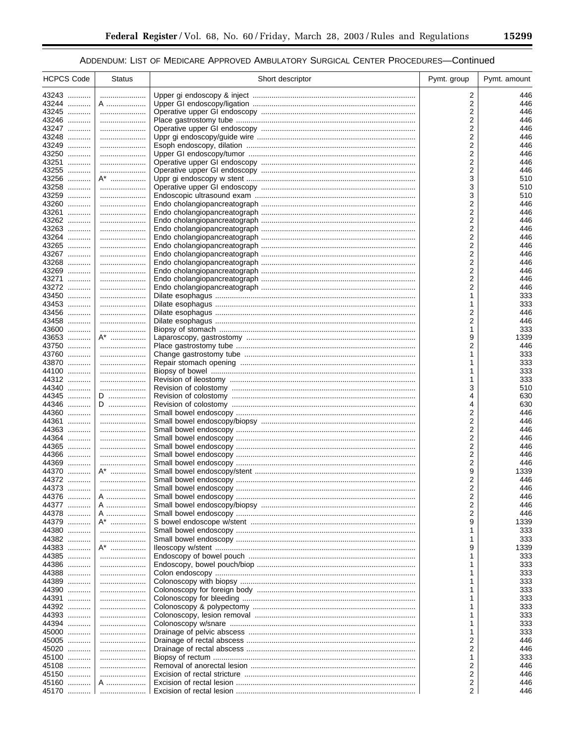ADDENDUM: LIST OF MEDICARE APPROVED AMBULATORY SURGICAL CENTER PROCEDURES—Continued

| HCPCS Code | Status | Short descriptor | Pymt. group | Pymt. amount |
|---|---|---|---|---|
| 43243 | | Upper gi endoscopy & inject | 2 | 446 |
| 43244 | A | Upper GI endoscopy/ligation | 2 | 446 |
| 43245 | | Operative upper GI endoscopy | 2 | 446 |
| 43246 | | Place gastrostomy tube | 2 | 446 |
| 43247 | | Operative upper GI endoscopy | 2 | 446 |
| 43248 | | Uppr gi endoscopy/guide wire | 2 | 446 |
| 43249 | | Esoph endoscopy, dilation | 2 | 446 |
| 43250 | | Upper GI endoscopy/tumor | 2 | 446 |
| 43251 | | Operative upper GI endoscopy | 2 | 446 |
| 43255 | | Operative upper GI endoscopy | 2 | 446 |
| 43256 | A* | Uppr gi endoscopy w stent | 3 | 510 |
| 43258 | | Operative upper GI endoscopy | 3 | 510 |
| 43259 | | Endoscopic ultrasound exam | 3 | 510 |
| 43260 | | Endo cholangiopancreatograph | 2 | 446 |
| 43261 | | Endo cholangiopancreatograph | 2 | 446 |
| 43262 | | Endo cholangiopancreatograph | 2 | 446 |
| 43263 | | Endo cholangiopancreatograph | 2 | 446 |
| 43264 | | Endo cholangiopancreatograph | 2 | 446 |
| 43265 | | Endo cholangiopancreatograph | 2 | 446 |
| 43267 | | Endo cholangiopancreatograph | 2 | 446 |
| 43268 | | Endo cholangiopancreatograph | 2 | 446 |
| 43269 | | Endo cholangiopancreatograph | 2 | 446 |
| 43271 | | Endo cholangiopancreatograph | 2 | 446 |
| 43272 | | Endo cholangiopancreatograph | 2 | 446 |
| 43450 | | Dilate esophagus | 1 | 333 |
| 43453 | | Dilate esophagus | 1 | 333 |
| 43456 | | Dilate esophagus | 2 | 446 |
| 43458 | | Dilate esophagus | 2 | 446 |
| 43600 | | Biopsy of stomach | 1 | 333 |
| 43653 | A* | Laparoscopy, gastrostomy | 9 | 1339 |
| 43750 | | Place gastrostomy tube | 2 | 446 |
| 43760 | | Change gastrostomy tube | 1 | 333 |
| 43870 | | Repair stomach opening | 1 | 333 |
| 44100 | | Biopsy of bowel | 1 | 333 |
| 44312 | | Revision of ileostomy | 1 | 333 |
| 44340 | | Revision of colostomy | 3 | 510 |
| 44345 | D | Revision of colostomy | 4 | 630 |
| 44346 | D | Revision of colostomy | 4 | 630 |
| 44360 | | Small bowel endoscopy | 2 | 446 |
| 44361 | | Small bowel endoscopy/biopsy | 2 | 446 |
| 44363 | | Small bowel endoscopy | 2 | 446 |
| 44364 | | Small bowel endoscopy | 2 | 446 |
| 44365 | | Small bowel endoscopy | 2 | 446 |
| 44366 | | Small bowel endoscopy | 2 | 446 |
| 44369 | | Small bowel endoscopy | 2 | 446 |
| 44370 | A* | Small bowel endoscopy/stent | 9 | 1339 |
| 44372 | | Small bowel endoscopy | 2 | 446 |
| 44373 | | Small bowel endoscopy | 2 | 446 |
| 44376 | A | Small bowel endoscopy | 2 | 446 |
| 44377 | A | Small bowel endoscopy/biopsy | 2 | 446 |
| 44378 | A | Small bowel endoscopy | 2 | 446 |
| 44379 | A* | S bowel endoscope w/stent | 9 | 1339 |
| 44380 | | Small bowel endoscopy | 1 | 333 |
| 44382 | | Small bowel endoscopy | 1 | 333 |
| 44383 | A* | Ileoscopy w/stent | 9 | 1339 |
| 44385 | | Endoscopy of bowel pouch | 1 | 333 |
| 44386 | | Endoscopy, bowel pouch/biop | 1 | 333 |
| 44388 | | Colon endoscopy | 1 | 333 |
| 44389 | | Colonoscopy with biopsy | 1 | 333 |
| 44390 | | Colonoscopy for foreign body | 1 | 333 |
| 44391 | | Colonoscopy for bleeding | 1 | 333 |
| 44392 | | Colonoscopy & polypectomy | 1 | 333 |
| 44393 | | Colonoscopy, lesion removal | 1 | 333 |
| 44394 | | Colonoscopy w/snare | 1 | 333 |
| 45000 | | Drainage of pelvic abscess | 1 | 333 |
| 45005 | | Drainage of rectal abscess | 2 | 446 |
| 45020 | | Drainage of rectal abscess | 2 | 446 |
| 45100 | | Biopsy of rectum | 1 | 333 |
| 45108 | | Removal of anorectal lesion | 2 | 446 |
| 45150 | | Excision of rectal stricture | 2 | 446 |
| 45160 | A | Excision of rectal lesion | 2 | 446 |
| 45170 | | Excision of rectal lesion | 2 | 446 |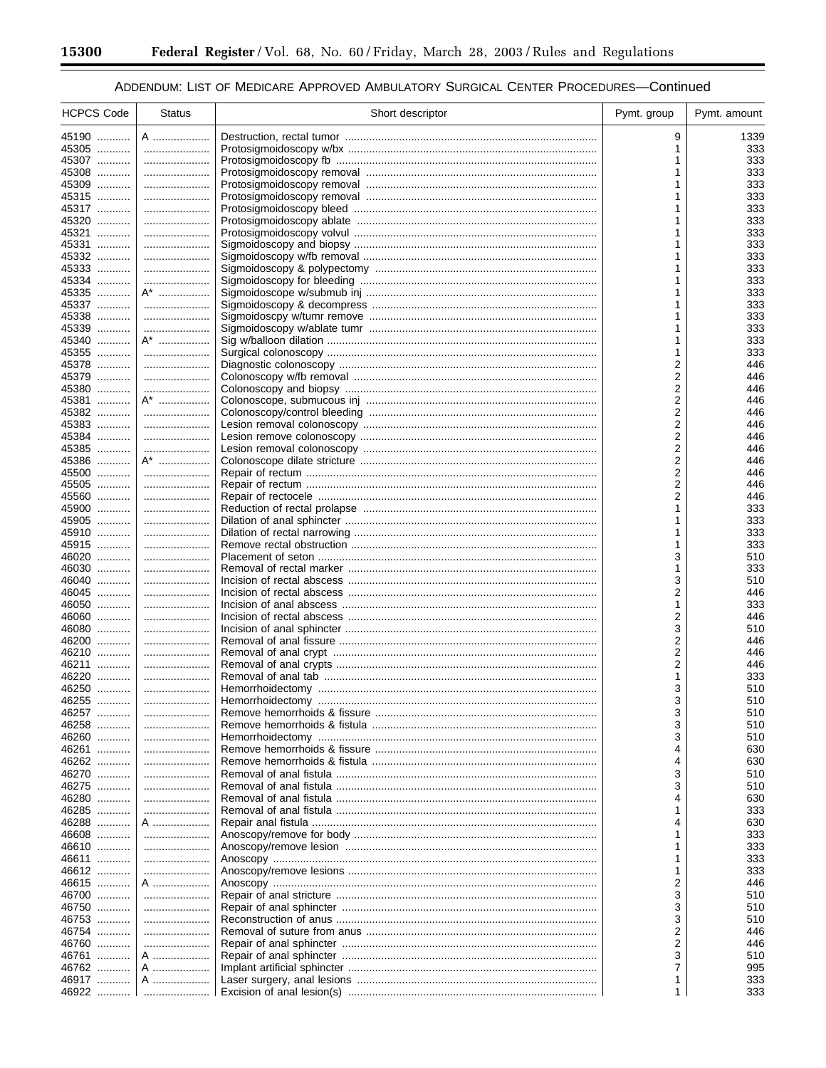ADDENDUM: LIST OF MEDICARE APPROVED AMBULATORY SURGICAL CENTER PROCEDURES—Continued

| HCPCS Code | Status | Short descriptor | Pymt. group | Pymt. amount |
|---|---|---|---|---|
| 45190 | A | Destruction, rectal tumor | 9 | 1339 |
| 45305 | | Protosigmoidoscopy w/bx | 1 | 333 |
| 45307 | | Protosigmoidoscopy fb | 1 | 333 |
| 45308 | | Protosigmoidoscopy removal | 1 | 333 |
| 45309 | | Protosigmoidoscopy removal | 1 | 333 |
| 45315 | | Protosigmoidoscopy removal | 1 | 333 |
| 45317 | | Protosigmoidoscopy bleed | 1 | 333 |
| 45320 | | Protosigmoidoscopy ablate | 1 | 333 |
| 45321 | | Protosigmoidoscopy volvul | 1 | 333 |
| 45331 | | Sigmoidoscopy and biopsy | 1 | 333 |
| 45332 | | Sigmoidoscopy w/fb removal | 1 | 333 |
| 45333 | | Sigmoidoscopy & polypectomy | 1 | 333 |
| 45334 | | Sigmoidoscopy for bleeding | 1 | 333 |
| 45335 | A* | Sigmoidoscope w/submub inj | 1 | 333 |
| 45337 | | Sigmoidoscopy & decompress | 1 | 333 |
| 45338 | | Sigmoidoscpy w/tumr remove | 1 | 333 |
| 45339 | | Sigmoidoscopy w/ablate tumr | 1 | 333 |
| 45340 | A* | Sig w/balloon dilation | 1 | 333 |
| 45355 | | Surgical colonoscopy | 1 | 333 |
| 45378 | | Diagnostic colonoscopy | 2 | 446 |
| 45379 | | Colonoscopy w/fb removal | 2 | 446 |
| 45380 | | Colonoscopy and biopsy | 2 | 446 |
| 45381 | A* | Colonoscope, submucous inj | 2 | 446 |
| 45382 | | Colonoscopy/control bleeding | 2 | 446 |
| 45383 | | Lesion removal colonoscopy | 2 | 446 |
| 45384 | | Lesion remove colonoscopy | 2 | 446 |
| 45385 | | Lesion removal colonoscopy | 2 | 446 |
| 45386 | A* | Colonoscope dilate stricture | 2 | 446 |
| 45500 | | Repair of rectum | 2 | 446 |
| 45505 | | Repair of rectum | 2 | 446 |
| 45560 | | Repair of rectocele | 2 | 446 |
| 45900 | | Reduction of rectal prolapse | 1 | 333 |
| 45905 | | Dilation of anal sphincter | 1 | 333 |
| 45910 | | Dilation of rectal narrowing | 1 | 333 |
| 45915 | | Remove rectal obstruction | 1 | 333 |
| 46020 | | Placement of seton | 3 | 510 |
| 46030 | | Removal of rectal marker | 1 | 333 |
| 46040 | | Incision of rectal abscess | 3 | 510 |
| 46045 | | Incision of rectal abscess | 2 | 446 |
| 46050 | | Incision of anal abscess | 1 | 333 |
| 46060 | | Incision of rectal abscess | 2 | 446 |
| 46080 | | Incision of anal sphincter | 3 | 510 |
| 46200 | | Removal of anal fissure | 2 | 446 |
| 46210 | | Removal of anal crypt | 2 | 446 |
| 46211 | | Removal of anal crypts | 2 | 446 |
| 46220 | | Removal of anal tab | 1 | 333 |
| 46250 | | Hemorrhoidectomy | 3 | 510 |
| 46255 | | Hemorrhoidectomy | 3 | 510 |
| 46257 | | Remove hemorrhoids & fissure | 3 | 510 |
| 46258 | | Remove hemorrhoids & fistula | 3 | 510 |
| 46260 | | Hemorrhoidectomy | 3 | 510 |
| 46261 | | Remove hemorrhoids & fissure | 4 | 630 |
| 46262 | | Remove hemorrhoids & fistula | 4 | 630 |
| 46270 | | Removal of anal fistula | 3 | 510 |
| 46275 | | Removal of anal fistula | 3 | 510 |
| 46280 | | Removal of anal fistula | 4 | 630 |
| 46285 | | Removal of anal fistula | 1 | 333 |
| 46288 | A | Repair anal fistula | 4 | 630 |
| 46608 | | Anoscopy/remove for body | 1 | 333 |
| 46610 | | Anoscopy/remove lesion | 1 | 333 |
| 46611 | | Anoscopy | 1 | 333 |
| 46612 | | Anoscopy/remove lesions | 1 | 333 |
| 46615 | A | Anoscopy | 2 | 446 |
| 46700 | | Repair of anal stricture | 3 | 510 |
| 46750 | | Repair of anal sphincter | 3 | 510 |
| 46753 | | Reconstruction of anus | 3 | 510 |
| 46754 | | Removal of suture from anus | 2 | 446 |
| 46760 | | Repair of anal sphincter | 2 | 446 |
| 46761 | A | Repair of anal sphincter | 3 | 510 |
| 46762 | A | Implant artificial sphincter | 7 | 995 |
| 46917 | A | Laser surgery, anal lesions | 1 | 333 |
| 46922 | | Excision of anal lesion(s) | 1 | 333 |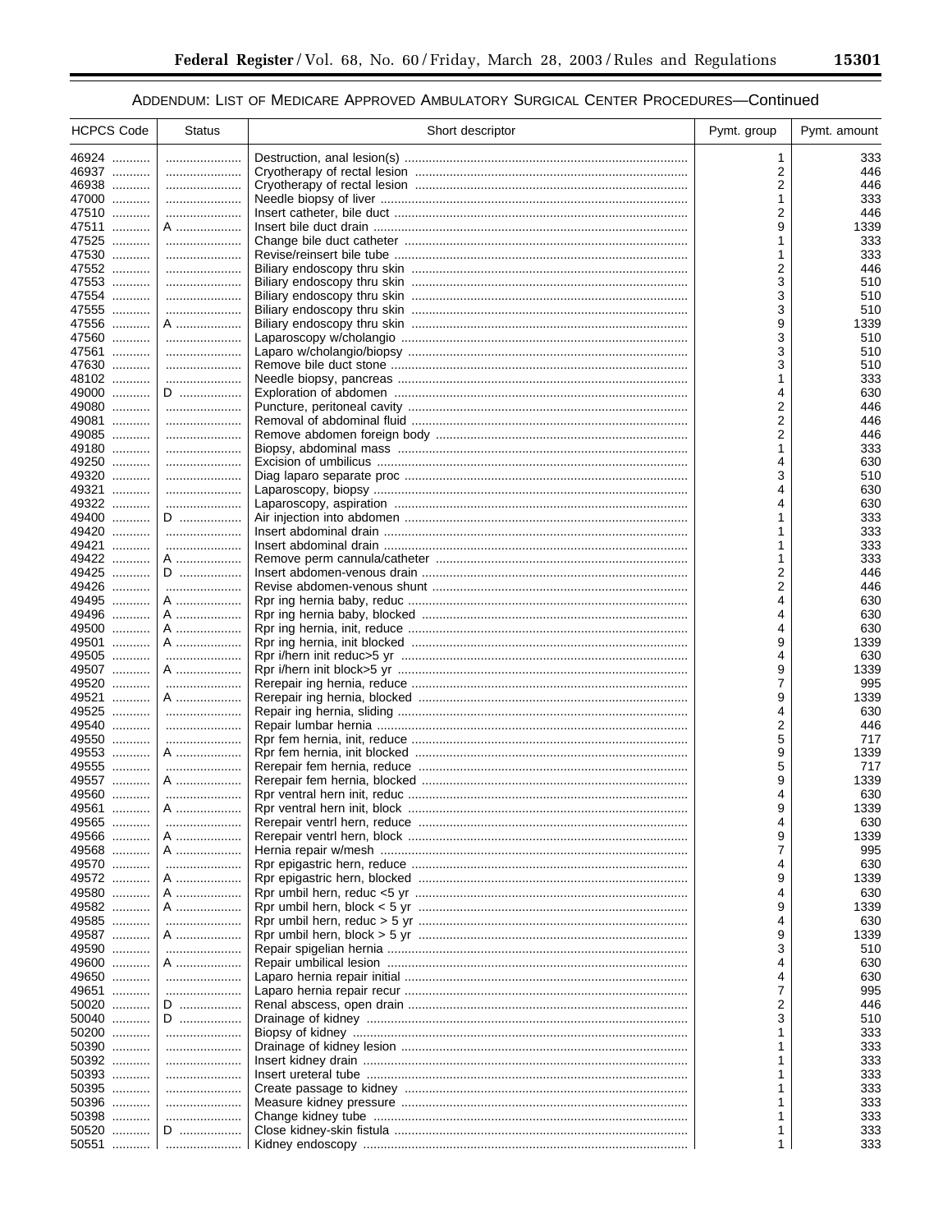ADDENDUM: LIST OF MEDICARE APPROVED AMBULATORY SURGICAL CENTER PROCEDURES—Continued

| HCPCS Code | Status | Short descriptor | Pymt. group | Pymt. amount |
|---|---|---|---|---|
| 46924 | | Destruction, anal lesion(s) | 1 | 333 |
| 46937 | | Cryotherapy of rectal lesion | 2 | 446 |
| 46938 | | Cryotherapy of rectal lesion | 2 | 446 |
| 47000 | | Needle biopsy of liver | 1 | 333 |
| 47510 | | Insert catheter, bile duct | 2 | 446 |
| 47511 | A | Insert bile duct drain | 9 | 1339 |
| 47525 | | Change bile duct catheter | 1 | 333 |
| 47530 | | Revise/reinsert bile tube | 1 | 333 |
| 47552 | | Biliary endoscopy thru skin | 2 | 446 |
| 47553 | | Biliary endoscopy thru skin | 3 | 510 |
| 47554 | | Biliary endoscopy thru skin | 3 | 510 |
| 47555 | | Biliary endoscopy thru skin | 3 | 510 |
| 47556 | A | Biliary endoscopy thru skin | 9 | 1339 |
| 47560 | | Laparoscopy w/cholangio | 3 | 510 |
| 47561 | | Laparo w/cholangio/biopsy | 3 | 510 |
| 47630 | | Remove bile duct stone | 3 | 510 |
| 48102 | | Needle biopsy, pancreas | 1 | 333 |
| 49000 | D | Exploration of abdomen | 4 | 630 |
| 49080 | | Puncture, peritoneal cavity | 2 | 446 |
| 49081 | | Removal of abdominal fluid | 2 | 446 |
| 49085 | | Remove abdomen foreign body | 2 | 446 |
| 49180 | | Biopsy, abdominal mass | 1 | 333 |
| 49250 | | Excision of umbilicus | 4 | 630 |
| 49320 | | Diag laparo separate proc | 3 | 510 |
| 49321 | | Laparoscopy, biopsy | 4 | 630 |
| 49322 | | Laparoscopy, aspiration | 4 | 630 |
| 49400 | D | Air injection into abdomen | 1 | 333 |
| 49420 | | Insert abdominal drain | 1 | 333 |
| 49421 | | Insert abdominal drain | 1 | 333 |
| 49422 | A | Remove perm cannula/catheter | 1 | 333 |
| 49425 | D | Insert abdomen-venous drain | 2 | 446 |
| 49426 | | Revise abdomen-venous shunt | 2 | 446 |
| 49495 | A | Rpr ing hernia baby, reduc | 4 | 630 |
| 49496 | A | Rpr ing hernia baby, blocked | 4 | 630 |
| 49500 | A | Rpr ing hernia, init, reduce | 4 | 630 |
| 49501 | A | Rpr ing hernia, init blocked | 9 | 1339 |
| 49505 | | Rpr i/hern init reduc>5 yr | 4 | 630 |
| 49507 | A | Rpr i/hern init block>5 yr | 9 | 1339 |
| 49520 | | Rerepair ing hernia, reduce | 7 | 995 |
| 49521 | A | Rerepair ing hernia, blocked | 9 | 1339 |
| 49525 | | Repair ing hernia, sliding | 4 | 630 |
| 49540 | | Repair lumbar hernia | 2 | 446 |
| 49550 | | Rpr fem hernia, init, reduce | 5 | 717 |
| 49553 | A | Rpr fem hernia, init blocked | 9 | 1339 |
| 49555 | | Rerepair fem hernia, reduce | 5 | 717 |
| 49557 | A | Rerepair fem hernia, blocked | 9 | 1339 |
| 49560 | | Rpr ventral hern init, reduc | 4 | 630 |
| 49561 | A | Rpr ventral hern init, block | 9 | 1339 |
| 49565 | | Rerepair ventrl hern, reduce | 4 | 630 |
| 49566 | A | Rerepair ventrl hern, block | 9 | 1339 |
| 49568 | A | Hernia repair w/mesh | 7 | 995 |
| 49570 | | Rpr epigastric hern, reduce | 4 | 630 |
| 49572 | A | Rpr epigastric hern, blocked | 9 | 1339 |
| 49580 | A | Rpr umbil hern, reduc <5 yr | 4 | 630 |
| 49582 | A | Rpr umbil hern, block < 5 yr | 9 | 1339 |
| 49585 | | Rpr umbil hern, reduc > 5 yr | 4 | 630 |
| 49587 | A | Rpr umbil hern, block > 5 yr | 9 | 1339 |
| 49590 | | Repair spigelian hernia | 3 | 510 |
| 49600 | A | Repair umbilical lesion | 4 | 630 |
| 49650 | | Laparo hernia repair initial | 4 | 630 |
| 49651 | | Laparo hernia repair recur | 7 | 995 |
| 50020 | D | Renal abscess, open drain | 2 | 446 |
| 50040 | D | Drainage of kidney | 3 | 510 |
| 50200 | | Biopsy of kidney | 1 | 333 |
| 50390 | | Drainage of kidney lesion | 1 | 333 |
| 50392 | | Insert kidney drain | 1 | 333 |
| 50393 | | Insert ureteral tube | 1 | 333 |
| 50395 | | Create passage to kidney | 1 | 333 |
| 50396 | | Measure kidney pressure | 1 | 333 |
| 50398 | | Change kidney tube | 1 | 333 |
| 50520 | D | Close kidney-skin fistula | 1 | 333 |
| 50551 | | Kidney endoscopy | 1 | 333 |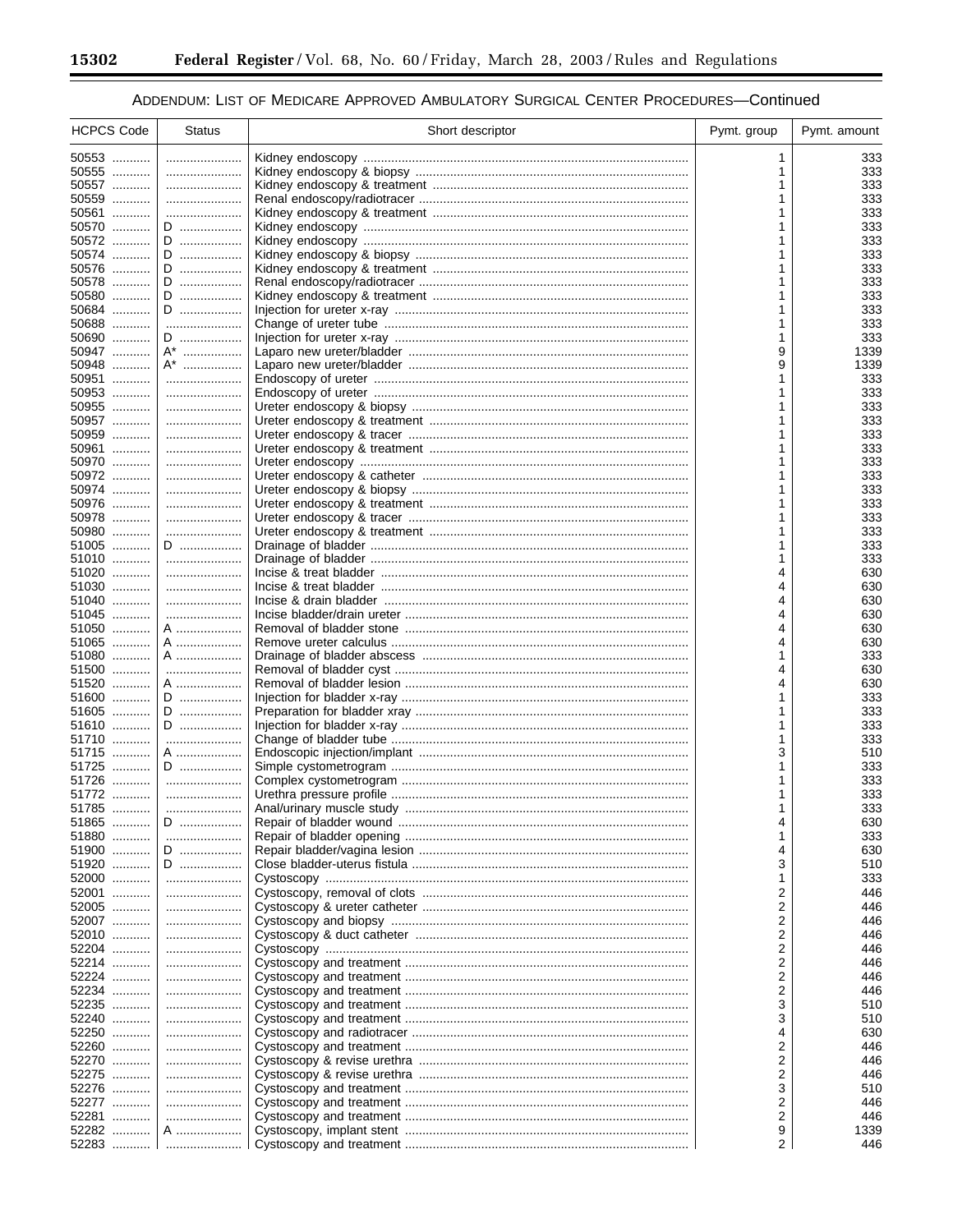ADDENDUM: LIST OF MEDICARE APPROVED AMBULATORY SURGICAL CENTER PROCEDURES—Continued

| HCPCS Code | Status | Short descriptor | Pymt. group | Pymt. amount |
|---|---|---|---|---|
| 50553 | | Kidney endoscopy | 1 | 333 |
| 50555 | | Kidney endoscopy & biopsy | 1 | 333 |
| 50557 | | Kidney endoscopy & treatment | 1 | 333 |
| 50559 | | Renal endoscopy/radiotracer | 1 | 333 |
| 50561 | | Kidney endoscopy & treatment | 1 | 333 |
| 50570 | D | Kidney endoscopy | 1 | 333 |
| 50572 | D | Kidney endoscopy | 1 | 333 |
| 50574 | D | Kidney endoscopy & biopsy | 1 | 333 |
| 50576 | D | Kidney endoscopy & treatment | 1 | 333 |
| 50578 | D | Renal endoscopy/radiotracer | 1 | 333 |
| 50580 | D | Kidney endoscopy & treatment | 1 | 333 |
| 50684 | D | Injection for ureter x-ray | 1 | 333 |
| 50688 | | Change of ureter tube | 1 | 333 |
| 50690 | D | Injection for ureter x-ray | 1 | 333 |
| 50947 | A* | Laparo new ureter/bladder | 9 | 1339 |
| 50948 | A* | Laparo new ureter/bladder | 9 | 1339 |
| 50951 | | Endoscopy of ureter | 1 | 333 |
| 50953 | | Endoscopy of ureter | 1 | 333 |
| 50955 | | Ureter endoscopy & biopsy | 1 | 333 |
| 50957 | | Ureter endoscopy & treatment | 1 | 333 |
| 50959 | | Ureter endoscopy & tracer | 1 | 333 |
| 50961 | | Ureter endoscopy & treatment | 1 | 333 |
| 50970 | | Ureter endoscopy | 1 | 333 |
| 50972 | | Ureter endoscopy & catheter | 1 | 333 |
| 50974 | | Ureter endoscopy & biopsy | 1 | 333 |
| 50976 | | Ureter endoscopy & treatment | 1 | 333 |
| 50978 | | Ureter endoscopy & tracer | 1 | 333 |
| 50980 | | Ureter endoscopy & treatment | 1 | 333 |
| 51005 | D | Drainage of bladder | 1 | 333 |
| 51010 | | Drainage of bladder | 1 | 333 |
| 51020 | | Incise & treat bladder | 4 | 630 |
| 51030 | | Incise & treat bladder | 4 | 630 |
| 51040 | | Incise & drain bladder | 4 | 630 |
| 51045 | | Incise bladder/drain ureter | 4 | 630 |
| 51050 | A | Removal of bladder stone | 4 | 630 |
| 51065 | A | Remove ureter calculus | 4 | 630 |
| 51080 | A | Drainage of bladder abscess | 1 | 333 |
| 51500 | | Removal of bladder cyst | 4 | 630 |
| 51520 | A | Removal of bladder lesion | 4 | 630 |
| 51600 | D | Injection for bladder x-ray | 1 | 333 |
| 51605 | D | Preparation for bladder xray | 1 | 333 |
| 51610 | D | Injection for bladder x-ray | 1 | 333 |
| 51710 | | Change of bladder tube | 1 | 333 |
| 51715 | A | Endoscopic injection/implant | 3 | 510 |
| 51725 | D | Simple cystometrogram | 1 | 333 |
| 51726 | | Complex cystometrogram | 1 | 333 |
| 51772 | | Urethra pressure profile | 1 | 333 |
| 51785 | | Anal/urinary muscle study | 1 | 333 |
| 51865 | D | Repair of bladder wound | 4 | 630 |
| 51880 | | Repair of bladder opening | 1 | 333 |
| 51900 | D | Repair bladder/vagina lesion | 4 | 630 |
| 51920 | D | Close bladder-uterus fistula | 3 | 510 |
| 52000 | | Cystoscopy | 1 | 333 |
| 52001 | | Cystoscopy, removal of clots | 2 | 446 |
| 52005 | | Cystoscopy & ureter catheter | 2 | 446 |
| 52007 | | Cystoscopy and biopsy | 2 | 446 |
| 52010 | | Cystoscopy & duct catheter | 2 | 446 |
| 52204 | | Cystoscopy | 2 | 446 |
| 52214 | | Cystoscopy and treatment | 2 | 446 |
| 52224 | | Cystoscopy and treatment | 2 | 446 |
| 52234 | | Cystoscopy and treatment | 2 | 446 |
| 52235 | | Cystoscopy and treatment | 3 | 510 |
| 52240 | | Cystoscopy and treatment | 3 | 510 |
| 52250 | | Cystoscopy and radiotracer | 4 | 630 |
| 52260 | | Cystoscopy and treatment | 2 | 446 |
| 52270 | | Cystoscopy & revise urethra | 2 | 446 |
| 52275 | | Cystoscopy & revise urethra | 2 | 446 |
| 52276 | | Cystoscopy and treatment | 3 | 510 |
| 52277 | | Cystoscopy and treatment | 2 | 446 |
| 52281 | | Cystoscopy and treatment | 2 | 446 |
| 52282 | A | Cystoscopy, implant stent | 9 | 1339 |
| 52283 | | Cystoscopy and treatment | 2 | 446 |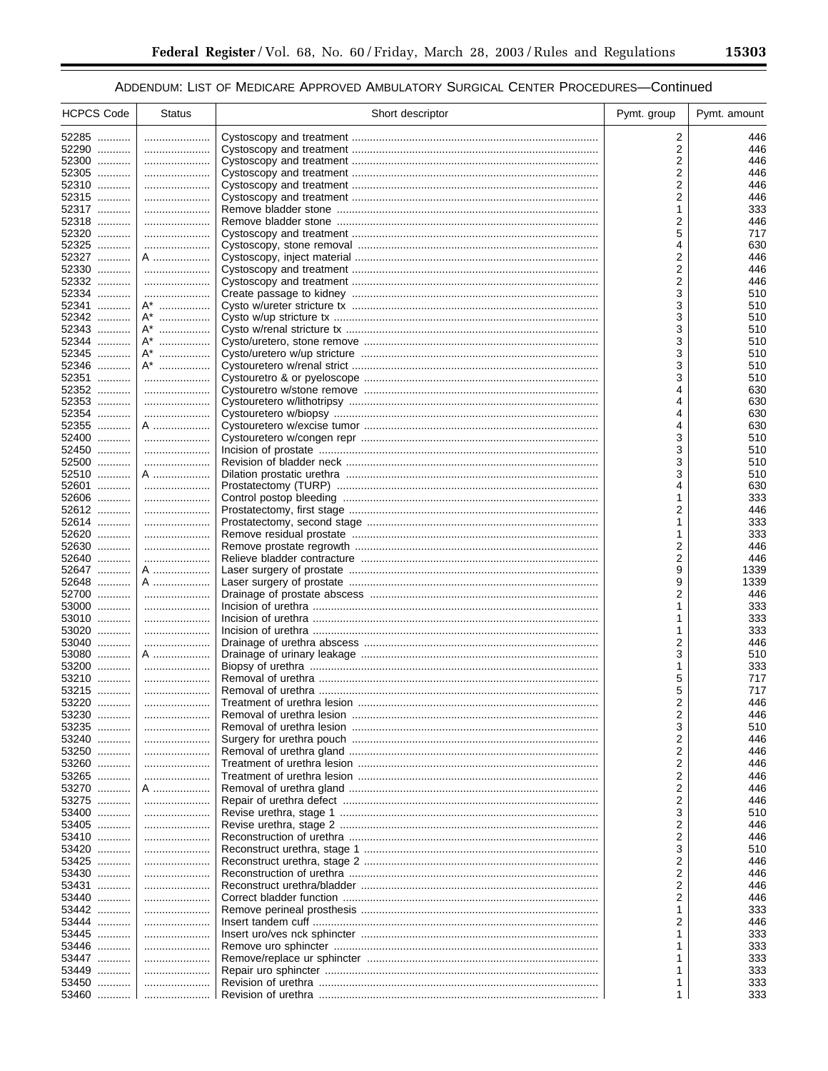ADDENDUM: LIST OF MEDICARE APPROVED AMBULATORY SURGICAL CENTER PROCEDURES—Continued

| HCPCS Code | Status | Short descriptor | Pymt. group | Pymt. amount |
|---|---|---|---|---|
| 52285 | | Cystoscopy and treatment | 2 | 446 |
| 52290 | | Cystoscopy and treatment | 2 | 446 |
| 52300 | | Cystoscopy and treatment | 2 | 446 |
| 52305 | | Cystoscopy and treatment | 2 | 446 |
| 52310 | | Cystoscopy and treatment | 2 | 446 |
| 52315 | | Cystoscopy and treatment | 2 | 446 |
| 52317 | | Remove bladder stone | 1 | 333 |
| 52318 | | Remove bladder stone | 2 | 446 |
| 52320 | | Cystoscopy and treatment | 5 | 717 |
| 52325 | | Cystoscopy, stone removal | 4 | 630 |
| 52327 | A | Cystoscopy, inject material | 2 | 446 |
| 52330 | | Cystoscopy and treatment | 2 | 446 |
| 52332 | | Cystoscopy and treatment | 2 | 446 |
| 52334 | | Create passage to kidney | 3 | 510 |
| 52341 | A* | Cysto w/ureter stricture tx | 3 | 510 |
| 52342 | A* | Cysto w/up stricture tx | 3 | 510 |
| 52343 | A* | Cysto w/renal stricture tx | 3 | 510 |
| 52344 | A* | Cysto/uretero, stone remove | 3 | 510 |
| 52345 | A* | Cysto/uretero w/up stricture | 3 | 510 |
| 52346 | A* | Cystouretero w/renal strict | 3 | 510 |
| 52351 | | Cystouretro & or pyeloscope | 3 | 510 |
| 52352 | | Cystouretro w/stone remove | 4 | 630 |
| 52353 | | Cystouretero w/lithotripsy | 4 | 630 |
| 52354 | | Cystouretero w/biopsy | 4 | 630 |
| 52355 | A | Cystouretero w/excise tumor | 4 | 630 |
| 52400 | | Cystouretero w/congen repr | 3 | 510 |
| 52450 | | Incision of prostate | 3 | 510 |
| 52500 | | Revision of bladder neck | 3 | 510 |
| 52510 | A | Dilation prostatic urethra | 3 | 510 |
| 52601 | | Prostatectomy (TURP) | 4 | 630 |
| 52606 | | Control postop bleeding | 1 | 333 |
| 52612 | | Prostatectomy, first stage | 2 | 446 |
| 52614 | | Prostatectomy, second stage | 1 | 333 |
| 52620 | | Remove residual prostate | 1 | 333 |
| 52630 | | Remove prostate regrowth | 2 | 446 |
| 52640 | | Relieve bladder contracture | 2 | 446 |
| 52647 | A | Laser surgery of prostate | 9 | 1339 |
| 52648 | A | Laser surgery of prostate | 9 | 1339 |
| 52700 | | Drainage of prostate abscess | 2 | 446 |
| 53000 | | Incision of urethra | 1 | 333 |
| 53010 | | Incision of urethra | 1 | 333 |
| 53020 | | Incision of urethra | 1 | 333 |
| 53040 | | Drainage of urethra abscess | 2 | 446 |
| 53080 | A | Drainage of urinary leakage | 3 | 510 |
| 53200 | | Biopsy of urethra | 1 | 333 |
| 53210 | | Removal of urethra | 5 | 717 |
| 53215 | | Removal of urethra | 5 | 717 |
| 53220 | | Treatment of urethra lesion | 2 | 446 |
| 53230 | | Removal of urethra lesion | 2 | 446 |
| 53235 | | Removal of urethra lesion | 3 | 510 |
| 53240 | | Surgery for urethra pouch | 2 | 446 |
| 53250 | | Removal of urethra gland | 2 | 446 |
| 53260 | | Treatment of urethra lesion | 2 | 446 |
| 53265 | | Treatment of urethra lesion | 2 | 446 |
| 53270 | A | Removal of urethra gland | 2 | 446 |
| 53275 | | Repair of urethra defect | 2 | 446 |
| 53400 | | Revise urethra, stage 1 | 3 | 510 |
| 53405 | | Revise urethra, stage 2 | 2 | 446 |
| 53410 | | Reconstruction of urethra | 2 | 446 |
| 53420 | | Reconstruct urethra, stage 1 | 3 | 510 |
| 53425 | | Reconstruct urethra, stage 2 | 2 | 446 |
| 53430 | | Reconstruction of urethra | 2 | 446 |
| 53431 | | Reconstruct urethra/bladder | 2 | 446 |
| 53440 | | Correct bladder function | 2 | 446 |
| 53442 | | Remove perineal prosthesis | 1 | 333 |
| 53444 | | Insert tandem cuff | 2 | 446 |
| 53445 | | Insert uro/ves nck sphincter | 1 | 333 |
| 53446 | | Remove uro sphincter | 1 | 333 |
| 53447 | | Remove/replace ur sphincter | 1 | 333 |
| 53449 | | Repair uro sphincter | 1 | 333 |
| 53450 | | Revision of urethra | 1 | 333 |
| 53460 | | Revision of urethra | 1 | 333 |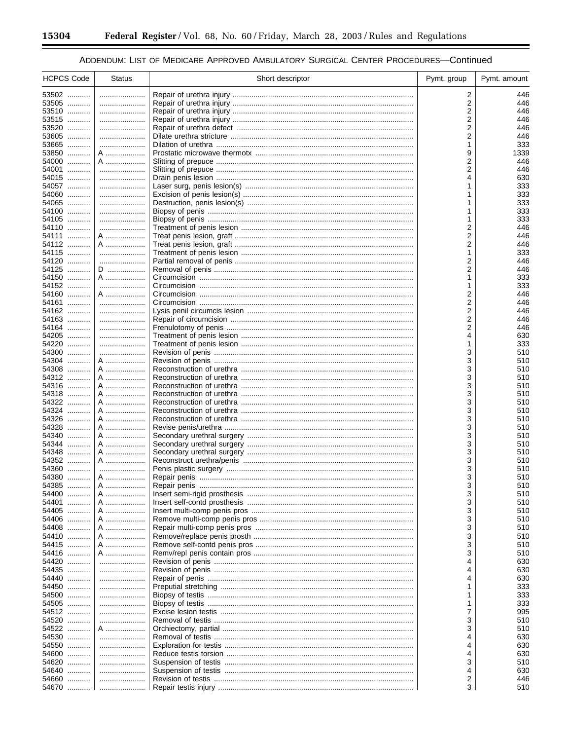ADDENDUM: LIST OF MEDICARE APPROVED AMBULATORY SURGICAL CENTER PROCEDURES—Continued

| HCPCS Code | Status | Short descriptor | Pymt. group | Pymt. amount |
|---|---|---|---|---|
| 53502 | | Repair of urethra injury | 2 | 446 |
| 53505 | | Repair of urethra injury | 2 | 446 |
| 53510 | | Repair of urethra injury | 2 | 446 |
| 53515 | | Repair of urethra injury | 2 | 446 |
| 53520 | | Repair of urethra defect | 2 | 446 |
| 53605 | | Dilate urethra stricture | 2 | 446 |
| 53665 | | Dilation of urethra | 1 | 333 |
| 53850 | A | Prostatic microwave thermotx | 9 | 1339 |
| 54000 | A | Slitting of prepuce | 2 | 446 |
| 54001 | | Slitting of prepuce | 2 | 446 |
| 54015 | | Drain penis lesion | 4 | 630 |
| 54057 | | Laser surg, penis lesion(s) | 1 | 333 |
| 54060 | | Excision of penis lesion(s) | 1 | 333 |
| 54065 | | Destruction, penis lesion(s) | 1 | 333 |
| 54100 | | Biopsy of penis | 1 | 333 |
| 54105 | | Biopsy of penis | 1 | 333 |
| 54110 | | Treatment of penis lesion | 2 | 446 |
| 54111 | A | Treat penis lesion, graft | 2 | 446 |
| 54112 | A | Treat penis lesion, graft | 2 | 446 |
| 54115 | | Treatment of penis lesion | 1 | 333 |
| 54120 | | Partial removal of penis | 2 | 446 |
| 54125 | D | Removal of penis | 2 | 446 |
| 54150 | A | Circumcision | 1 | 333 |
| 54152 | | Circumcision | 1 | 333 |
| 54160 | A | Circumcision | 2 | 446 |
| 54161 | | Circumcision | 2 | 446 |
| 54162 | | Lysis penil circumcis lesion | 2 | 446 |
| 54163 | | Repair of circumcision | 2 | 446 |
| 54164 | | Frenulotomy of penis | 2 | 446 |
| 54205 | | Treatment of penis lesion | 4 | 630 |
| 54220 | | Treatment of penis lesion | 1 | 333 |
| 54300 | | Revision of penis | 3 | 510 |
| 54304 | A | Revision of penis | 3 | 510 |
| 54308 | A | Reconstruction of urethra | 3 | 510 |
| 54312 | A | Reconstruction of urethra | 3 | 510 |
| 54316 | A | Reconstruction of urethra | 3 | 510 |
| 54318 | A | Reconstruction of urethra | 3 | 510 |
| 54322 | A | Reconstruction of urethra | 3 | 510 |
| 54324 | A | Reconstruction of urethra | 3 | 510 |
| 54326 | A | Reconstruction of urethra | 3 | 510 |
| 54328 | A | Revise penis/urethra | 3 | 510 |
| 54340 | A | Secondary urethral surgery | 3 | 510 |
| 54344 | A | Secondary urethral surgery | 3 | 510 |
| 54348 | A | Secondary urethral surgery | 3 | 510 |
| 54352 | A | Reconstruct urethra/penis | 3 | 510 |
| 54360 | | Penis plastic surgery | 3 | 510 |
| 54380 | A | Repair penis | 3 | 510 |
| 54385 | A | Repair penis | 3 | 510 |
| 54400 | A | Insert semi-rigid prosthesis | 3 | 510 |
| 54401 | A | Insert self-contd prosthesis | 3 | 510 |
| 54405 | A | Insert multi-comp penis pros | 3 | 510 |
| 54406 | A | Remove multi-comp penis pros | 3 | 510 |
| 54408 | A | Repair multi-comp penis pros | 3 | 510 |
| 54410 | A | Remove/replace penis prosth | 3 | 510 |
| 54415 | A | Remove self-contd penis pros | 3 | 510 |
| 54416 | A | Remv/repl penis contain pros | 3 | 510 |
| 54420 | | Revision of penis | 4 | 630 |
| 54435 | | Revision of penis | 4 | 630 |
| 54440 | | Repair of penis | 4 | 630 |
| 54450 | | Preputial stretching | 1 | 333 |
| 54500 | | Biopsy of testis | 1 | 333 |
| 54505 | | Biopsy of testis | 1 | 333 |
| 54512 | | Excise lesion testis | 7 | 995 |
| 54520 | | Removal of testis | 3 | 510 |
| 54522 | A | Orchiectomy, partial | 3 | 510 |
| 54530 | | Removal of testis | 4 | 630 |
| 54550 | | Exploration for testis | 4 | 630 |
| 54600 | | Reduce testis torsion | 4 | 630 |
| 54620 | | Suspension of testis | 3 | 510 |
| 54640 | | Suspension of testis | 4 | 630 |
| 54660 | | Revision of testis | 2 | 446 |
| 54670 | | Repair testis injury | 3 | 510 |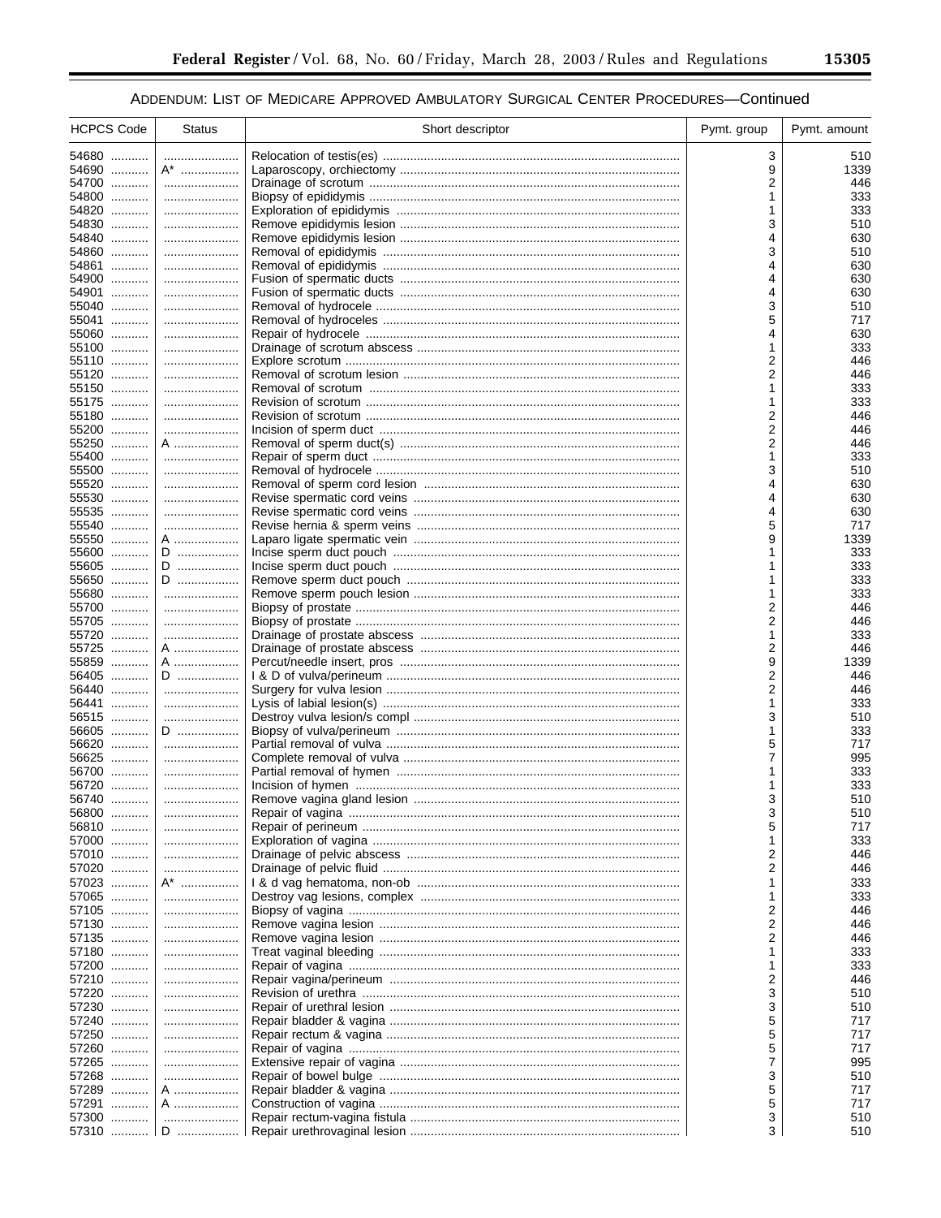ADDENDUM: LIST OF MEDICARE APPROVED AMBULATORY SURGICAL CENTER PROCEDURES—Continued

| HCPCS Code | Status | Short descriptor | Pymt. group | Pymt. amount |
| --- | --- | --- | --- | --- |
| 54680 | | Relocation of testis(es) | 3 | 510 |
| 54690 | A* | Laparoscopy, orchiectomy | 9 | 1339 |
| 54700 | | Drainage of scrotum | 2 | 446 |
| 54800 | | Biopsy of epididymis | 1 | 333 |
| 54820 | | Exploration of epididymis | 1 | 333 |
| 54830 | | Remove epididymis lesion | 3 | 510 |
| 54840 | | Remove epididymis lesion | 4 | 630 |
| 54860 | | Removal of epididymis | 3 | 510 |
| 54861 | | Removal of epididymis | 4 | 630 |
| 54900 | | Fusion of spermatic ducts | 4 | 630 |
| 54901 | | Fusion of spermatic ducts | 4 | 630 |
| 55040 | | Removal of hydrocele | 3 | 510 |
| 55041 | | Removal of hydroceles | 5 | 717 |
| 55060 | | Repair of hydrocele | 4 | 630 |
| 55100 | | Drainage of scrotum abscess | 1 | 333 |
| 55110 | | Explore scrotum | 2 | 446 |
| 55120 | | Removal of scrotum lesion | 2 | 446 |
| 55150 | | Removal of scrotum | 1 | 333 |
| 55175 | | Revision of scrotum | 1 | 333 |
| 55180 | | Revision of scrotum | 2 | 446 |
| 55200 | | Incision of sperm duct | 2 | 446 |
| 55250 | A | Removal of sperm duct(s) | 2 | 446 |
| 55400 | | Repair of sperm duct | 1 | 333 |
| 55500 | | Removal of hydrocele | 3 | 510 |
| 55520 | | Removal of sperm cord lesion | 4 | 630 |
| 55530 | | Revise spermatic cord veins | 4 | 630 |
| 55535 | | Revise spermatic cord veins | 4 | 630 |
| 55540 | | Revise hernia & sperm veins | 5 | 717 |
| 55550 | A | Laparo ligate spermatic vein | 9 | 1339 |
| 55600 | D | Incise sperm duct pouch | 1 | 333 |
| 55605 | D | Incise sperm duct pouch | 1 | 333 |
| 55650 | D | Remove sperm duct pouch | 1 | 333 |
| 55680 | | Remove sperm pouch lesion | 1 | 333 |
| 55700 | | Biopsy of prostate | 2 | 446 |
| 55705 | | Biopsy of prostate | 2 | 446 |
| 55720 | | Drainage of prostate abscess | 1 | 333 |
| 55725 | A | Drainage of prostate abscess | 2 | 446 |
| 55859 | A | Percut/needle insert, pros | 9 | 1339 |
| 56405 | D | I & D of vulva/perineum | 2 | 446 |
| 56440 | | Surgery for vulva lesion | 2 | 446 |
| 56441 | | Lysis of labial lesion(s) | 1 | 333 |
| 56515 | | Destroy vulva lesion/s compl | 3 | 510 |
| 56605 | D | Biopsy of vulva/perineum | 1 | 333 |
| 56620 | | Partial removal of vulva | 5 | 717 |
| 56625 | | Complete removal of vulva | 7 | 995 |
| 56700 | | Partial removal of hymen | 1 | 333 |
| 56720 | | Incision of hymen | 1 | 333 |
| 56740 | | Remove vagina gland lesion | 3 | 510 |
| 56800 | | Repair of vagina | 3 | 510 |
| 56810 | | Repair of perineum | 5 | 717 |
| 57000 | | Exploration of vagina | 1 | 333 |
| 57010 | | Drainage of pelvic abscess | 2 | 446 |
| 57020 | | Drainage of pelvic fluid | 2 | 446 |
| 57023 | A* | I & d vag hematoma, non-ob | 1 | 333 |
| 57065 | | Destroy vag lesions, complex | 1 | 333 |
| 57105 | | Biopsy of vagina | 2 | 446 |
| 57130 | | Remove vagina lesion | 2 | 446 |
| 57135 | | Remove vagina lesion | 2 | 446 |
| 57180 | | Treat vaginal bleeding | 1 | 333 |
| 57200 | | Repair of vagina | 1 | 333 |
| 57210 | | Repair vagina/perineum | 2 | 446 |
| 57220 | | Revision of urethra | 3 | 510 |
| 57230 | | Repair of urethral lesion | 3 | 510 |
| 57240 | | Repair bladder & vagina | 5 | 717 |
| 57250 | | Repair rectum & vagina | 5 | 717 |
| 57260 | | Repair of vagina | 5 | 717 |
| 57265 | | Extensive repair of vagina | 7 | 995 |
| 57268 | | Repair of bowel bulge | 3 | 510 |
| 57289 | A | Repair bladder & vagina | 5 | 717 |
| 57291 | A | Construction of vagina | 5 | 717 |
| 57300 | | Repair rectum-vagina fistula | 3 | 510 |
| 57310 | D | Repair urethrovaginal lesion | 3 | 510 |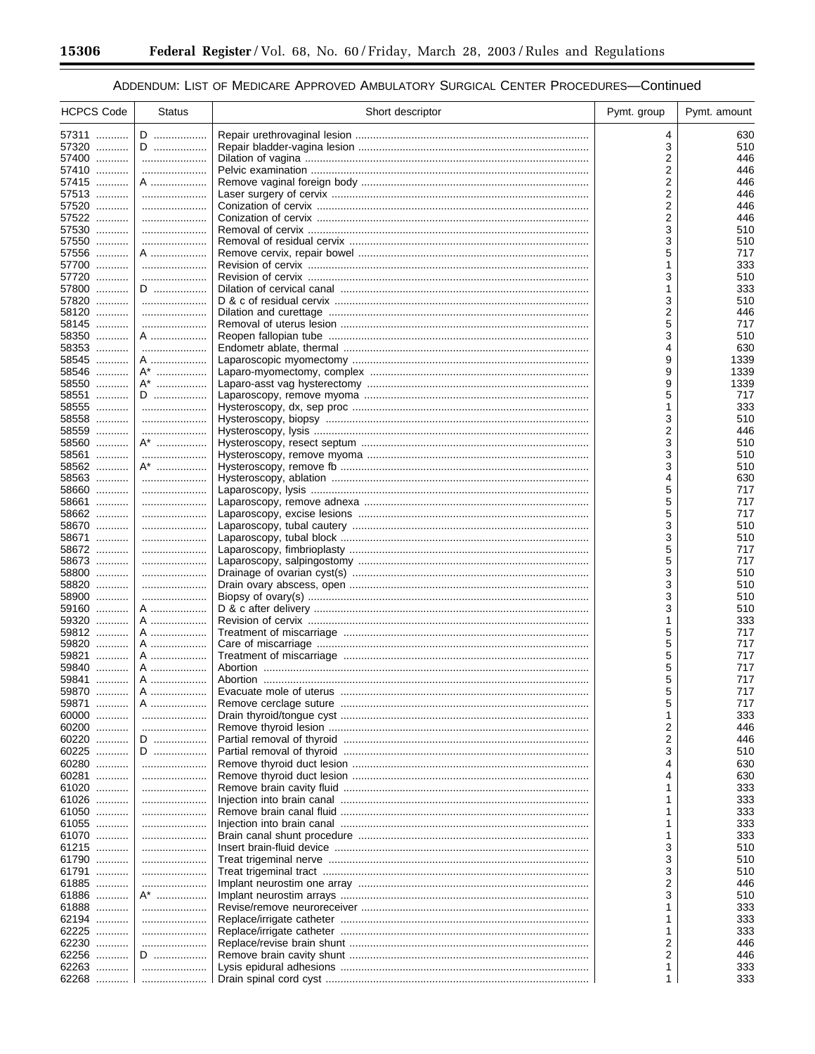ADDENDUM: LIST OF MEDICARE APPROVED AMBULATORY SURGICAL CENTER PROCEDURES—Continued

| HCPCS Code | Status | Short descriptor | Pymt. group | Pymt. amount |
|---|---|---|---|---|
| 57311 | D | Repair urethrovaginal lesion | 4 | 630 |
| 57320 | D | Repair bladder-vagina lesion | 3 | 510 |
| 57400 | | Dilation of vagina | 2 | 446 |
| 57410 | | Pelvic examination | 2 | 446 |
| 57415 | A | Remove vaginal foreign body | 2 | 446 |
| 57513 | | Laser surgery of cervix | 2 | 446 |
| 57520 | | Conization of cervix | 2 | 446 |
| 57522 | | Conization of cervix | 2 | 446 |
| 57530 | | Removal of cervix | 3 | 510 |
| 57550 | | Removal of residual cervix | 3 | 510 |
| 57556 | A | Remove cervix, repair bowel | 5 | 717 |
| 57700 | | Revision of cervix | 1 | 333 |
| 57720 | | Revision of cervix | 3 | 510 |
| 57800 | D | Dilation of cervical canal | 1 | 333 |
| 57820 | | D & c of residual cervix | 3 | 510 |
| 58120 | | Dilation and curettage | 2 | 446 |
| 58145 | | Removal of uterus lesion | 5 | 717 |
| 58350 | A | Reopen fallopian tube | 3 | 510 |
| 58353 | | Endometr ablate, thermal | 4 | 630 |
| 58545 | A | Laparoscopic myomectomy | 9 | 1339 |
| 58546 | A* | Laparo-myomectomy, complex | 9 | 1339 |
| 58550 | A* | Laparo-asst vag hysterectomy | 9 | 1339 |
| 58551 | D | Laparoscopy, remove myoma | 5 | 717 |
| 58555 | | Hysteroscopy, dx, sep proc | 1 | 333 |
| 58558 | | Hysteroscopy, biopsy | 3 | 510 |
| 58559 | | Hysteroscopy, lysis | 2 | 446 |
| 58560 | A* | Hysteroscopy, resect septum | 3 | 510 |
| 58561 | | Hysteroscopy, remove myoma | 3 | 510 |
| 58562 | A* | Hysteroscopy, remove fb | 3 | 510 |
| 58563 | | Hysteroscopy, ablation | 4 | 630 |
| 58660 | | Laparoscopy, lysis | 5 | 717 |
| 58661 | | Laparoscopy, remove adnexa | 5 | 717 |
| 58662 | | Laparoscopy, excise lesions | 5 | 717 |
| 58670 | | Laparoscopy, tubal cautery | 3 | 510 |
| 58671 | | Laparoscopy, tubal block | 3 | 510 |
| 58672 | | Laparoscopy, fimbrioplasty | 5 | 717 |
| 58673 | | Laparoscopy, salpingostomy | 5 | 717 |
| 58800 | | Drainage of ovarian cyst(s) | 3 | 510 |
| 58820 | | Drain ovary abscess, open | 3 | 510 |
| 58900 | | Biopsy of ovary(s) | 3 | 510 |
| 59160 | A | D & c after delivery | 3 | 510 |
| 59320 | A | Revision of cervix | 1 | 333 |
| 59812 | A | Treatment of miscarriage | 5 | 717 |
| 59820 | A | Care of miscarriage | 5 | 717 |
| 59821 | A | Treatment of miscarriage | 5 | 717 |
| 59840 | A | Abortion | 5 | 717 |
| 59841 | A | Abortion | 5 | 717 |
| 59870 | A | Evacuate mole of uterus | 5 | 717 |
| 59871 | A | Remove cerclage suture | 5 | 717 |
| 60000 | | Drain thyroid/tongue cyst | 1 | 333 |
| 60200 | | Remove thyroid lesion | 2 | 446 |
| 60220 | D | Partial removal of thyroid | 2 | 446 |
| 60225 | D | Partial removal of thyroid | 3 | 510 |
| 60280 | | Remove thyroid duct lesion | 4 | 630 |
| 60281 | | Remove thyroid duct lesion | 4 | 630 |
| 61020 | | Remove brain cavity fluid | 1 | 333 |
| 61026 | | Injection into brain canal | 1 | 333 |
| 61050 | | Remove brain canal fluid | 1 | 333 |
| 61055 | | Injection into brain canal | 1 | 333 |
| 61070 | | Brain canal shunt procedure | 1 | 333 |
| 61215 | | Insert brain-fluid device | 3 | 510 |
| 61790 | | Treat trigeminal nerve | 3 | 510 |
| 61791 | | Treat trigeminal tract | 3 | 510 |
| 61885 | | Implant neurostim one array | 2 | 446 |
| 61886 | A* | Implant neurostim arrays | 3 | 510 |
| 61888 | | Revise/remove neuroreceiver | 1 | 333 |
| 62194 | | Replace/irrigate catheter | 1 | 333 |
| 62225 | | Replace/irrigate catheter | 1 | 333 |
| 62230 | | Replace/revise brain shunt | 2 | 446 |
| 62256 | D | Remove brain cavity shunt | 2 | 446 |
| 62263 | | Lysis epidural adhesions | 1 | 333 |
| 62268 | | Drain spinal cord cyst | 1 | 333 |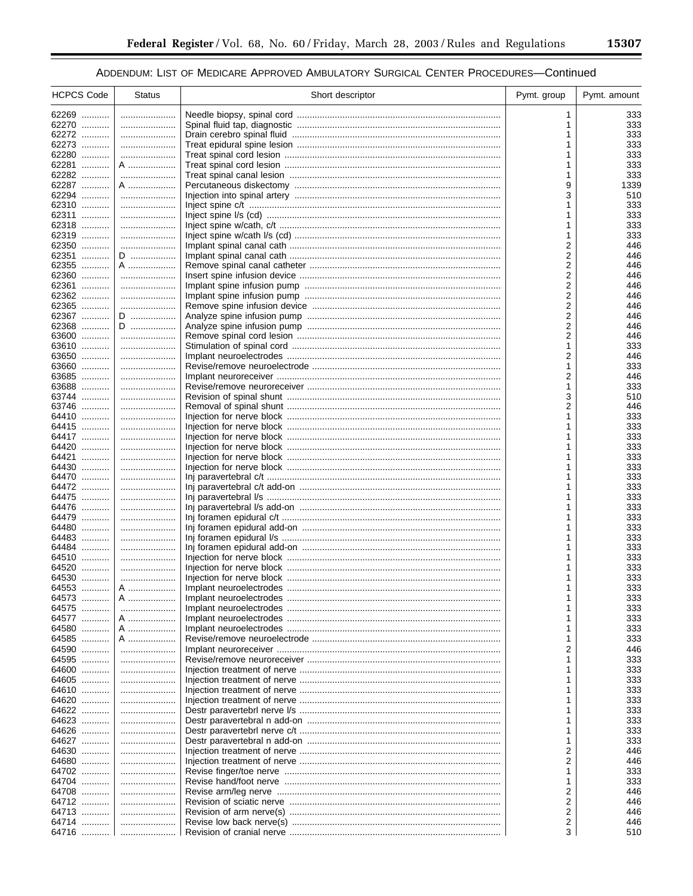ADDENDUM: LIST OF MEDICARE APPROVED AMBULATORY SURGICAL CENTER PROCEDURES—Continued

| HCPCS Code | Status | Short descriptor | Pymt. group | Pymt. amount |
|---|---|---|---|---|
| 62269 | | Needle biopsy, spinal cord | 1 | 333 |
| 62270 | | Spinal fluid tap, diagnostic | 1 | 333 |
| 62272 | | Drain cerebro spinal fluid | 1 | 333 |
| 62273 | | Treat epidural spine lesion | 1 | 333 |
| 62280 | | Treat spinal cord lesion | 1 | 333 |
| 62281 | A | Treat spinal cord lesion | 1 | 333 |
| 62282 | | Treat spinal canal lesion | 1 | 333 |
| 62287 | A | Percutaneous diskectomy | 9 | 1339 |
| 62294 | | Injection into spinal artery | 3 | 510 |
| 62310 | | Inject spine c/t | 1 | 333 |
| 62311 | | Inject spine l/s (cd) | 1 | 333 |
| 62318 | | Inject spine w/cath, c/t | 1 | 333 |
| 62319 | | Inject spine w/cath l/s (cd) | 1 | 333 |
| 62350 | | Implant spinal canal cath | 2 | 446 |
| 62351 | D | Implant spinal canal cath | 2 | 446 |
| 62355 | A | Remove spinal canal catheter | 2 | 446 |
| 62360 | | Insert spine infusion device | 2 | 446 |
| 62361 | | Implant spine infusion pump | 2 | 446 |
| 62362 | | Implant spine infusion pump | 2 | 446 |
| 62365 | | Remove spine infusion device | 2 | 446 |
| 62367 | D | Analyze spine infusion pump | 2 | 446 |
| 62368 | D | Analyze spine infusion pump | 2 | 446 |
| 63600 | | Remove spinal cord lesion | 2 | 446 |
| 63610 | | Stimulation of spinal cord | 1 | 333 |
| 63650 | | Implant neuroelectrodes | 2 | 446 |
| 63660 | | Revise/remove neuroelectrode | 1 | 333 |
| 63685 | | Implant neuroreceiver | 2 | 446 |
| 63688 | | Revise/remove neuroreceiver | 1 | 333 |
| 63744 | | Revision of spinal shunt | 3 | 510 |
| 63746 | | Removal of spinal shunt | 2 | 446 |
| 64410 | | Injection for nerve block | 1 | 333 |
| 64415 | | Injection for nerve block | 1 | 333 |
| 64417 | | Injection for nerve block | 1 | 333 |
| 64420 | | Injection for nerve block | 1 | 333 |
| 64421 | | Injection for nerve block | 1 | 333 |
| 64430 | | Injection for nerve block | 1 | 333 |
| 64470 | | Inj paravertebral c/t | 1 | 333 |
| 64472 | | Inj paravertebral c/t add-on | 1 | 333 |
| 64475 | | Inj paravertebral l/s | 1 | 333 |
| 64476 | | Inj paravertebral l/s add-on | 1 | 333 |
| 64479 | | Inj foramen epidural c/t | 1 | 333 |
| 64480 | | Inj foramen epidural add-on | 1 | 333 |
| 64483 | | Inj foramen epidural l/s | 1 | 333 |
| 64484 | | Inj foramen epidural add-on | 1 | 333 |
| 64510 | | Injection for nerve block | 1 | 333 |
| 64520 | | Injection for nerve block | 1 | 333 |
| 64530 | | Injection for nerve block | 1 | 333 |
| 64553 | A | Implant neuroelectrodes | 1 | 333 |
| 64573 | A | Implant neuroelectrodes | 1 | 333 |
| 64575 | | Implant neuroelectrodes | 1 | 333 |
| 64577 | A | Implant neuroelectrodes | 1 | 333 |
| 64580 | A | Implant neuroelectrodes | 1 | 333 |
| 64585 | A | Revise/remove neuroelectrode | 1 | 333 |
| 64590 | | Implant neuroreceiver | 2 | 446 |
| 64595 | | Revise/remove neuroreceiver | 1 | 333 |
| 64600 | | Injection treatment of nerve | 1 | 333 |
| 64605 | | Injection treatment of nerve | 1 | 333 |
| 64610 | | Injection treatment of nerve | 1 | 333 |
| 64620 | | Injection treatment of nerve | 1 | 333 |
| 64622 | | Destr paravertebrl nerve l/s | 1 | 333 |
| 64623 | | Destr paravertebral n add-on | 1 | 333 |
| 64626 | | Destr paravertebrl nerve c/t | 1 | 333 |
| 64627 | | Destr paravertebral n add-on | 1 | 333 |
| 64630 | | Injection treatment of nerve | 2 | 446 |
| 64680 | | Injection treatment of nerve | 2 | 446 |
| 64702 | | Revise finger/toe nerve | 1 | 333 |
| 64704 | | Revise hand/foot nerve | 1 | 333 |
| 64708 | | Revise arm/leg nerve | 2 | 446 |
| 64712 | | Revision of sciatic nerve | 2 | 446 |
| 64713 | | Revision of arm nerve(s) | 2 | 446 |
| 64714 | | Revise low back nerve(s) | 2 | 446 |
| 64716 | | Revision of cranial nerve | 3 | 510 |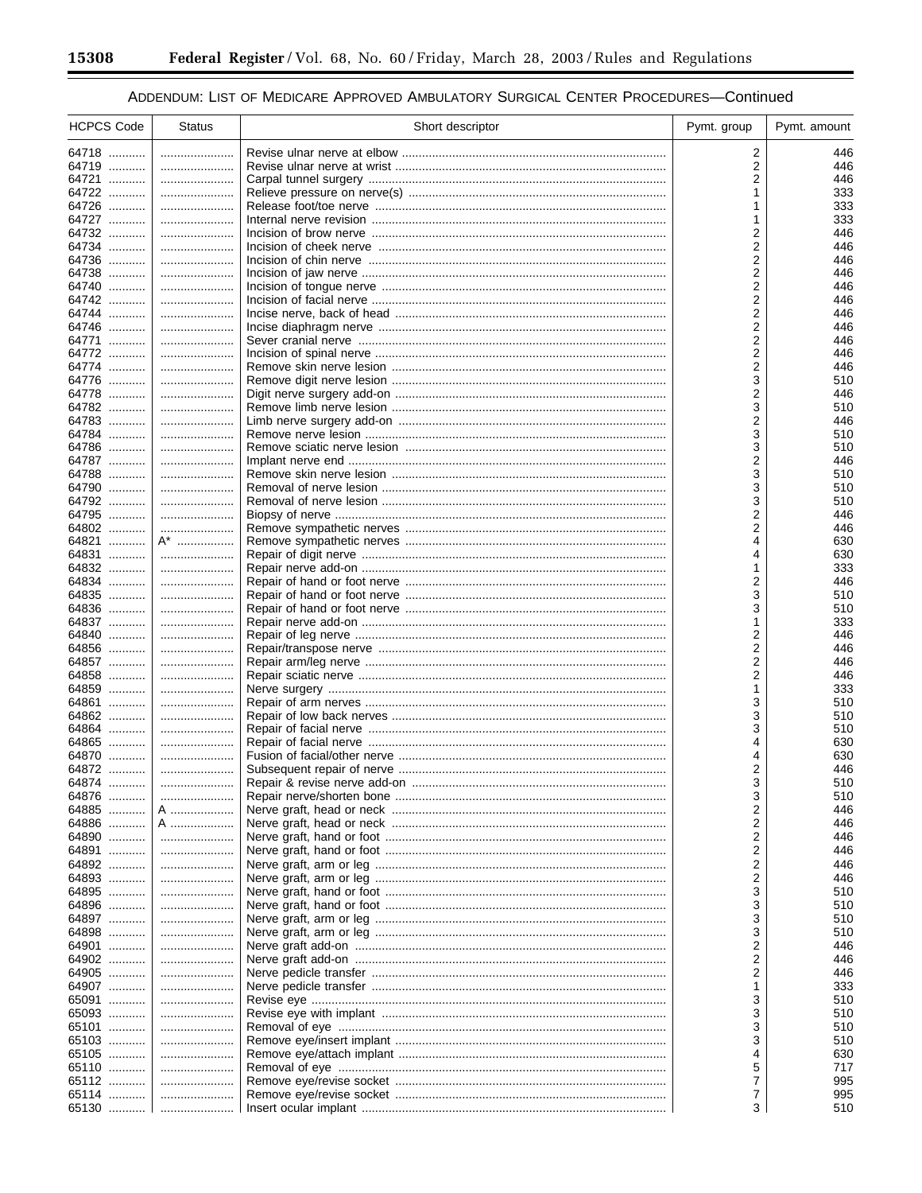ADDENDUM: LIST OF MEDICARE APPROVED AMBULATORY SURGICAL CENTER PROCEDURES—Continued

| HCPCS Code | Status | Short descriptor | Pymt. group | Pymt. amount |
|---|---|---|---|---|
| 64718 | | Revise ulnar nerve at elbow | 2 | 446 |
| 64719 | | Revise ulnar nerve at wrist | 2 | 446 |
| 64721 | | Carpal tunnel surgery | 2 | 446 |
| 64722 | | Relieve pressure on nerve(s) | 1 | 333 |
| 64726 | | Release foot/toe nerve | 1 | 333 |
| 64727 | | Internal nerve revision | 1 | 333 |
| 64732 | | Incision of brow nerve | 2 | 446 |
| 64734 | | Incision of cheek nerve | 2 | 446 |
| 64736 | | Incision of chin nerve | 2 | 446 |
| 64738 | | Incision of jaw nerve | 2 | 446 |
| 64740 | | Incision of tongue nerve | 2 | 446 |
| 64742 | | Incision of facial nerve | 2 | 446 |
| 64744 | | Incise nerve, back of head | 2 | 446 |
| 64746 | | Incise diaphragm nerve | 2 | 446 |
| 64771 | | Sever cranial nerve | 2 | 446 |
| 64772 | | Incision of spinal nerve | 2 | 446 |
| 64774 | | Remove skin nerve lesion | 2 | 446 |
| 64776 | | Remove digit nerve lesion | 3 | 510 |
| 64778 | | Digit nerve surgery add-on | 2 | 446 |
| 64782 | | Remove limb nerve lesion | 3 | 510 |
| 64783 | | Limb nerve surgery add-on | 2 | 446 |
| 64784 | | Remove nerve lesion | 3 | 510 |
| 64786 | | Remove sciatic nerve lesion | 3 | 510 |
| 64787 | | Implant nerve end | 2 | 446 |
| 64788 | | Remove skin nerve lesion | 3 | 510 |
| 64790 | | Removal of nerve lesion | 3 | 510 |
| 64792 | | Removal of nerve lesion | 3 | 510 |
| 64795 | | Biopsy of nerve | 2 | 446 |
| 64802 | | Remove sympathetic nerves | 2 | 446 |
| 64821 | A* | Remove sympathetic nerves | 4 | 630 |
| 64831 | | Repair of digit nerve | 4 | 630 |
| 64832 | | Repair nerve add-on | 1 | 333 |
| 64834 | | Repair of hand or foot nerve | 2 | 446 |
| 64835 | | Repair of hand or foot nerve | 3 | 510 |
| 64836 | | Repair of hand or foot nerve | 3 | 510 |
| 64837 | | Repair nerve add-on | 1 | 333 |
| 64840 | | Repair of leg nerve | 2 | 446 |
| 64856 | | Repair/transpose nerve | 2 | 446 |
| 64857 | | Repair arm/leg nerve | 2 | 446 |
| 64858 | | Repair sciatic nerve | 2 | 446 |
| 64859 | | Nerve surgery | 1 | 333 |
| 64861 | | Repair of arm nerves | 3 | 510 |
| 64862 | | Repair of low back nerves | 3 | 510 |
| 64864 | | Repair of facial nerve | 3 | 510 |
| 64865 | | Repair of facial nerve | 4 | 630 |
| 64870 | | Fusion of facial/other nerve | 4 | 630 |
| 64872 | | Subsequent repair of nerve | 2 | 446 |
| 64874 | | Repair & revise nerve add-on | 3 | 510 |
| 64876 | | Repair nerve/shorten bone | 3 | 510 |
| 64885 | A | Nerve graft, head or neck | 2 | 446 |
| 64886 | A | Nerve graft, head or neck | 2 | 446 |
| 64890 | | Nerve graft, hand or foot | 2 | 446 |
| 64891 | | Nerve graft, hand or foot | 2 | 446 |
| 64892 | | Nerve graft, arm or leg | 2 | 446 |
| 64893 | | Nerve graft, arm or leg | 2 | 446 |
| 64895 | | Nerve graft, hand or foot | 3 | 510 |
| 64896 | | Nerve graft, hand or foot | 3 | 510 |
| 64897 | | Nerve graft, arm or leg | 3 | 510 |
| 64898 | | Nerve graft, arm or leg | 3 | 510 |
| 64901 | | Nerve graft add-on | 2 | 446 |
| 64902 | | Nerve graft add-on | 2 | 446 |
| 64905 | | Nerve pedicle transfer | 2 | 446 |
| 64907 | | Nerve pedicle transfer | 1 | 333 |
| 65091 | | Revise eye | 3 | 510 |
| 65093 | | Revise eye with implant | 3 | 510 |
| 65101 | | Removal of eye | 3 | 510 |
| 65103 | | Remove eye/insert implant | 3 | 510 |
| 65105 | | Remove eye/attach implant | 4 | 630 |
| 65110 | | Removal of eye | 5 | 717 |
| 65112 | | Remove eye/revise socket | 7 | 995 |
| 65114 | | Remove eye/revise socket | 7 | 995 |
| 65130 | | Insert ocular implant | 3 | 510 |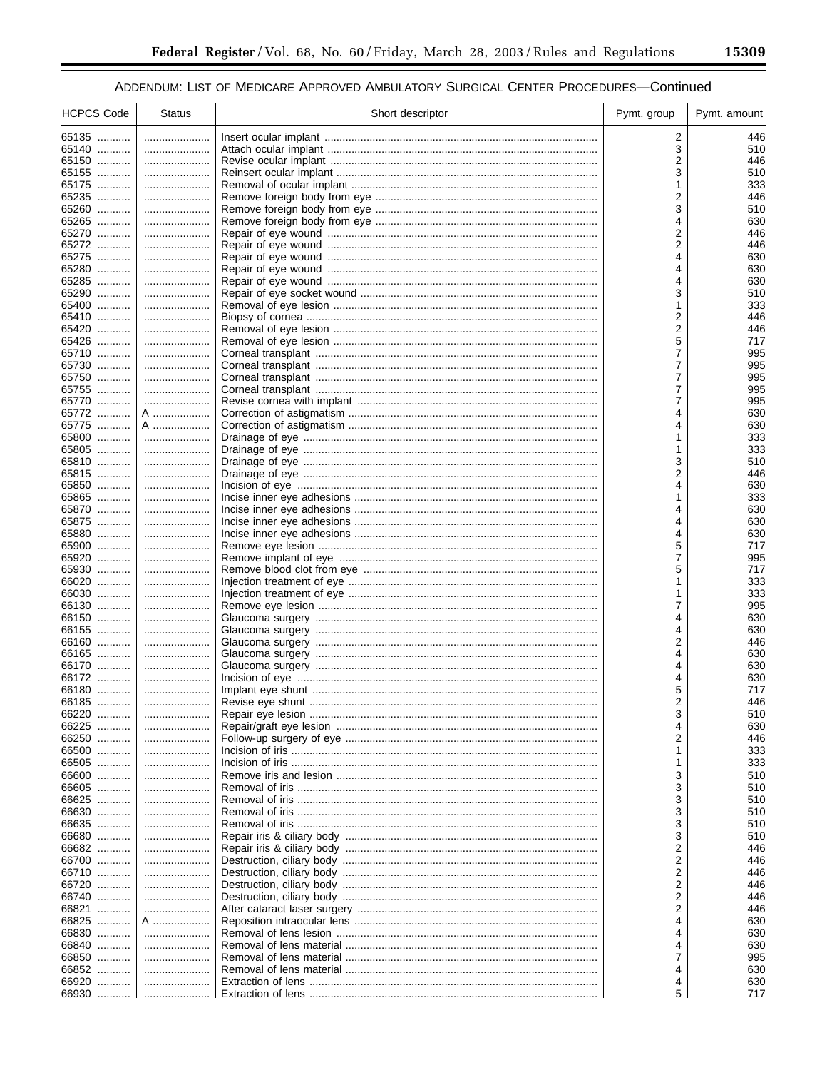ADDENDUM: LIST OF MEDICARE APPROVED AMBULATORY SURGICAL CENTER PROCEDURES—Continued

| HCPCS Code | Status | Short descriptor | Pymt. group | Pymt. amount |
|---|---|---|---|---|
| 65135 | | Insert ocular implant | 2 | 446 |
| 65140 | | Attach ocular implant | 3 | 510 |
| 65150 | | Revise ocular implant | 2 | 446 |
| 65155 | | Reinsert ocular implant | 3 | 510 |
| 65175 | | Removal of ocular implant | 1 | 333 |
| 65235 | | Remove foreign body from eye | 2 | 446 |
| 65260 | | Remove foreign body from eye | 3 | 510 |
| 65265 | | Remove foreign body from eye | 4 | 630 |
| 65270 | | Repair of eye wound | 2 | 446 |
| 65272 | | Repair of eye wound | 2 | 446 |
| 65275 | | Repair of eye wound | 4 | 630 |
| 65280 | | Repair of eye wound | 4 | 630 |
| 65285 | | Repair of eye wound | 4 | 630 |
| 65290 | | Repair of eye socket wound | 3 | 510 |
| 65400 | | Removal of eye lesion | 1 | 333 |
| 65410 | | Biopsy of cornea | 2 | 446 |
| 65420 | | Removal of eye lesion | 2 | 446 |
| 65426 | | Removal of eye lesion | 5 | 717 |
| 65710 | | Corneal transplant | 7 | 995 |
| 65730 | | Corneal transplant | 7 | 995 |
| 65750 | | Corneal transplant | 7 | 995 |
| 65755 | | Corneal transplant | 7 | 995 |
| 65770 | | Revise cornea with implant | 7 | 995 |
| 65772 | A | Correction of astigmatism | 4 | 630 |
| 65775 | A | Correction of astigmatism | 4 | 630 |
| 65800 | | Drainage of eye | 1 | 333 |
| 65805 | | Drainage of eye | 1 | 333 |
| 65810 | | Drainage of eye | 3 | 510 |
| 65815 | | Drainage of eye | 2 | 446 |
| 65850 | | Incision of eye | 4 | 630 |
| 65865 | | Incise inner eye adhesions | 1 | 333 |
| 65870 | | Incise inner eye adhesions | 4 | 630 |
| 65875 | | Incise inner eye adhesions | 4 | 630 |
| 65880 | | Incise inner eye adhesions | 4 | 630 |
| 65900 | | Remove eye lesion | 5 | 717 |
| 65920 | | Remove implant of eye | 7 | 995 |
| 65930 | | Remove blood clot from eye | 5 | 717 |
| 66020 | | Injection treatment of eye | 1 | 333 |
| 66030 | | Injection treatment of eye | 1 | 333 |
| 66130 | | Remove eye lesion | 7 | 995 |
| 66150 | | Glaucoma surgery | 4 | 630 |
| 66155 | | Glaucoma surgery | 4 | 630 |
| 66160 | | Glaucoma surgery | 2 | 446 |
| 66165 | | Glaucoma surgery | 4 | 630 |
| 66170 | | Glaucoma surgery | 4 | 630 |
| 66172 | | Incision of eye | 4 | 630 |
| 66180 | | Implant eye shunt | 5 | 717 |
| 66185 | | Revise eye shunt | 2 | 446 |
| 66220 | | Repair eye lesion | 3 | 510 |
| 66225 | | Repair/graft eye lesion | 4 | 630 |
| 66250 | | Follow-up surgery of eye | 2 | 446 |
| 66500 | | Incision of iris | 1 | 333 |
| 66505 | | Incision of iris | 1 | 333 |
| 66600 | | Remove iris and lesion | 3 | 510 |
| 66605 | | Removal of iris | 3 | 510 |
| 66625 | | Removal of iris | 3 | 510 |
| 66630 | | Removal of iris | 3 | 510 |
| 66635 | | Removal of iris | 3 | 510 |
| 66680 | | Repair iris & ciliary body | 3 | 510 |
| 66682 | | Repair iris & ciliary body | 2 | 446 |
| 66700 | | Destruction, ciliary body | 2 | 446 |
| 66710 | | Destruction, ciliary body | 2 | 446 |
| 66720 | | Destruction, ciliary body | 2 | 446 |
| 66740 | | Destruction, ciliary body | 2 | 446 |
| 66821 | | After cataract laser surgery | 2 | 446 |
| 66825 | A | Reposition intraocular lens | 4 | 630 |
| 66830 | | Removal of lens lesion | 4 | 630 |
| 66840 | | Removal of lens material | 4 | 630 |
| 66850 | | Removal of lens material | 7 | 995 |
| 66852 | | Removal of lens material | 4 | 630 |
| 66920 | | Extraction of lens | 4 | 630 |
| 66930 | | Extraction of lens | 5 | 717 |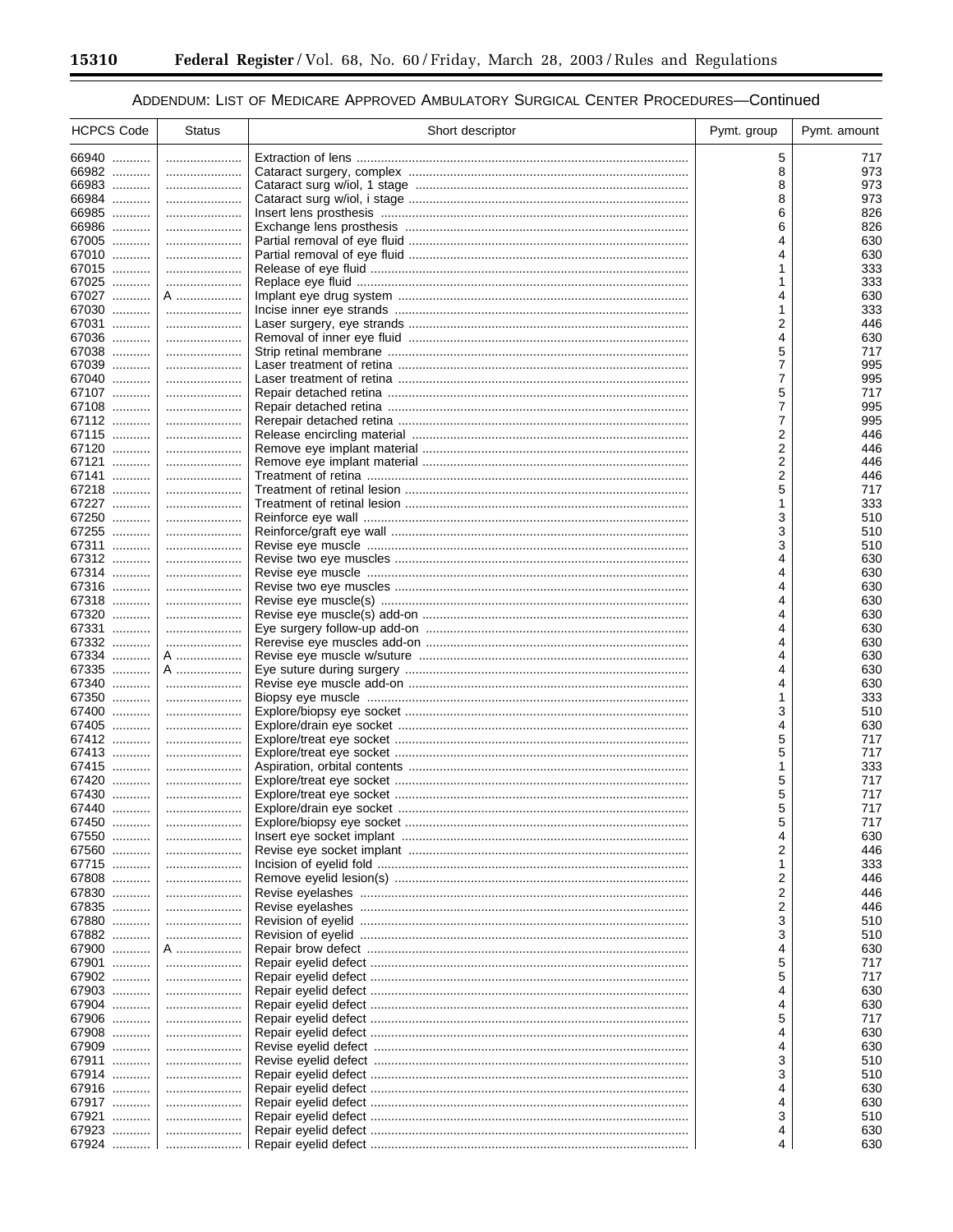ADDENDUM: LIST OF MEDICARE APPROVED AMBULATORY SURGICAL CENTER PROCEDURES—Continued

| HCPCS Code | Status | Short descriptor | Pymt. group | Pymt. amount |
|---|---|---|---|---|
| 66940 | | Extraction of lens | 5 | 717 |
| 66982 | | Cataract surgery, complex | 8 | 973 |
| 66983 | | Cataract surg w/iol, 1 stage | 8 | 973 |
| 66984 | | Cataract surg w/iol, i stage | 8 | 973 |
| 66985 | | Insert lens prosthesis | 6 | 826 |
| 66986 | | Exchange lens prosthesis | 6 | 826 |
| 67005 | | Partial removal of eye fluid | 4 | 630 |
| 67010 | | Partial removal of eye fluid | 4 | 630 |
| 67015 | | Release of eye fluid | 1 | 333 |
| 67025 | | Replace eye fluid | 1 | 333 |
| 67027 | A | Implant eye drug system | 4 | 630 |
| 67030 | | Incise inner eye strands | 1 | 333 |
| 67031 | | Laser surgery, eye strands | 2 | 446 |
| 67036 | | Removal of inner eye fluid | 4 | 630 |
| 67038 | | Strip retinal membrane | 5 | 717 |
| 67039 | | Laser treatment of retina | 7 | 995 |
| 67040 | | Laser treatment of retina | 7 | 995 |
| 67107 | | Repair detached retina | 5 | 717 |
| 67108 | | Repair detached retina | 7 | 995 |
| 67112 | | Rerepair detached retina | 7 | 995 |
| 67115 | | Release encircling material | 2 | 446 |
| 67120 | | Remove eye implant material | 2 | 446 |
| 67121 | | Remove eye implant material | 2 | 446 |
| 67141 | | Treatment of retina | 2 | 446 |
| 67218 | | Treatment of retinal lesion | 5 | 717 |
| 67227 | | Treatment of retinal lesion | 1 | 333 |
| 67250 | | Reinforce eye wall | 3 | 510 |
| 67255 | | Reinforce/graft eye wall | 3 | 510 |
| 67311 | | Revise eye muscle | 3 | 510 |
| 67312 | | Revise two eye muscles | 4 | 630 |
| 67314 | | Revise eye muscle | 4 | 630 |
| 67316 | | Revise two eye muscles | 4 | 630 |
| 67318 | | Revise eye muscle(s) | 4 | 630 |
| 67320 | | Revise eye muscle(s) add-on | 4 | 630 |
| 67331 | | Eye surgery follow-up add-on | 4 | 630 |
| 67332 | | Rerevise eye muscles add-on | 4 | 630 |
| 67334 | A | Revise eye muscle w/suture | 4 | 630 |
| 67335 | A | Eye suture during surgery | 4 | 630 |
| 67340 | | Revise eye muscle add-on | 4 | 630 |
| 67350 | | Biopsy eye muscle | 1 | 333 |
| 67400 | | Explore/biopsy eye socket | 3 | 510 |
| 67405 | | Explore/drain eye socket | 4 | 630 |
| 67412 | | Explore/treat eye socket | 5 | 717 |
| 67413 | | Explore/treat eye socket | 5 | 717 |
| 67415 | | Aspiration, orbital contents | 1 | 333 |
| 67420 | | Explore/treat eye socket | 5 | 717 |
| 67430 | | Explore/treat eye socket | 5 | 717 |
| 67440 | | Explore/drain eye socket | 5 | 717 |
| 67450 | | Explore/biopsy eye socket | 5 | 717 |
| 67550 | | Insert eye socket implant | 4 | 630 |
| 67560 | | Revise eye socket implant | 2 | 446 |
| 67715 | | Incision of eyelid fold | 1 | 333 |
| 67808 | | Remove eyelid lesion(s) | 2 | 446 |
| 67830 | | Revise eyelashes | 2 | 446 |
| 67835 | | Revise eyelashes | 2 | 446 |
| 67880 | | Revision of eyelid | 3 | 510 |
| 67882 | | Revision of eyelid | 3 | 510 |
| 67900 | A | Repair brow defect | 4 | 630 |
| 67901 | | Repair eyelid defect | 5 | 717 |
| 67902 | | Repair eyelid defect | 5 | 717 |
| 67903 | | Repair eyelid defect | 4 | 630 |
| 67904 | | Repair eyelid defect | 4 | 630 |
| 67906 | | Repair eyelid defect | 5 | 717 |
| 67908 | | Repair eyelid defect | 4 | 630 |
| 67909 | | Revise eyelid defect | 4 | 630 |
| 67911 | | Revise eyelid defect | 3 | 510 |
| 67914 | | Repair eyelid defect | 3 | 510 |
| 67916 | | Repair eyelid defect | 4 | 630 |
| 67917 | | Repair eyelid defect | 4 | 630 |
| 67921 | | Repair eyelid defect | 3 | 510 |
| 67923 | | Repair eyelid defect | 4 | 630 |
| 67924 | | Repair eyelid defect | 4 | 630 |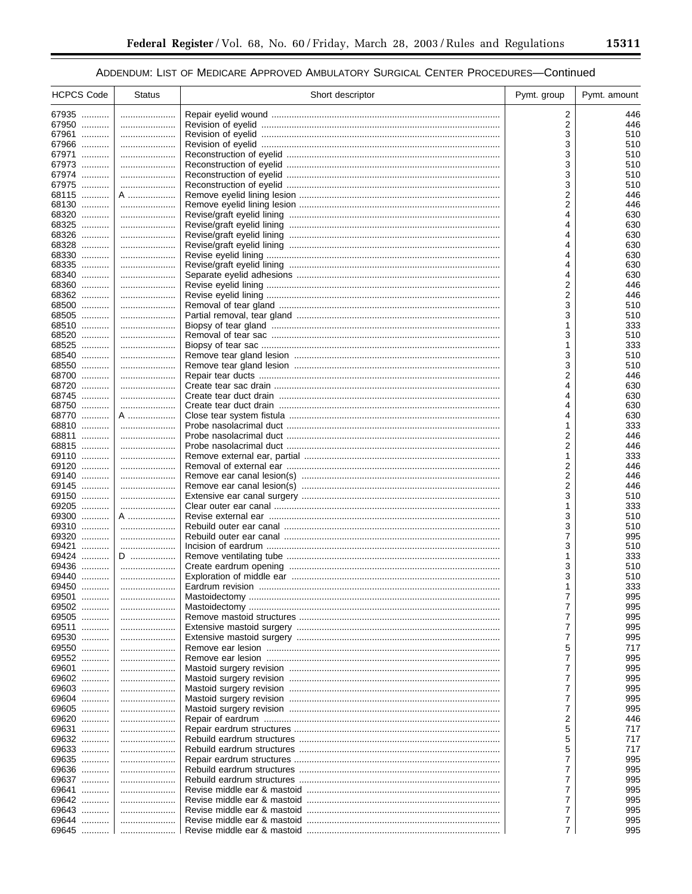ADDENDUM: LIST OF MEDICARE APPROVED AMBULATORY SURGICAL CENTER PROCEDURES—Continued

| HCPCS Code | Status | Short descriptor | Pymt. group | Pymt. amount |
|---|---|---|---|---|
| 67935 | | Repair eyelid wound | 2 | 446 |
| 67950 | | Revision of eyelid | 2 | 446 |
| 67961 | | Revision of eyelid | 3 | 510 |
| 67966 | | Revision of eyelid | 3 | 510 |
| 67971 | | Reconstruction of eyelid | 3 | 510 |
| 67973 | | Reconstruction of eyelid | 3 | 510 |
| 67974 | | Reconstruction of eyelid | 3 | 510 |
| 67975 | | Reconstruction of eyelid | 3 | 510 |
| 68115 | A | Remove eyelid lining lesion | 2 | 446 |
| 68130 | | Remove eyelid lining lesion | 2 | 446 |
| 68320 | | Revise/graft eyelid lining | 4 | 630 |
| 68325 | | Revise/graft eyelid lining | 4 | 630 |
| 68326 | | Revise/graft eyelid lining | 4 | 630 |
| 68328 | | Revise/graft eyelid lining | 4 | 630 |
| 68330 | | Revise eyelid lining | 4 | 630 |
| 68335 | | Revise/graft eyelid lining | 4 | 630 |
| 68340 | | Separate eyelid adhesions | 4 | 630 |
| 68360 | | Revise eyelid lining | 2 | 446 |
| 68362 | | Revise eyelid lining | 2 | 446 |
| 68500 | | Removal of tear gland | 3 | 510 |
| 68505 | | Partial removal, tear gland | 3 | 510 |
| 68510 | | Biopsy of tear gland | 1 | 333 |
| 68520 | | Removal of tear sac | 3 | 510 |
| 68525 | | Biopsy of tear sac | 1 | 333 |
| 68540 | | Remove tear gland lesion | 3 | 510 |
| 68550 | | Remove tear gland lesion | 3 | 510 |
| 68700 | | Repair tear ducts | 2 | 446 |
| 68720 | | Create tear sac drain | 4 | 630 |
| 68745 | | Create tear duct drain | 4 | 630 |
| 68750 | | Create tear duct drain | 4 | 630 |
| 68770 | A | Close tear system fistula | 4 | 630 |
| 68810 | | Probe nasolacrimal duct | 1 | 333 |
| 68811 | | Probe nasolacrimal duct | 2 | 446 |
| 68815 | | Probe nasolacrimal duct | 2 | 446 |
| 69110 | | Remove external ear, partial | 1 | 333 |
| 69120 | | Removal of external ear | 2 | 446 |
| 69140 | | Remove ear canal lesion(s) | 2 | 446 |
| 69145 | | Remove ear canal lesion(s) | 2 | 446 |
| 69150 | | Extensive ear canal surgery | 3 | 510 |
| 69205 | | Clear outer ear canal | 1 | 333 |
| 69300 | A | Revise external ear | 3 | 510 |
| 69310 | | Rebuild outer ear canal | 3 | 510 |
| 69320 | | Rebuild outer ear canal | 7 | 995 |
| 69421 | | Incision of eardrum | 3 | 510 |
| 69424 | D | Remove ventilating tube | 1 | 333 |
| 69436 | | Create eardrum opening | 3 | 510 |
| 69440 | | Exploration of middle ear | 3 | 510 |
| 69450 | | Eardrum revision | 1 | 333 |
| 69501 | | Mastoidectomy | 7 | 995 |
| 69502 | | Mastoidectomy | 7 | 995 |
| 69505 | | Remove mastoid structures | 7 | 995 |
| 69511 | | Extensive mastoid surgery | 7 | 995 |
| 69530 | | Extensive mastoid surgery | 7 | 995 |
| 69550 | | Remove ear lesion | 5 | 717 |
| 69552 | | Remove ear lesion | 7 | 995 |
| 69601 | | Mastoid surgery revision | 7 | 995 |
| 69602 | | Mastoid surgery revision | 7 | 995 |
| 69603 | | Mastoid surgery revision | 7 | 995 |
| 69604 | | Mastoid surgery revision | 7 | 995 |
| 69605 | | Mastoid surgery revision | 7 | 995 |
| 69620 | | Repair of eardrum | 2 | 446 |
| 69631 | | Repair eardrum structures | 5 | 717 |
| 69632 | | Rebuild eardrum structures | 5 | 717 |
| 69633 | | Rebuild eardrum structures | 5 | 717 |
| 69635 | | Repair eardrum structures | 7 | 995 |
| 69636 | | Rebuild eardrum structures | 7 | 995 |
| 69637 | | Rebuild eardrum structures | 7 | 995 |
| 69641 | | Revise middle ear & mastoid | 7 | 995 |
| 69642 | | Revise middle ear & mastoid | 7 | 995 |
| 69643 | | Revise middle ear & mastoid | 7 | 995 |
| 69644 | | Revise middle ear & mastoid | 7 | 995 |
| 69645 | | Revise middle ear & mastoid | 7 | 995 |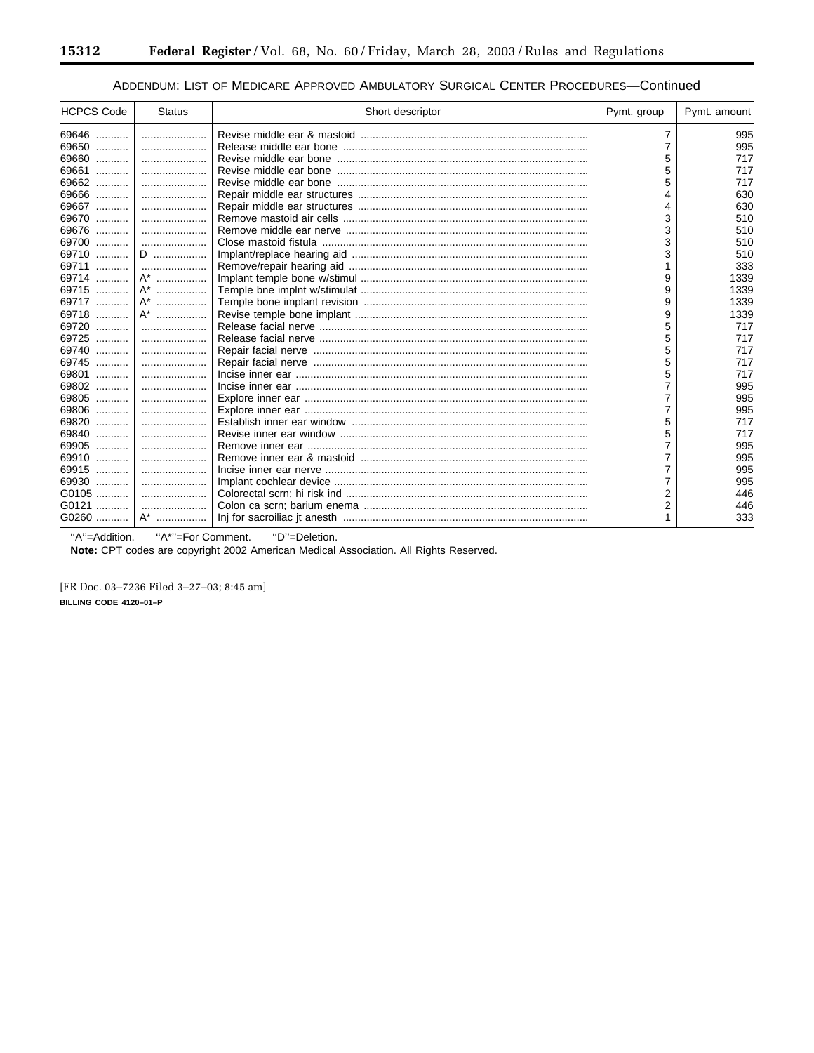ADDENDUM: LIST OF MEDICARE APPROVED AMBULATORY SURGICAL CENTER PROCEDURES—Continued

| HCPCS Code | Status | Short descriptor | Pymt. group | Pymt. amount |
|---|---|---|---|---|
| 69646 | | Revise middle ear & mastoid | 7 | 995 |
| 69650 | | Release middle ear bone | 7 | 995 |
| 69660 | | Revise middle ear bone | 5 | 717 |
| 69661 | | Revise middle ear bone | 5 | 717 |
| 69662 | | Revise middle ear bone | 5 | 717 |
| 69666 | | Repair middle ear structures | 4 | 630 |
| 69667 | | Repair middle ear structures | 4 | 630 |
| 69670 | | Remove mastoid air cells | 3 | 510 |
| 69676 | | Remove middle ear nerve | 3 | 510 |
| 69700 | | Close mastoid fistula | 3 | 510 |
| 69710 | D | Implant/replace hearing aid | 3 | 510 |
| 69711 | | Remove/repair hearing aid | 1 | 333 |
| 69714 | A* | Implant temple bone w/stimul | 9 | 1339 |
| 69715 | A* | Temple bne implnt w/stimulat | 9 | 1339 |
| 69717 | A* | Temple bone implant revision | 9 | 1339 |
| 69718 | A* | Revise temple bone implant | 9 | 1339 |
| 69720 | | Release facial nerve | 5 | 717 |
| 69725 | | Release facial nerve | 5 | 717 |
| 69740 | | Repair facial nerve | 5 | 717 |
| 69745 | | Repair facial nerve | 5 | 717 |
| 69801 | | Incise inner ear | 5 | 717 |
| 69802 | | Incise inner ear | 7 | 995 |
| 69805 | | Explore inner ear | 7 | 995 |
| 69806 | | Explore inner ear | 7 | 995 |
| 69820 | | Establish inner ear window | 5 | 717 |
| 69840 | | Revise inner ear window | 5 | 717 |
| 69905 | | Remove inner ear | 7 | 995 |
| 69910 | | Remove inner ear & mastoid | 7 | 995 |
| 69915 | | Incise inner ear nerve | 7 | 995 |
| 69930 | | Implant cochlear device | 7 | 995 |
| G0105 | | Colorectal scrn; hi risk ind | 2 | 446 |
| G0121 | | Colon ca scrn; barium enema | 2 | 446 |
| G0260 | A* | Inj for sacroiliac jt anesth | 1 | 333 |

"A"=Addition. "A*"=For Comment. "D"=Deletion.

**Note:** CPT codes are copyright 2002 American Medical Association. All Rights Reserved.

[FR Doc. 03–7236 Filed 3–27–03; 8:45 am]

**BILLING CODE 4120–01–P**